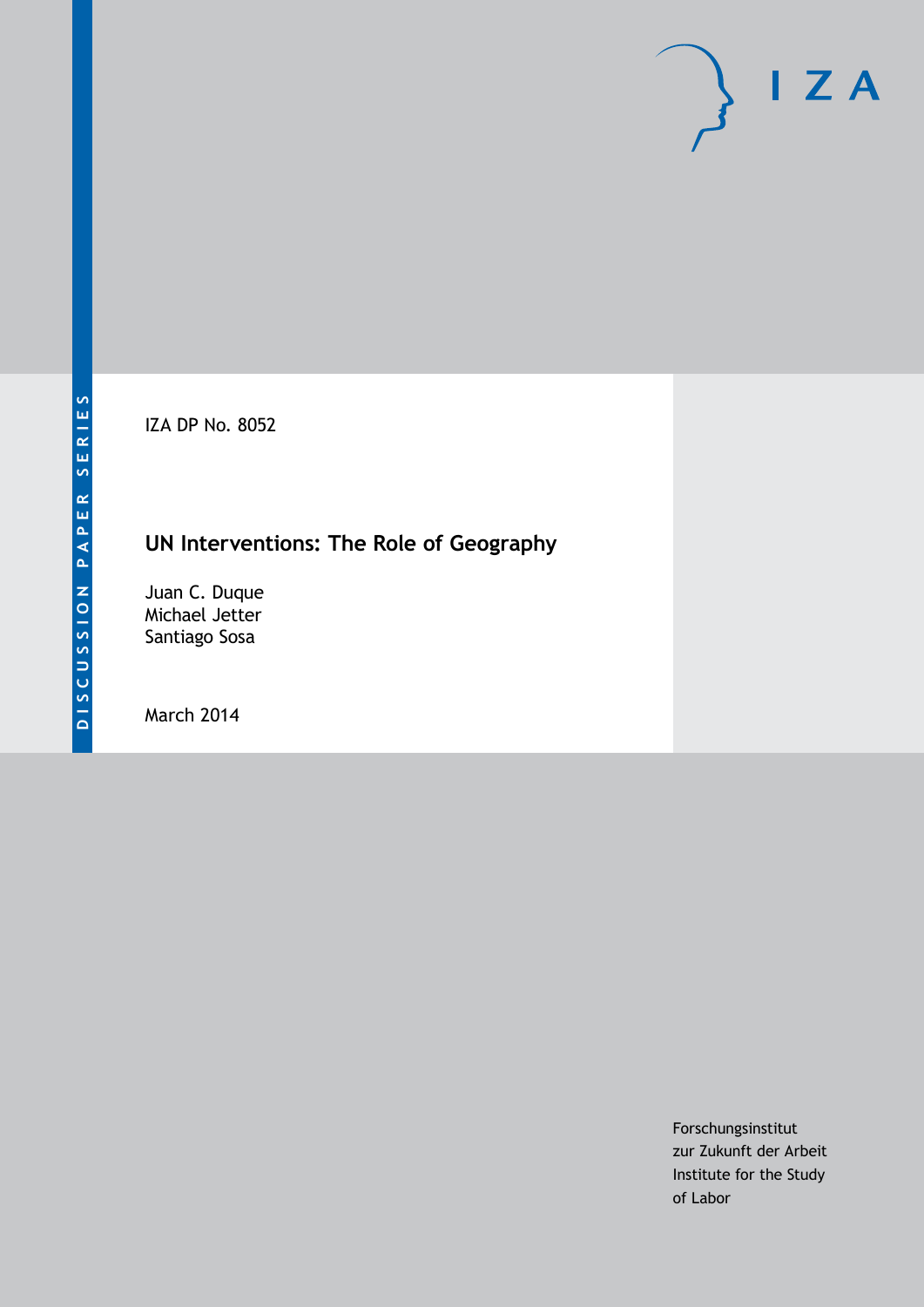DISCUSSION PAPER SERIES

IZA DP No. 8052

# UN Interventions: The Role of Geography

Juan C. Duque
Michael Jetter
Santiago Sosa

March 2014

Forschungsinstitut
zur Zukunft der Arbeit
Institute for the Study
of Labor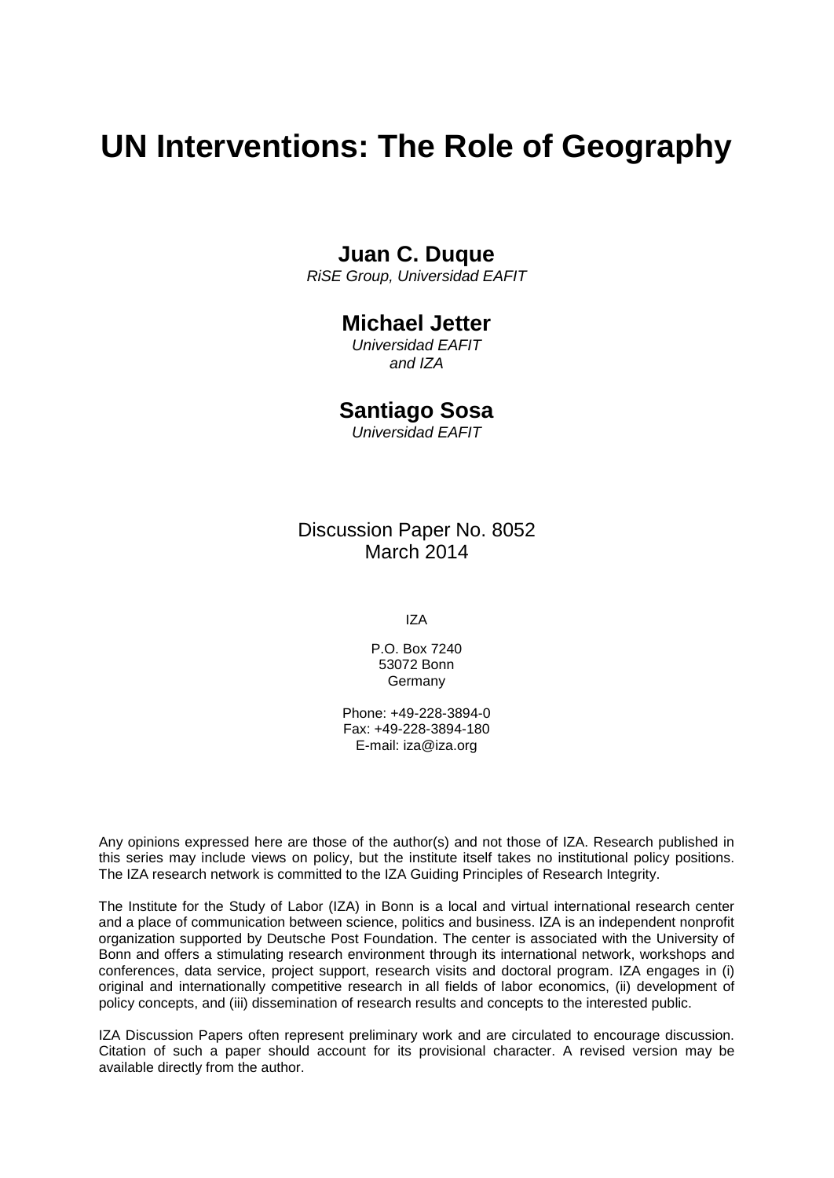# UN Interventions: The Role of Geography

**Juan C. Duque**
*RiSE Group, Universidad EAFIT*

**Michael Jetter**
*Universidad EAFIT and IZA*

**Santiago Sosa**
*Universidad EAFIT*

Discussion Paper No. 8052
March 2014

IZA

P.O. Box 7240
53072 Bonn
Germany

Phone: +49-228-3894-0
Fax: +49-228-3894-180
E-mail: iza@iza.org

Any opinions expressed here are those of the author(s) and not those of IZA. Research published in this series may include views on policy, but the institute itself takes no institutional policy positions. The IZA research network is committed to the IZA Guiding Principles of Research Integrity.

The Institute for the Study of Labor (IZA) in Bonn is a local and virtual international research center and a place of communication between science, politics and business. IZA is an independent nonprofit organization supported by Deutsche Post Foundation. The center is associated with the University of Bonn and offers a stimulating research environment through its international network, workshops and conferences, data service, project support, research visits and doctoral program. IZA engages in (i) original and internationally competitive research in all fields of labor economics, (ii) development of policy concepts, and (iii) dissemination of research results and concepts to the interested public.

IZA Discussion Papers often represent preliminary work and are circulated to encourage discussion. Citation of such a paper should account for its provisional character. A revised version may be available directly from the author.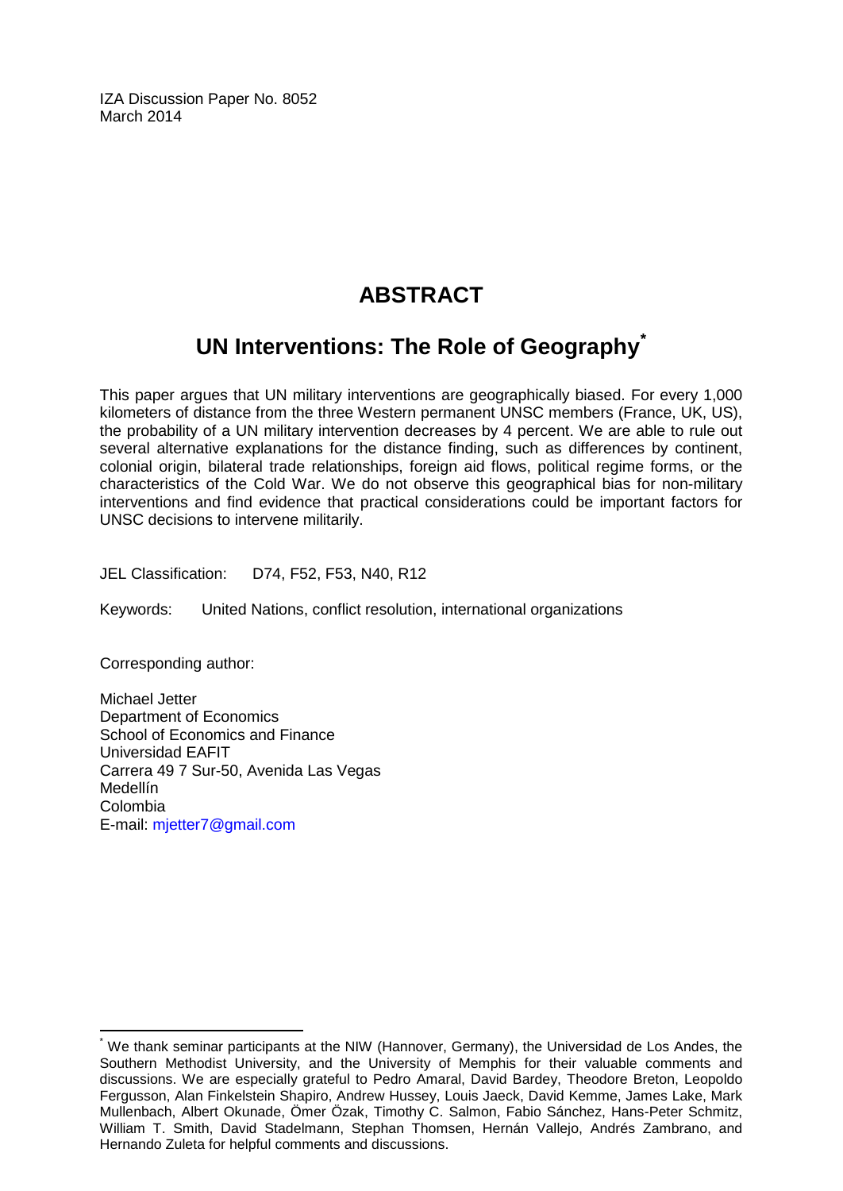IZA Discussion Paper No. 8052
March 2014

# ABSTRACT

## UN Interventions: The Role of Geography*

This paper argues that UN military interventions are geographically biased. For every 1,000 kilometers of distance from the three Western permanent UNSC members (France, UK, US), the probability of a UN military intervention decreases by 4 percent. We are able to rule out several alternative explanations for the distance finding, such as differences by continent, colonial origin, bilateral trade relationships, foreign aid flows, political regime forms, or the characteristics of the Cold War. We do not observe this geographical bias for non-military interventions and find evidence that practical considerations could be important factors for UNSC decisions to intervene militarily.

JEL Classification: D74, F52, F53, N40, R12

Keywords: United Nations, conflict resolution, international organizations

Corresponding author:

Michael Jetter
Department of Economics
School of Economics and Finance
Universidad EAFIT
Carrera 49 7 Sur-50, Avenida Las Vegas
Medellín
Colombia
E-mail: mjetter7@gmail.com

---

* We thank seminar participants at the NIW (Hannover, Germany), the Universidad de Los Andes, the Southern Methodist University, and the University of Memphis for their valuable comments and discussions. We are especially grateful to Pedro Amaral, David Bardey, Theodore Breton, Leopoldo Fergusson, Alan Finkelstein Shapiro, Andrew Hussey, Louis Jaeck, David Kemme, James Lake, Mark Mullenbach, Albert Okunade, Ömer Özak, Timothy C. Salmon, Fabio Sánchez, Hans-Peter Schmitz, William T. Smith, David Stadelmann, Stephan Thomsen, Hernán Vallejo, Andrés Zambrano, and Hernando Zuleta for helpful comments and discussions.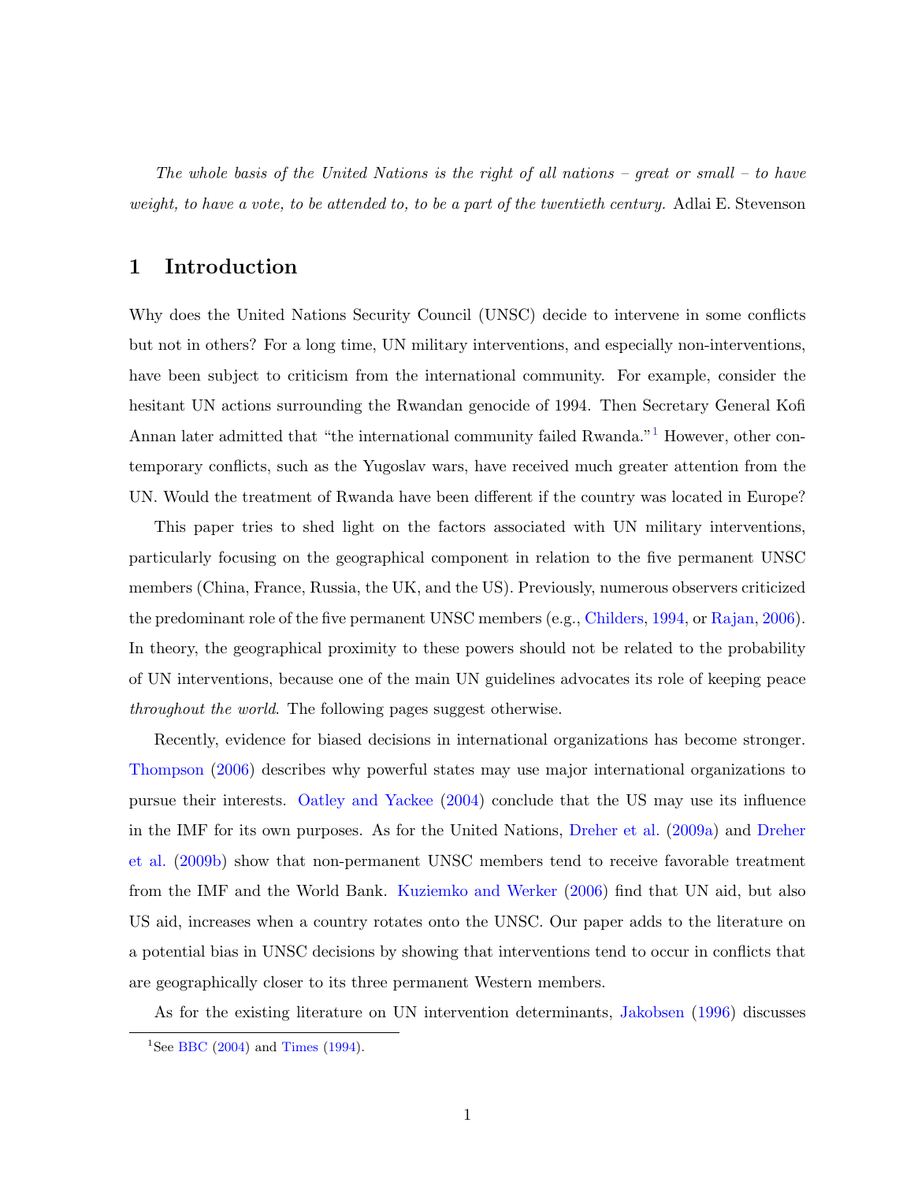*The whole basis of the United Nations is the right of all nations – great or small – to have weight, to have a vote, to be attended to, to be a part of the twentieth century.* Adlai E. Stevenson

# 1 Introduction

Why does the United Nations Security Council (UNSC) decide to intervene in some conflicts but not in others? For a long time, UN military interventions, and especially non-interventions, have been subject to criticism from the international community. For example, consider the hesitant UN actions surrounding the Rwandan genocide of 1994. Then Secretary General Kofi Annan later admitted that "the international community failed Rwanda."[1] However, other contemporary conflicts, such as the Yugoslav wars, have received much greater attention from the UN. Would the treatment of Rwanda have been different if the country was located in Europe?

This paper tries to shed light on the factors associated with UN military interventions, particularly focusing on the geographical component in relation to the five permanent UNSC members (China, France, Russia, the UK, and the US). Previously, numerous observers criticized the predominant role of the five permanent UNSC members (e.g., Childers, 1994, or Rajan, 2006). In theory, the geographical proximity to these powers should not be related to the probability of UN interventions, because one of the main UN guidelines advocates its role of keeping peace *throughout the world*. The following pages suggest otherwise.

Recently, evidence for biased decisions in international organizations has become stronger. Thompson (2006) describes why powerful states may use major international organizations to pursue their interests. Oatley and Yackee (2004) conclude that the US may use its influence in the IMF for its own purposes. As for the United Nations, Dreher et al. (2009a) and Dreher et al. (2009b) show that non-permanent UNSC members tend to receive favorable treatment from the IMF and the World Bank. Kuziemko and Werker (2006) find that UN aid, but also US aid, increases when a country rotates onto the UNSC. Our paper adds to the literature on a potential bias in UNSC decisions by showing that interventions tend to occur in conflicts that are geographically closer to its three permanent Western members.

As for the existing literature on UN intervention determinants, Jakobsen (1996) discusses

[1] See BBC (2004) and Times (1994).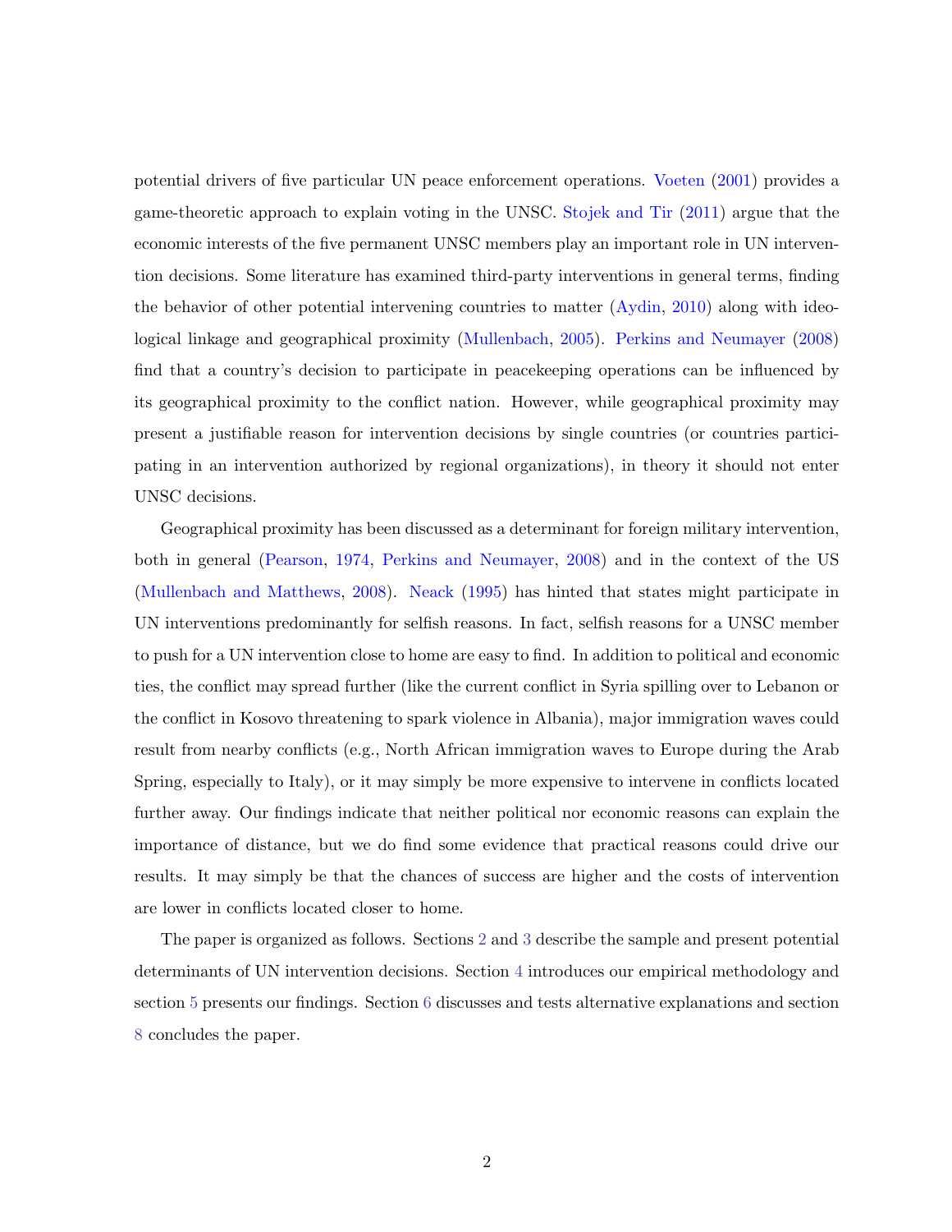potential drivers of five particular UN peace enforcement operations. Voeten (2001) provides a game-theoretic approach to explain voting in the UNSC. Stojek and Tir (2011) argue that the economic interests of the five permanent UNSC members play an important role in UN intervention decisions. Some literature has examined third-party interventions in general terms, finding the behavior of other potential intervening countries to matter (Aydin, 2010) along with ideological linkage and geographical proximity (Mullenbach, 2005). Perkins and Neumayer (2008) find that a country's decision to participate in peacekeeping operations can be influenced by its geographical proximity to the conflict nation. However, while geographical proximity may present a justifiable reason for intervention decisions by single countries (or countries participating in an intervention authorized by regional organizations), in theory it should not enter UNSC decisions.

Geographical proximity has been discussed as a determinant for foreign military intervention, both in general (Pearson, 1974, Perkins and Neumayer, 2008) and in the context of the US (Mullenbach and Matthews, 2008). Neack (1995) has hinted that states might participate in UN interventions predominantly for selfish reasons. In fact, selfish reasons for a UNSC member to push for a UN intervention close to home are easy to find. In addition to political and economic ties, the conflict may spread further (like the current conflict in Syria spilling over to Lebanon or the conflict in Kosovo threatening to spark violence in Albania), major immigration waves could result from nearby conflicts (e.g., North African immigration waves to Europe during the Arab Spring, especially to Italy), or it may simply be more expensive to intervene in conflicts located further away. Our findings indicate that neither political nor economic reasons can explain the importance of distance, but we do find some evidence that practical reasons could drive our results. It may simply be that the chances of success are higher and the costs of intervention are lower in conflicts located closer to home.

The paper is organized as follows. Sections 2 and 3 describe the sample and present potential determinants of UN intervention decisions. Section 4 introduces our empirical methodology and section 5 presents our findings. Section 6 discusses and tests alternative explanations and section 8 concludes the paper.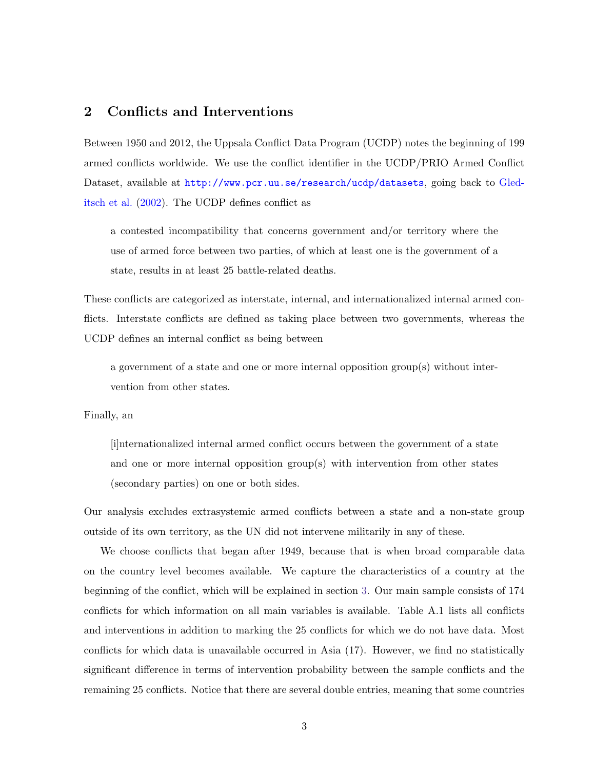## 2 Conflicts and Interventions

Between 1950 and 2012, the Uppsala Conflict Data Program (UCDP) notes the beginning of 199 armed conflicts worldwide. We use the conflict identifier in the UCDP/PRIO Armed Conflict Dataset, available at http://www.pcr.uu.se/research/ucdp/datasets, going back to Gleditsch et al. (2002). The UCDP defines conflict as

> a contested incompatibility that concerns government and/or territory where the use of armed force between two parties, of which at least one is the government of a state, results in at least 25 battle-related deaths.

These conflicts are categorized as interstate, internal, and internationalized internal armed conflicts. Interstate conflicts are defined as taking place between two governments, whereas the UCDP defines an internal conflict as being between

> a government of a state and one or more internal opposition group(s) without intervention from other states.

Finally, an

> [i]nternationalized internal armed conflict occurs between the government of a state and one or more internal opposition group(s) with intervention from other states (secondary parties) on one or both sides.

Our analysis excludes extrasystemic armed conflicts between a state and a non-state group outside of its own territory, as the UN did not intervene militarily in any of these.

We choose conflicts that began after 1949, because that is when broad comparable data on the country level becomes available. We capture the characteristics of a country at the beginning of the conflict, which will be explained in section 3. Our main sample consists of 174 conflicts for which information on all main variables is available. Table A.1 lists all conflicts and interventions in addition to marking the 25 conflicts for which we do not have data. Most conflicts for which data is unavailable occurred in Asia (17). However, we find no statistically significant difference in terms of intervention probability between the sample conflicts and the remaining 25 conflicts. Notice that there are several double entries, meaning that some countries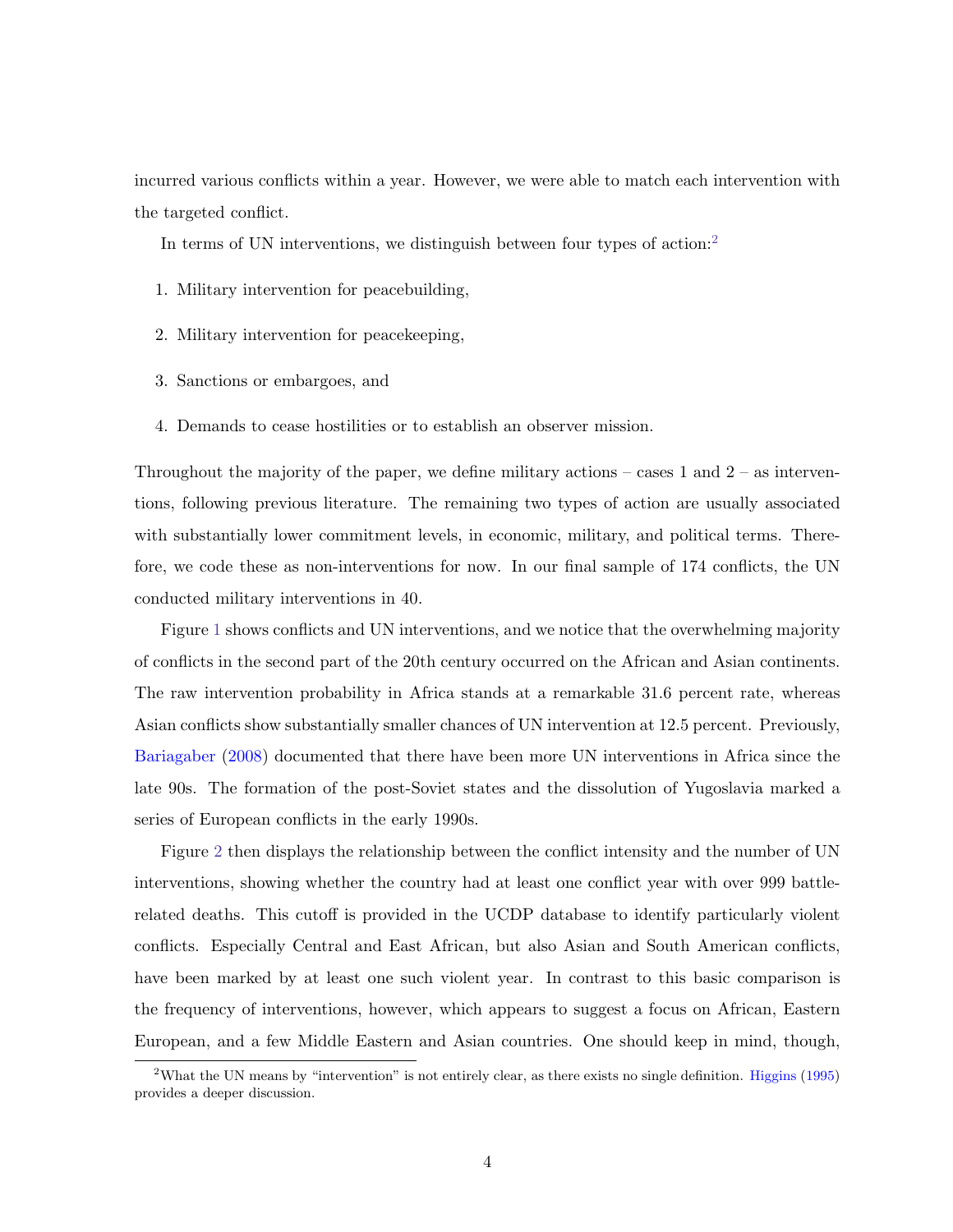incurred various conflicts within a year. However, we were able to match each intervention with the targeted conflict.

In terms of UN interventions, we distinguish between four types of action:[2]

1. Military intervention for peacebuilding,
2. Military intervention for peacekeeping,
3. Sanctions or embargoes, and
4. Demands to cease hostilities or to establish an observer mission.

Throughout the majority of the paper, we define military actions – cases 1 and 2 – as interventions, following previous literature. The remaining two types of action are usually associated with substantially lower commitment levels, in economic, military, and political terms. Therefore, we code these as non-interventions for now. In our final sample of 174 conflicts, the UN conducted military interventions in 40.

Figure 1 shows conflicts and UN interventions, and we notice that the overwhelming majority of conflicts in the second part of the 20th century occurred on the African and Asian continents. The raw intervention probability in Africa stands at a remarkable 31.6 percent rate, whereas Asian conflicts show substantially smaller chances of UN intervention at 12.5 percent. Previously, Bariagaber (2008) documented that there have been more UN interventions in Africa since the late 90s. The formation of the post-Soviet states and the dissolution of Yugoslavia marked a series of European conflicts in the early 1990s.

Figure 2 then displays the relationship between the conflict intensity and the number of UN interventions, showing whether the country had at least one conflict year with over 999 battle-related deaths. This cutoff is provided in the UCDP database to identify particularly violent conflicts. Especially Central and East African, but also Asian and South American conflicts, have been marked by at least one such violent year. In contrast to this basic comparison is the frequency of interventions, however, which appears to suggest a focus on African, Eastern European, and a few Middle Eastern and Asian countries. One should keep in mind, though,

[2] What the UN means by "intervention" is not entirely clear, as there exists no single definition. Higgins (1995) provides a deeper discussion.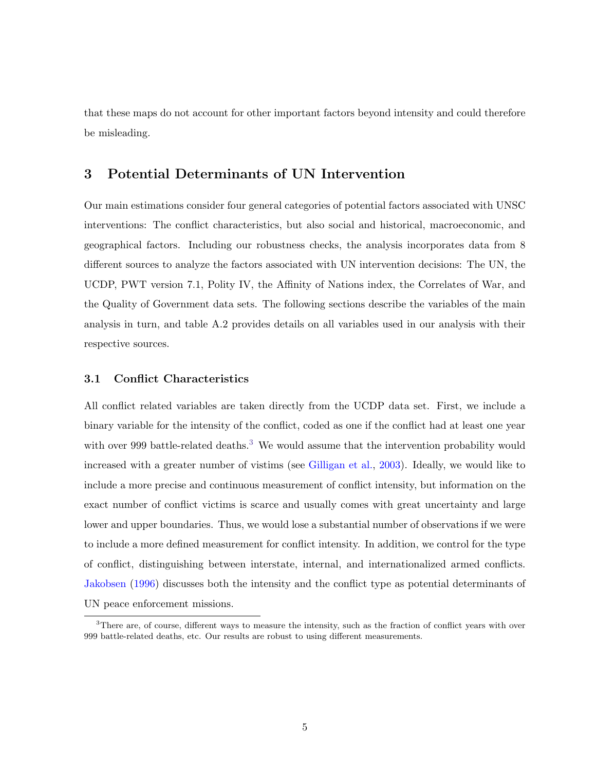that these maps do not account for other important factors beyond intensity and could therefore be misleading.

## 3 Potential Determinants of UN Intervention

Our main estimations consider four general categories of potential factors associated with UNSC interventions: The conflict characteristics, but also social and historical, macroeconomic, and geographical factors. Including our robustness checks, the analysis incorporates data from 8 different sources to analyze the factors associated with UN intervention decisions: The UN, the UCDP, PWT version 7.1, Polity IV, the Affinity of Nations index, the Correlates of War, and the Quality of Government data sets. The following sections describe the variables of the main analysis in turn, and table A.2 provides details on all variables used in our analysis with their respective sources.

### 3.1 Conflict Characteristics

All conflict related variables are taken directly from the UCDP data set. First, we include a binary variable for the intensity of the conflict, coded as one if the conflict had at least one year with over 999 battle-related deaths.[3] We would assume that the intervention probability would increased with a greater number of vistims (see Gilligan et al., 2003). Ideally, we would like to include a more precise and continuous measurement of conflict intensity, but information on the exact number of conflict victims is scarce and usually comes with great uncertainty and large lower and upper boundaries. Thus, we would lose a substantial number of observations if we were to include a more defined measurement for conflict intensity. In addition, we control for the type of conflict, distinguishing between interstate, internal, and internationalized armed conflicts. Jakobsen (1996) discusses both the intensity and the conflict type as potential determinants of UN peace enforcement missions.

[3] There are, of course, different ways to measure the intensity, such as the fraction of conflict years with over 999 battle-related deaths, etc. Our results are robust to using different measurements.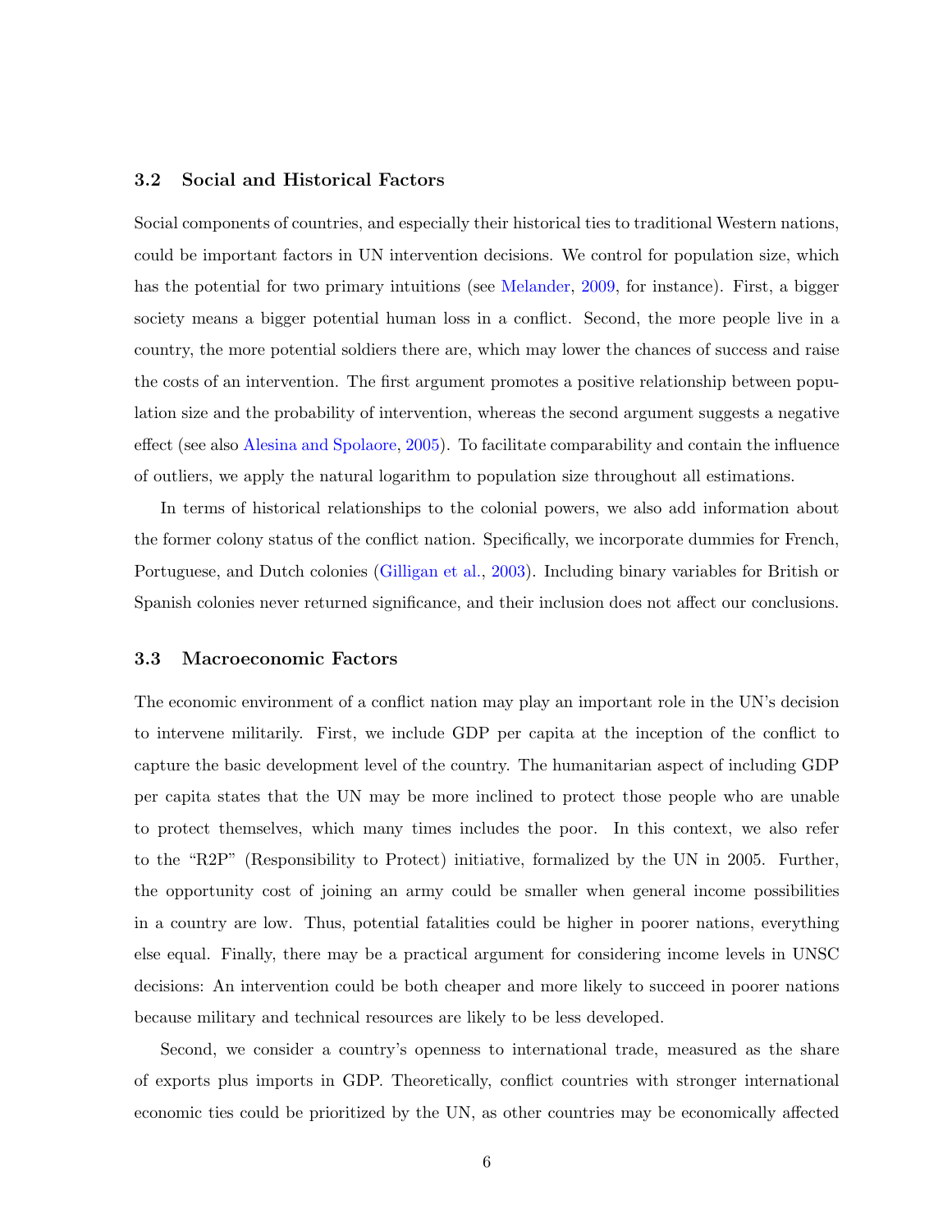### 3.2 Social and Historical Factors

Social components of countries, and especially their historical ties to traditional Western nations, could be important factors in UN intervention decisions. We control for population size, which has the potential for two primary intuitions (see Melander, 2009, for instance). First, a bigger society means a bigger potential human loss in a conflict. Second, the more people live in a country, the more potential soldiers there are, which may lower the chances of success and raise the costs of an intervention. The first argument promotes a positive relationship between population size and the probability of intervention, whereas the second argument suggests a negative effect (see also Alesina and Spolaore, 2005). To facilitate comparability and contain the influence of outliers, we apply the natural logarithm to population size throughout all estimations.

In terms of historical relationships to the colonial powers, we also add information about the former colony status of the conflict nation. Specifically, we incorporate dummies for French, Portuguese, and Dutch colonies (Gilligan et al., 2003). Including binary variables for British or Spanish colonies never returned significance, and their inclusion does not affect our conclusions.

### 3.3 Macroeconomic Factors

The economic environment of a conflict nation may play an important role in the UN's decision to intervene militarily. First, we include GDP per capita at the inception of the conflict to capture the basic development level of the country. The humanitarian aspect of including GDP per capita states that the UN may be more inclined to protect those people who are unable to protect themselves, which many times includes the poor. In this context, we also refer to the "R2P" (Responsibility to Protect) initiative, formalized by the UN in 2005. Further, the opportunity cost of joining an army could be smaller when general income possibilities in a country are low. Thus, potential fatalities could be higher in poorer nations, everything else equal. Finally, there may be a practical argument for considering income levels in UNSC decisions: An intervention could be both cheaper and more likely to succeed in poorer nations because military and technical resources are likely to be less developed.

Second, we consider a country's openness to international trade, measured as the share of exports plus imports in GDP. Theoretically, conflict countries with stronger international economic ties could be prioritized by the UN, as other countries may be economically affected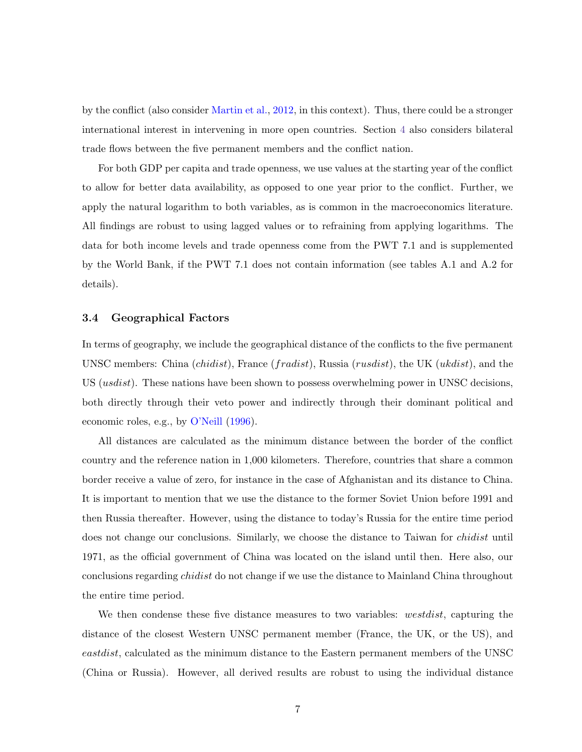by the conflict (also consider Martin et al., 2012, in this context). Thus, there could be a stronger international interest in intervening in more open countries. Section 4 also considers bilateral trade flows between the five permanent members and the conflict nation.

For both GDP per capita and trade openness, we use values at the starting year of the conflict to allow for better data availability, as opposed to one year prior to the conflict. Further, we apply the natural logarithm to both variables, as is common in the macroeconomics literature. All findings are robust to using lagged values or to refraining from applying logarithms. The data for both income levels and trade openness come from the PWT 7.1 and is supplemented by the World Bank, if the PWT 7.1 does not contain information (see tables A.1 and A.2 for details).

### 3.4 Geographical Factors

In terms of geography, we include the geographical distance of the conflicts to the five permanent UNSC members: China (*chidist*), France (*fradist*), Russia (*rusdist*), the UK (*ukdist*), and the US (*usdist*). These nations have been shown to possess overwhelming power in UNSC decisions, both directly through their veto power and indirectly through their dominant political and economic roles, e.g., by O'Neill (1996).

All distances are calculated as the minimum distance between the border of the conflict country and the reference nation in 1,000 kilometers. Therefore, countries that share a common border receive a value of zero, for instance in the case of Afghanistan and its distance to China. It is important to mention that we use the distance to the former Soviet Union before 1991 and then Russia thereafter. However, using the distance to today's Russia for the entire time period does not change our conclusions. Similarly, we choose the distance to Taiwan for *chidist* until 1971, as the official government of China was located on the island until then. Here also, our conclusions regarding *chidist* do not change if we use the distance to Mainland China throughout the entire time period.

We then condense these five distance measures to two variables: *westdist*, capturing the distance of the closest Western UNSC permanent member (France, the UK, or the US), and *eastdist*, calculated as the minimum distance to the Eastern permanent members of the UNSC (China or Russia). However, all derived results are robust to using the individual distance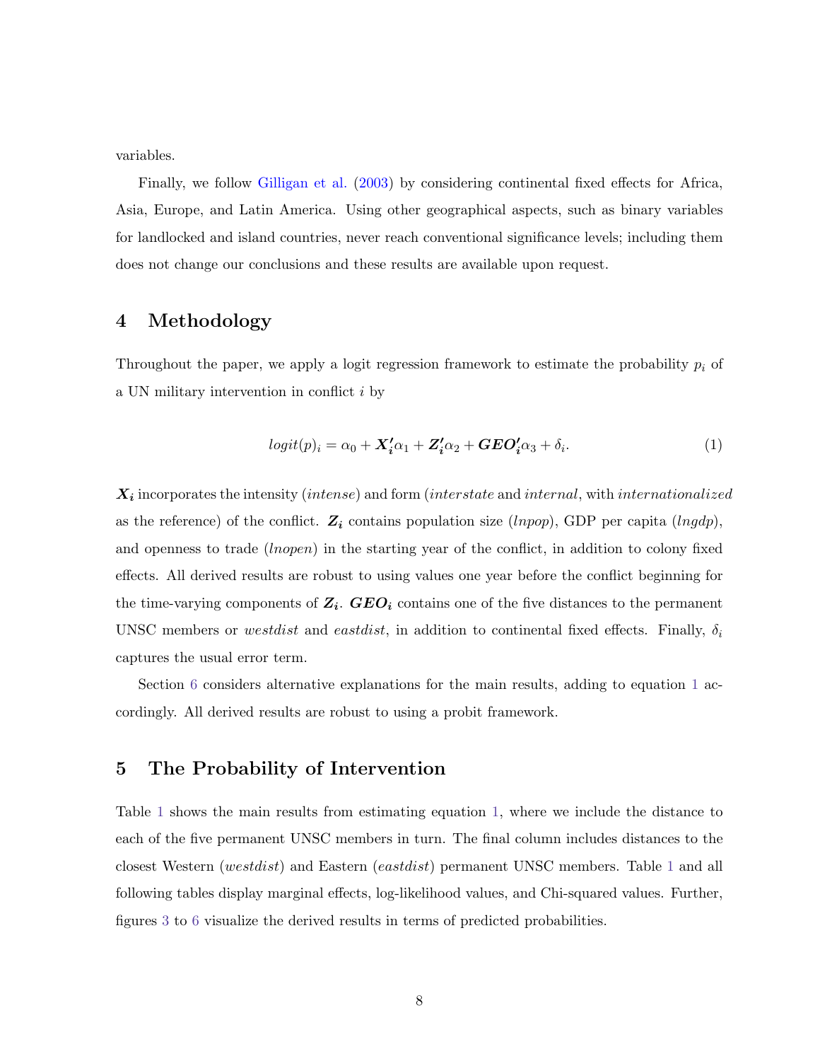variables.

Finally, we follow Gilligan et al. (2003) by considering continental fixed effects for Africa, Asia, Europe, and Latin America. Using other geographical aspects, such as binary variables for landlocked and island countries, never reach conventional significance levels; including them does not change our conclusions and these results are available upon request.

# 4 Methodology

Throughout the paper, we apply a logit regression framework to estimate the probability $p_i$ of a UN military intervention in conflict $i$ by

$$logit(p)_i = \alpha_0 + \boldsymbol{X_i'}\alpha_1 + \boldsymbol{Z_i'}\alpha_2 + \boldsymbol{GEO_i'}\alpha_3 + \delta_i. \tag{1}$$

$\boldsymbol{X_i}$ incorporates the intensity (*intense*) and form (*interstate* and *internal*, with *internationalized* as the reference) of the conflict. $\boldsymbol{Z_i}$ contains population size (*lnpop*), GDP per capita (*lngdp*), and openness to trade (*lnopen*) in the starting year of the conflict, in addition to colony fixed effects. All derived results are robust to using values one year before the conflict beginning for the time-varying components of $\boldsymbol{Z_i}$. $\boldsymbol{GEO_i}$ contains one of the five distances to the permanent UNSC members or *westdist* and *eastdist*, in addition to continental fixed effects. Finally, $\delta_i$ captures the usual error term.

Section 6 considers alternative explanations for the main results, adding to equation 1 accordingly. All derived results are robust to using a probit framework.

# 5 The Probability of Intervention

Table 1 shows the main results from estimating equation 1, where we include the distance to each of the five permanent UNSC members in turn. The final column includes distances to the closest Western (*westdist*) and Eastern (*eastdist*) permanent UNSC members. Table 1 and all following tables display marginal effects, log-likelihood values, and Chi-squared values. Further, figures 3 to 6 visualize the derived results in terms of predicted probabilities.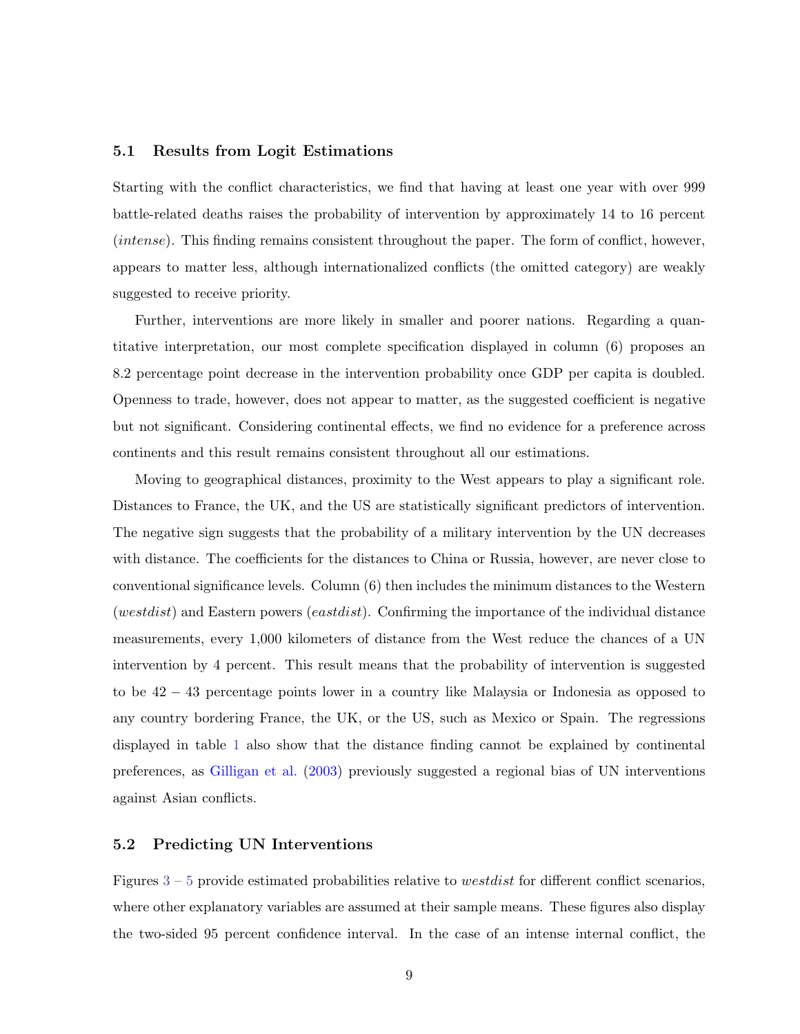### 5.1 Results from Logit Estimations

Starting with the conflict characteristics, we find that having at least one year with over 999 battle-related deaths raises the probability of intervention by approximately 14 to 16 percent (*intense*). This finding remains consistent throughout the paper. The form of conflict, however, appears to matter less, although internationalized conflicts (the omitted category) are weakly suggested to receive priority.

Further, interventions are more likely in smaller and poorer nations. Regarding a quantitative interpretation, our most complete specification displayed in column (6) proposes an 8.2 percentage point decrease in the intervention probability once GDP per capita is doubled. Openness to trade, however, does not appear to matter, as the suggested coefficient is negative but not significant. Considering continental effects, we find no evidence for a preference across continents and this result remains consistent throughout all our estimations.

Moving to geographical distances, proximity to the West appears to play a significant role. Distances to France, the UK, and the US are statistically significant predictors of intervention. The negative sign suggests that the probability of a military intervention by the UN decreases with distance. The coefficients for the distances to China or Russia, however, are never close to conventional significance levels. Column (6) then includes the minimum distances to the Western (*westdist*) and Eastern powers (*eastdist*). Confirming the importance of the individual distance measurements, every 1,000 kilometers of distance from the West reduce the chances of a UN intervention by 4 percent. This result means that the probability of intervention is suggested to be $42-43$ percentage points lower in a country like Malaysia or Indonesia as opposed to any country bordering France, the UK, or the US, such as Mexico or Spain. The regressions displayed in table 1 also show that the distance finding cannot be explained by continental preferences, as Gilligan et al. (2003) previously suggested a regional bias of UN interventions against Asian conflicts.

### 5.2 Predicting UN Interventions

Figures 3 – 5 provide estimated probabilities relative to *westdist* for different conflict scenarios, where other explanatory variables are assumed at their sample means. These figures also display the two-sided 95 percent confidence interval. In the case of an intense internal conflict, the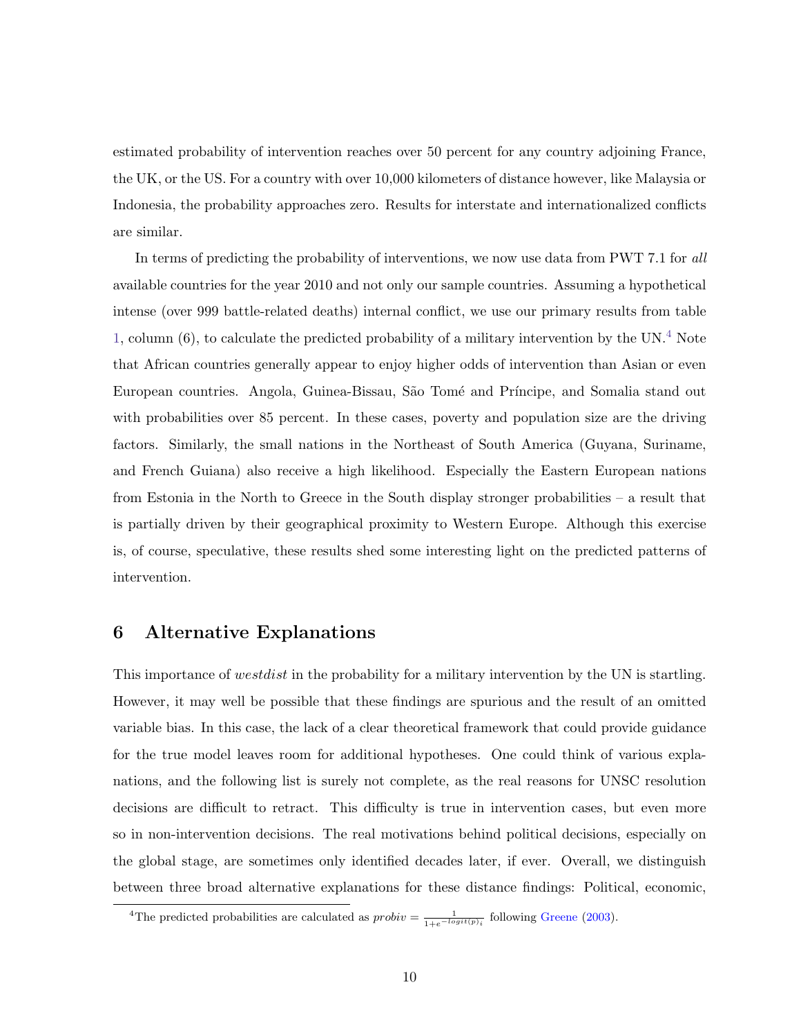estimated probability of intervention reaches over 50 percent for any country adjoining France, the UK, or the US. For a country with over 10,000 kilometers of distance however, like Malaysia or Indonesia, the probability approaches zero. Results for interstate and internationalized conflicts are similar.

In terms of predicting the probability of interventions, we now use data from PWT 7.1 for *all* available countries for the year 2010 and not only our sample countries. Assuming a hypothetical intense (over 999 battle-related deaths) internal conflict, we use our primary results from table 1, column (6), to calculate the predicted probability of a military intervention by the UN.[4] Note that African countries generally appear to enjoy higher odds of intervention than Asian or even European countries. Angola, Guinea-Bissau, São Tomé and Príncipe, and Somalia stand out with probabilities over 85 percent. In these cases, poverty and population size are the driving factors. Similarly, the small nations in the Northeast of South America (Guyana, Suriname, and French Guiana) also receive a high likelihood. Especially the Eastern European nations from Estonia in the North to Greece in the South display stronger probabilities – a result that is partially driven by their geographical proximity to Western Europe. Although this exercise is, of course, speculative, these results shed some interesting light on the predicted patterns of intervention.

## 6 Alternative Explanations

This importance of *westdist* in the probability for a military intervention by the UN is startling. However, it may well be possible that these findings are spurious and the result of an omitted variable bias. In this case, the lack of a clear theoretical framework that could provide guidance for the true model leaves room for additional hypotheses. One could think of various explanations, and the following list is surely not complete, as the real reasons for UNSC resolution decisions are difficult to retract. This difficulty is true in intervention cases, but even more so in non-intervention decisions. The real motivations behind political decisions, especially on the global stage, are sometimes only identified decades later, if ever. Overall, we distinguish between three broad alternative explanations for these distance findings: Political, economic,

[4] The predicted probabilities are calculated as $probiv = \frac{1}{1+e^{-logit(p)_i}}$ following Greene (2003).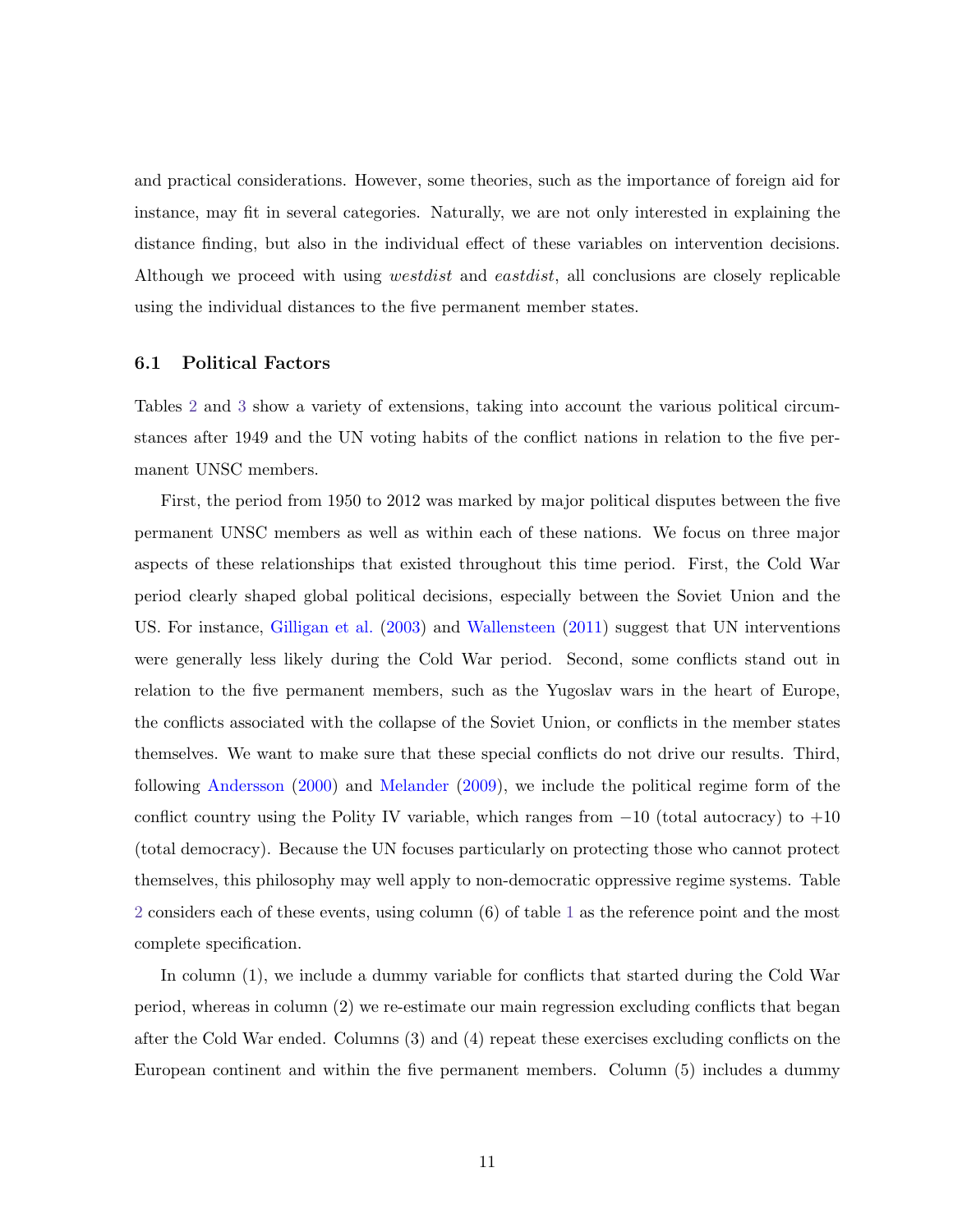and practical considerations. However, some theories, such as the importance of foreign aid for instance, may fit in several categories. Naturally, we are not only interested in explaining the distance finding, but also in the individual effect of these variables on intervention decisions. Although we proceed with using *westdist* and *eastdist*, all conclusions are closely replicable using the individual distances to the five permanent member states.

### 6.1 Political Factors

Tables 2 and 3 show a variety of extensions, taking into account the various political circumstances after 1949 and the UN voting habits of the conflict nations in relation to the five permanent UNSC members.

First, the period from 1950 to 2012 was marked by major political disputes between the five permanent UNSC members as well as within each of these nations. We focus on three major aspects of these relationships that existed throughout this time period. First, the Cold War period clearly shaped global political decisions, especially between the Soviet Union and the US. For instance, Gilligan et al. (2003) and Wallensteen (2011) suggest that UN interventions were generally less likely during the Cold War period. Second, some conflicts stand out in relation to the five permanent members, such as the Yugoslav wars in the heart of Europe, the conflicts associated with the collapse of the Soviet Union, or conflicts in the member states themselves. We want to make sure that these special conflicts do not drive our results. Third, following Andersson (2000) and Melander (2009), we include the political regime form of the conflict country using the Polity IV variable, which ranges from $-10$ (total autocracy) to $+10$ (total democracy). Because the UN focuses particularly on protecting those who cannot protect themselves, this philosophy may well apply to non-democratic oppressive regime systems. Table 2 considers each of these events, using column (6) of table 1 as the reference point and the most complete specification.

In column (1), we include a dummy variable for conflicts that started during the Cold War period, whereas in column (2) we re-estimate our main regression excluding conflicts that began after the Cold War ended. Columns (3) and (4) repeat these exercises excluding conflicts on the European continent and within the five permanent members. Column (5) includes a dummy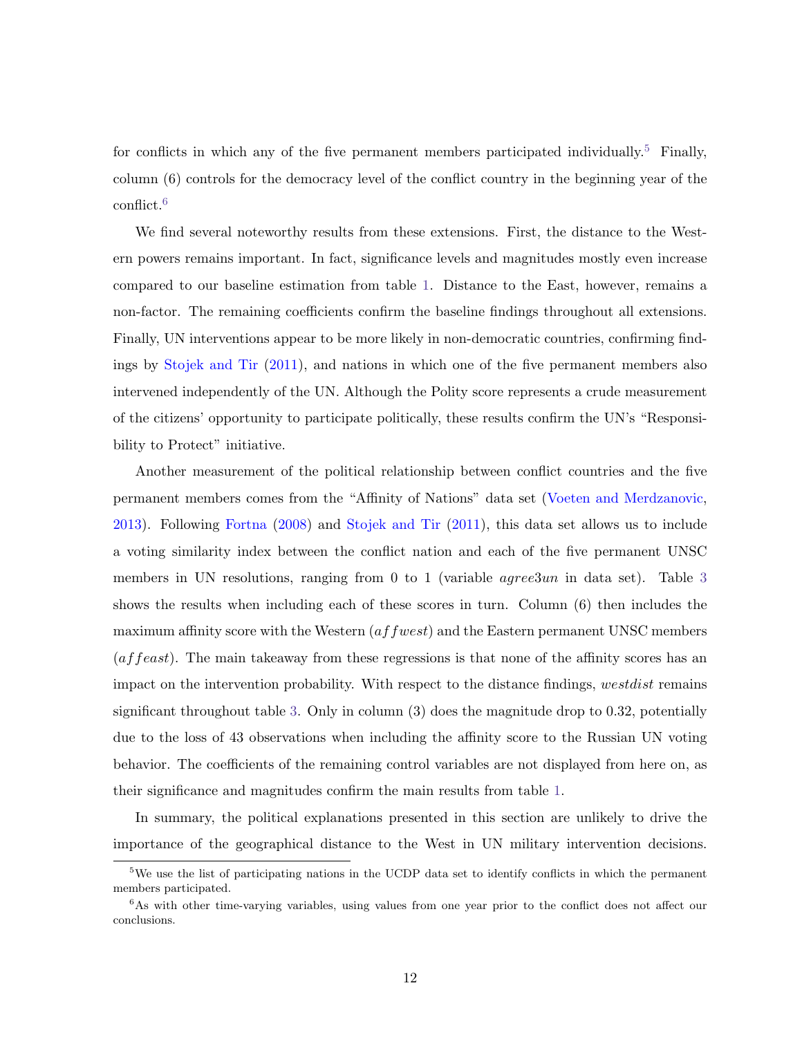for conflicts in which any of the five permanent members participated individually.[5] Finally, column (6) controls for the democracy level of the conflict country in the beginning year of the conflict.[6]

We find several noteworthy results from these extensions. First, the distance to the Western powers remains important. In fact, significance levels and magnitudes mostly even increase compared to our baseline estimation from table 1. Distance to the East, however, remains a non-factor. The remaining coefficients confirm the baseline findings throughout all extensions. Finally, UN interventions appear to be more likely in non-democratic countries, confirming findings by Stojek and Tir (2011), and nations in which one of the five permanent members also intervened independently of the UN. Although the Polity score represents a crude measurement of the citizens' opportunity to participate politically, these results confirm the UN's "Responsibility to Protect" initiative.

Another measurement of the political relationship between conflict countries and the five permanent members comes from the "Affinity of Nations" data set (Voeten and Merdzanovic, 2013). Following Fortna (2008) and Stojek and Tir (2011), this data set allows us to include a voting similarity index between the conflict nation and each of the five permanent UNSC members in UN resolutions, ranging from 0 to 1 (variable $agree3un$ in data set). Table 3 shows the results when including each of these scores in turn. Column (6) then includes the maximum affinity score with the Western ($affwest$) and the Eastern permanent UNSC members ($affeast$). The main takeaway from these regressions is that none of the affinity scores has an impact on the intervention probability. With respect to the distance findings, $westdist$ remains significant throughout table 3. Only in column (3) does the magnitude drop to 0.32, potentially due to the loss of 43 observations when including the affinity score to the Russian UN voting behavior. The coefficients of the remaining control variables are not displayed from here on, as their significance and magnitudes confirm the main results from table 1.

In summary, the political explanations presented in this section are unlikely to drive the importance of the geographical distance to the West in UN military intervention decisions.

[5] We use the list of participating nations in the UCDP data set to identify conflicts in which the permanent members participated.

[6] As with other time-varying variables, using values from one year prior to the conflict does not affect our conclusions.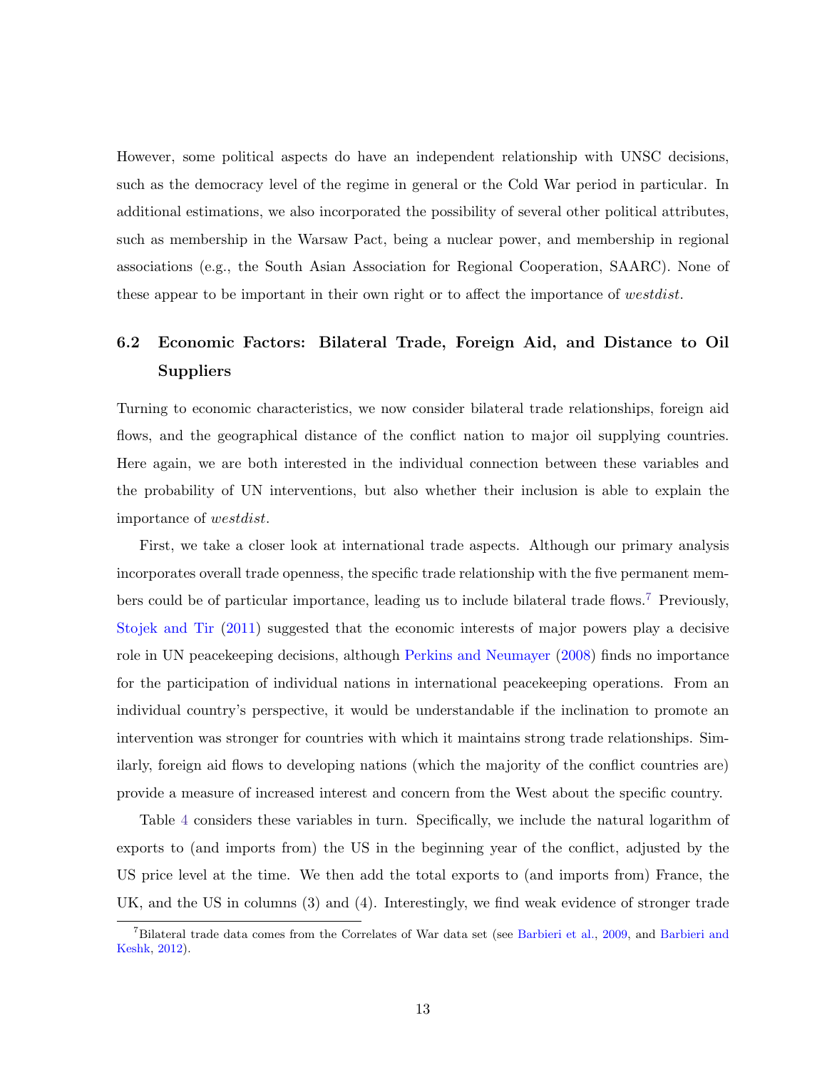However, some political aspects do have an independent relationship with UNSC decisions, such as the democracy level of the regime in general or the Cold War period in particular. In additional estimations, we also incorporated the possibility of several other political attributes, such as membership in the Warsaw Pact, being a nuclear power, and membership in regional associations (e.g., the South Asian Association for Regional Cooperation, SAARC). None of these appear to be important in their own right or to affect the importance of *westdist*.

### 6.2 Economic Factors: Bilateral Trade, Foreign Aid, and Distance to Oil Suppliers

Turning to economic characteristics, we now consider bilateral trade relationships, foreign aid flows, and the geographical distance of the conflict nation to major oil supplying countries. Here again, we are both interested in the individual connection between these variables and the probability of UN interventions, but also whether their inclusion is able to explain the importance of *westdist*.

First, we take a closer look at international trade aspects. Although our primary analysis incorporates overall trade openness, the specific trade relationship with the five permanent members could be of particular importance, leading us to include bilateral trade flows.[7] Previously, Stojek and Tir (2011) suggested that the economic interests of major powers play a decisive role in UN peacekeeping decisions, although Perkins and Neumayer (2008) finds no importance for the participation of individual nations in international peacekeeping operations. From an individual country's perspective, it would be understandable if the inclination to promote an intervention was stronger for countries with which it maintains strong trade relationships. Similarly, foreign aid flows to developing nations (which the majority of the conflict countries are) provide a measure of increased interest and concern from the West about the specific country.

Table 4 considers these variables in turn. Specifically, we include the natural logarithm of exports to (and imports from) the US in the beginning year of the conflict, adjusted by the US price level at the time. We then add the total exports to (and imports from) France, the UK, and the US in columns (3) and (4). Interestingly, we find weak evidence of stronger trade

[7] Bilateral trade data comes from the Correlates of War data set (see Barbieri et al., 2009, and Barbieri and Keshk, 2012).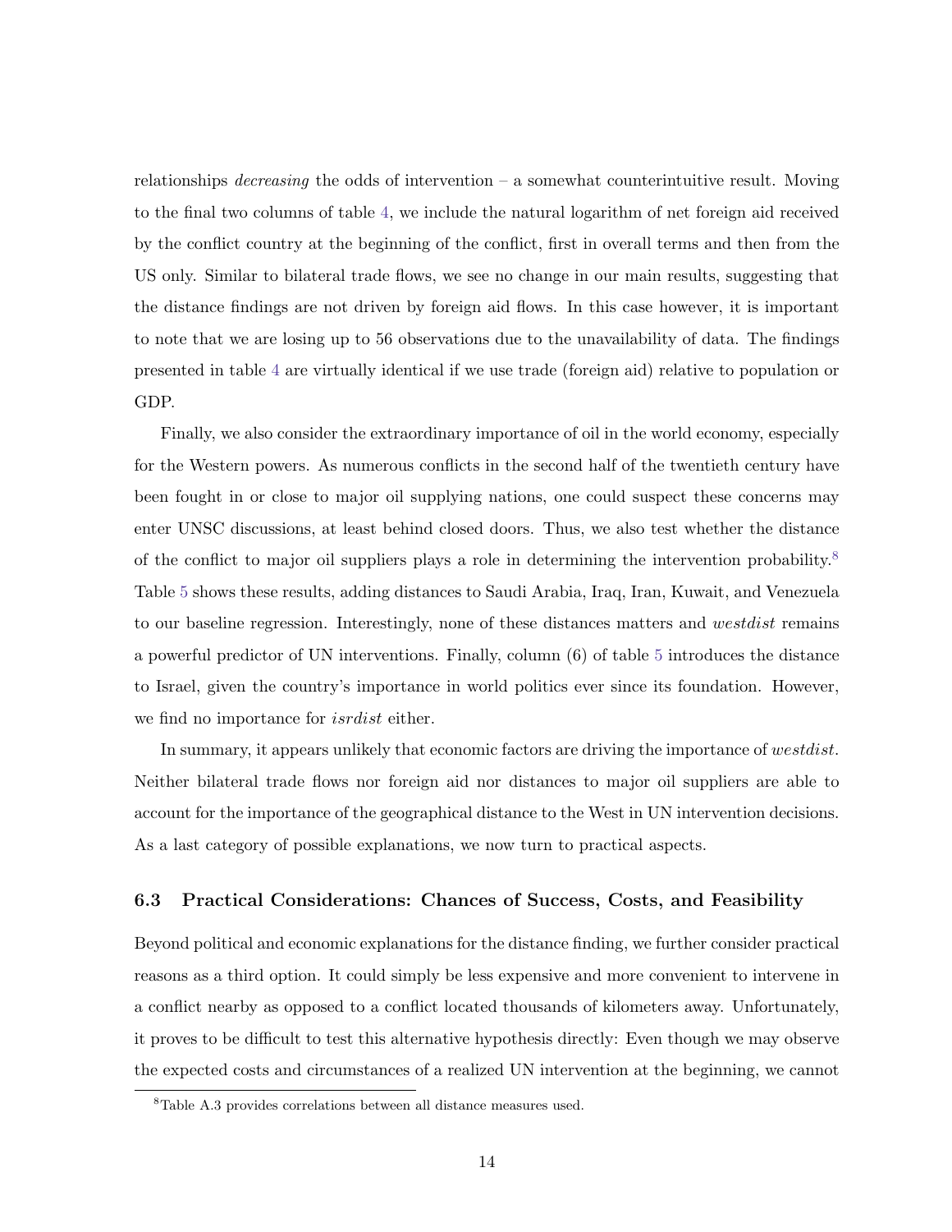relationships *decreasing* the odds of intervention – a somewhat counterintuitive result. Moving to the final two columns of table 4, we include the natural logarithm of net foreign aid received by the conflict country at the beginning of the conflict, first in overall terms and then from the US only. Similar to bilateral trade flows, we see no change in our main results, suggesting that the distance findings are not driven by foreign aid flows. In this case however, it is important to note that we are losing up to 56 observations due to the unavailability of data. The findings presented in table 4 are virtually identical if we use trade (foreign aid) relative to population or GDP.

Finally, we also consider the extraordinary importance of oil in the world economy, especially for the Western powers. As numerous conflicts in the second half of the twentieth century have been fought in or close to major oil supplying nations, one could suspect these concerns may enter UNSC discussions, at least behind closed doors. Thus, we also test whether the distance of the conflict to major oil suppliers plays a role in determining the intervention probability.[8] Table 5 shows these results, adding distances to Saudi Arabia, Iraq, Iran, Kuwait, and Venezuela to our baseline regression. Interestingly, none of these distances matters and *westdist* remains a powerful predictor of UN interventions. Finally, column (6) of table 5 introduces the distance to Israel, given the country's importance in world politics ever since its foundation. However, we find no importance for *isrdist* either.

In summary, it appears unlikely that economic factors are driving the importance of *westdist*. Neither bilateral trade flows nor foreign aid nor distances to major oil suppliers are able to account for the importance of the geographical distance to the West in UN intervention decisions. As a last category of possible explanations, we now turn to practical aspects.

### 6.3 Practical Considerations: Chances of Success, Costs, and Feasibility

Beyond political and economic explanations for the distance finding, we further consider practical reasons as a third option. It could simply be less expensive and more convenient to intervene in a conflict nearby as opposed to a conflict located thousands of kilometers away. Unfortunately, it proves to be difficult to test this alternative hypothesis directly: Even though we may observe the expected costs and circumstances of a realized UN intervention at the beginning, we cannot

[8] Table A.3 provides correlations between all distance measures used.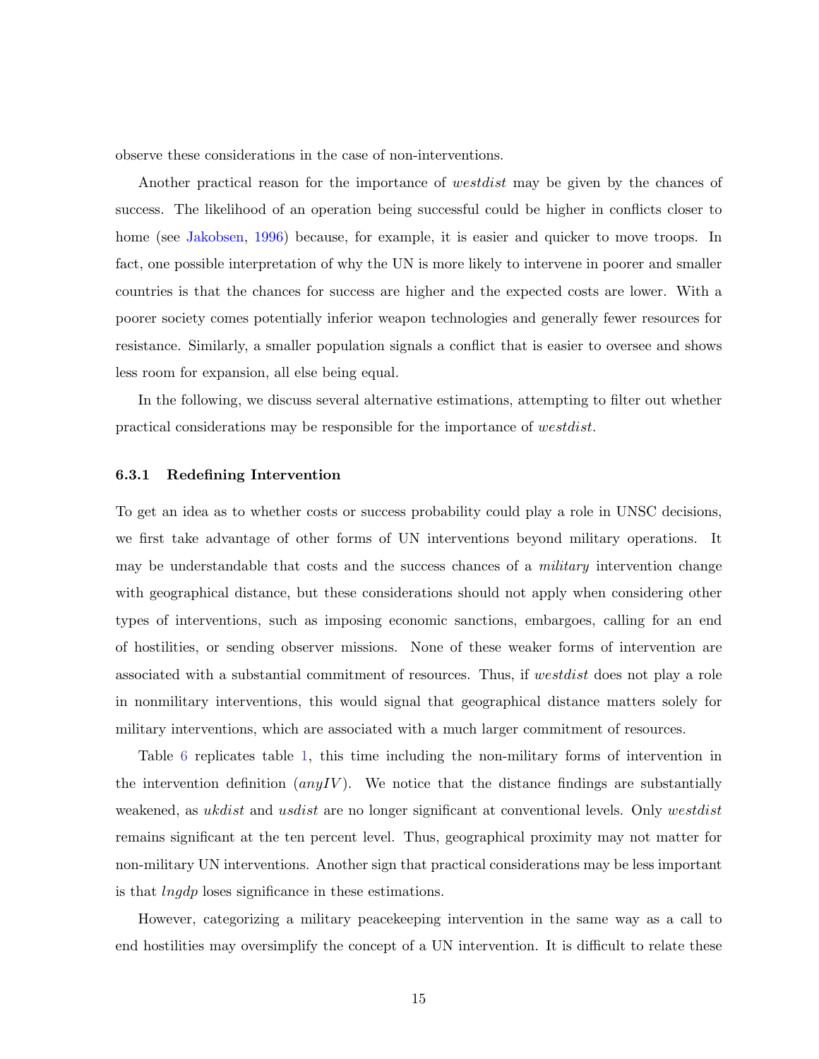observe these considerations in the case of non-interventions.

Another practical reason for the importance of *westdist* may be given by the chances of success. The likelihood of an operation being successful could be higher in conflicts closer to home (see Jakobsen, 1996) because, for example, it is easier and quicker to move troops. In fact, one possible interpretation of why the UN is more likely to intervene in poorer and smaller countries is that the chances for success are higher and the expected costs are lower. With a poorer society comes potentially inferior weapon technologies and generally fewer resources for resistance. Similarly, a smaller population signals a conflict that is easier to oversee and shows less room for expansion, all else being equal.

In the following, we discuss several alternative estimations, attempting to filter out whether practical considerations may be responsible for the importance of *westdist*.

### 6.3.1 Redefining Intervention

To get an idea as to whether costs or success probability could play a role in UNSC decisions, we first take advantage of other forms of UN interventions beyond military operations. It may be understandable that costs and the success chances of a *military* intervention change with geographical distance, but these considerations should not apply when considering other types of interventions, such as imposing economic sanctions, embargoes, calling for an end of hostilities, or sending observer missions. None of these weaker forms of intervention are associated with a substantial commitment of resources. Thus, if *westdist* does not play a role in nonmilitary interventions, this would signal that geographical distance matters solely for military interventions, which are associated with a much larger commitment of resources.

Table 6 replicates table 1, this time including the non-military forms of intervention in the intervention definition (*anyIV*). We notice that the distance findings are substantially weakened, as *ukdist* and *usdist* are no longer significant at conventional levels. Only *westdist* remains significant at the ten percent level. Thus, geographical proximity may not matter for non-military UN interventions. Another sign that practical considerations may be less important is that *lngdp* loses significance in these estimations.

However, categorizing a military peacekeeping intervention in the same way as a call to end hostilities may oversimplify the concept of a UN intervention. It is difficult to relate these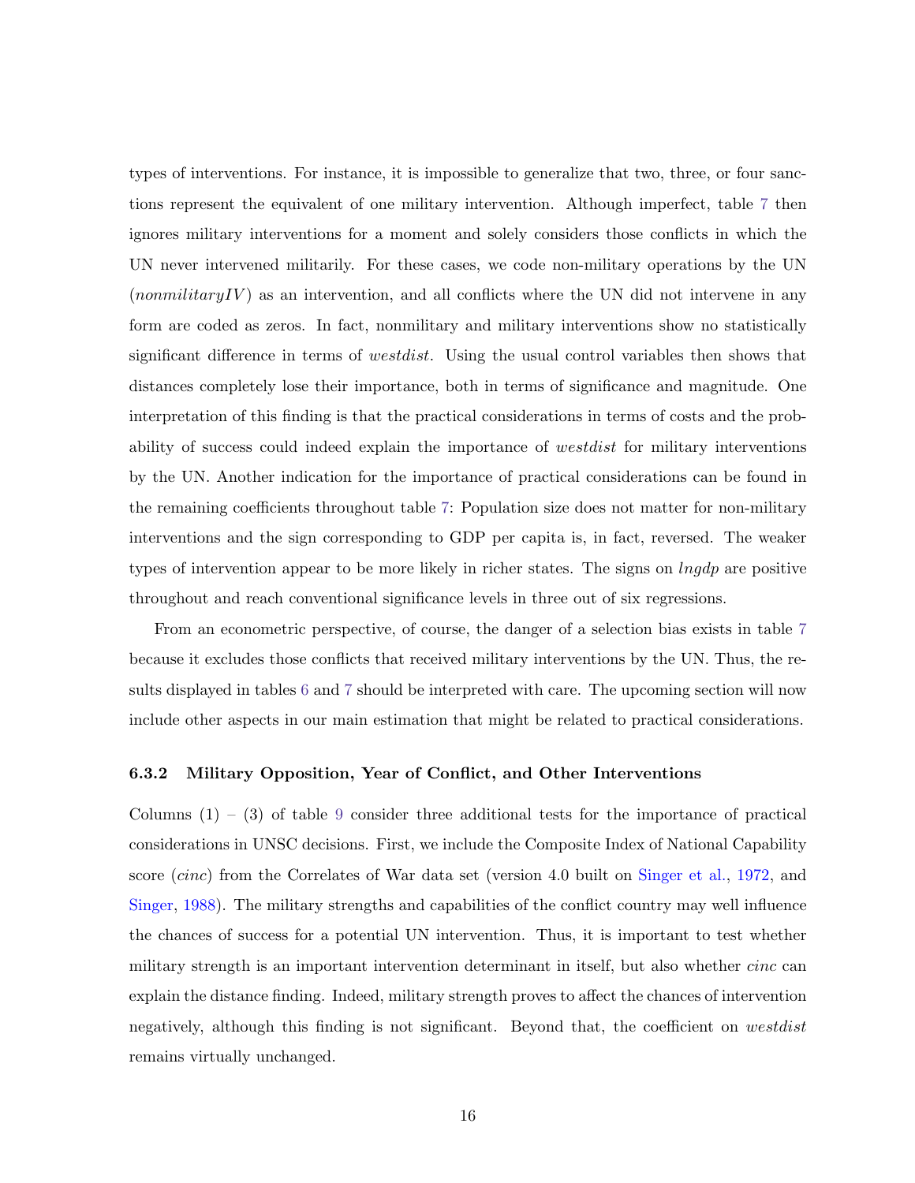types of interventions. For instance, it is impossible to generalize that two, three, or four sanctions represent the equivalent of one military intervention. Although imperfect, table 7 then ignores military interventions for a moment and solely considers those conflicts in which the UN never intervened militarily. For these cases, we code non-military operations by the UN (*nonmilitaryIV*) as an intervention, and all conflicts where the UN did not intervene in any form are coded as zeros. In fact, nonmilitary and military interventions show no statistically significant difference in terms of *westdist*. Using the usual control variables then shows that distances completely lose their importance, both in terms of significance and magnitude. One interpretation of this finding is that the practical considerations in terms of costs and the probability of success could indeed explain the importance of *westdist* for military interventions by the UN. Another indication for the importance of practical considerations can be found in the remaining coefficients throughout table 7: Population size does not matter for non-military interventions and the sign corresponding to GDP per capita is, in fact, reversed. The weaker types of intervention appear to be more likely in richer states. The signs on *lngdp* are positive throughout and reach conventional significance levels in three out of six regressions.

From an econometric perspective, of course, the danger of a selection bias exists in table 7 because it excludes those conflicts that received military interventions by the UN. Thus, the results displayed in tables 6 and 7 should be interpreted with care. The upcoming section will now include other aspects in our main estimation that might be related to practical considerations.

### 6.3.2 Military Opposition, Year of Conflict, and Other Interventions

Columns (1) – (3) of table 9 consider three additional tests for the importance of practical considerations in UNSC decisions. First, we include the Composite Index of National Capability score (*cinc*) from the Correlates of War data set (version 4.0 built on Singer et al., 1972, and Singer, 1988). The military strengths and capabilities of the conflict country may well influence the chances of success for a potential UN intervention. Thus, it is important to test whether military strength is an important intervention determinant in itself, but also whether *cinc* can explain the distance finding. Indeed, military strength proves to affect the chances of intervention negatively, although this finding is not significant. Beyond that, the coefficient on *westdist* remains virtually unchanged.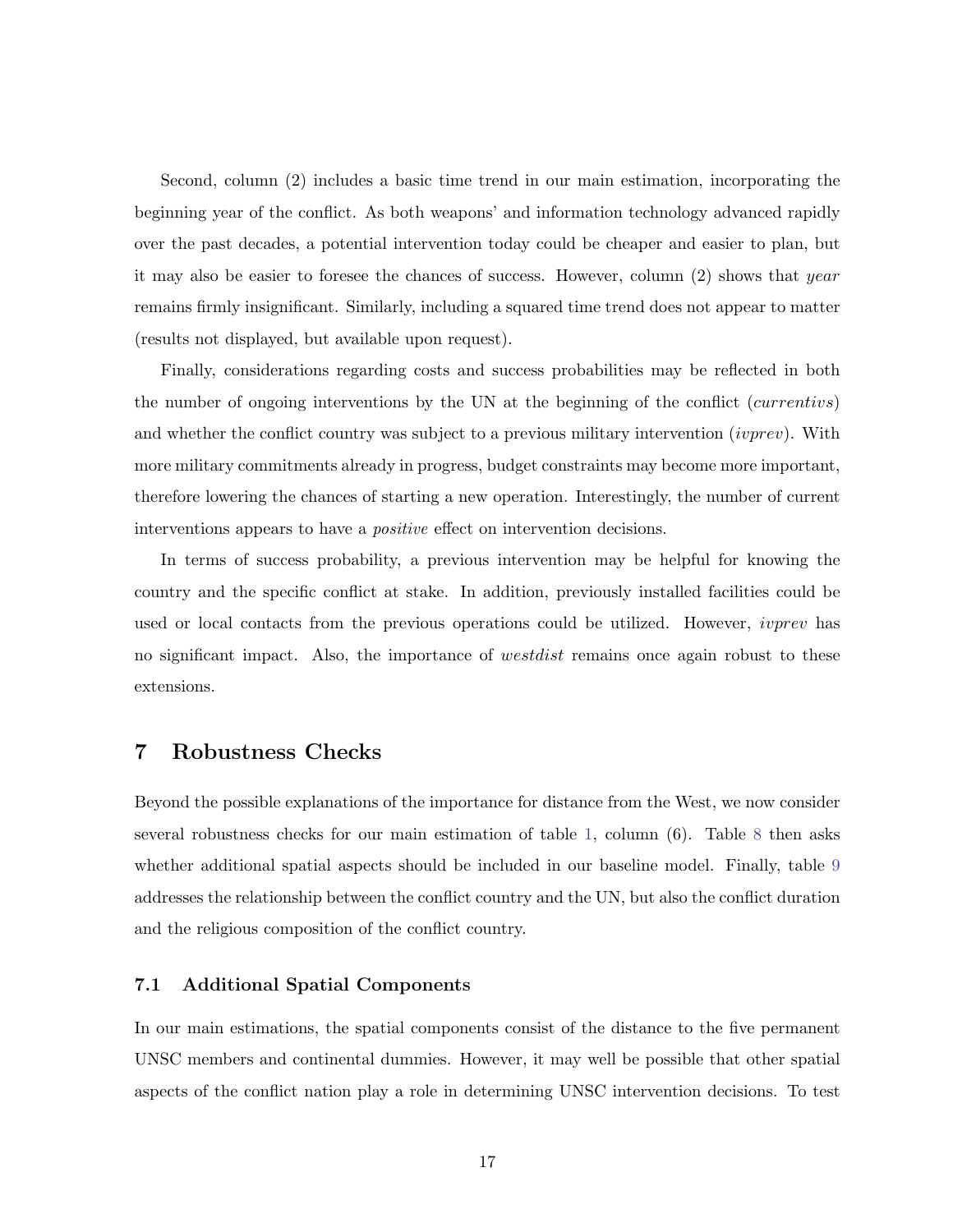Second, column (2) includes a basic time trend in our main estimation, incorporating the beginning year of the conflict. As both weapons' and information technology advanced rapidly over the past decades, a potential intervention today could be cheaper and easier to plan, but it may also be easier to foresee the chances of success. However, column (2) shows that *year* remains firmly insignificant. Similarly, including a squared time trend does not appear to matter (results not displayed, but available upon request).

Finally, considerations regarding costs and success probabilities may be reflected in both the number of ongoing interventions by the UN at the beginning of the conflict (*currentivs*) and whether the conflict country was subject to a previous military intervention (*ivprev*). With more military commitments already in progress, budget constraints may become more important, therefore lowering the chances of starting a new operation. Interestingly, the number of current interventions appears to have a *positive* effect on intervention decisions.

In terms of success probability, a previous intervention may be helpful for knowing the country and the specific conflict at stake. In addition, previously installed facilities could be used or local contacts from the previous operations could be utilized. However, *ivprev* has no significant impact. Also, the importance of *westdist* remains once again robust to these extensions.

# 7 Robustness Checks

Beyond the possible explanations of the importance for distance from the West, we now consider several robustness checks for our main estimation of table 1, column (6). Table 8 then asks whether additional spatial aspects should be included in our baseline model. Finally, table 9 addresses the relationship between the conflict country and the UN, but also the conflict duration and the religious composition of the conflict country.

## 7.1 Additional Spatial Components

In our main estimations, the spatial components consist of the distance to the five permanent UNSC members and continental dummies. However, it may well be possible that other spatial aspects of the conflict nation play a role in determining UNSC intervention decisions. To test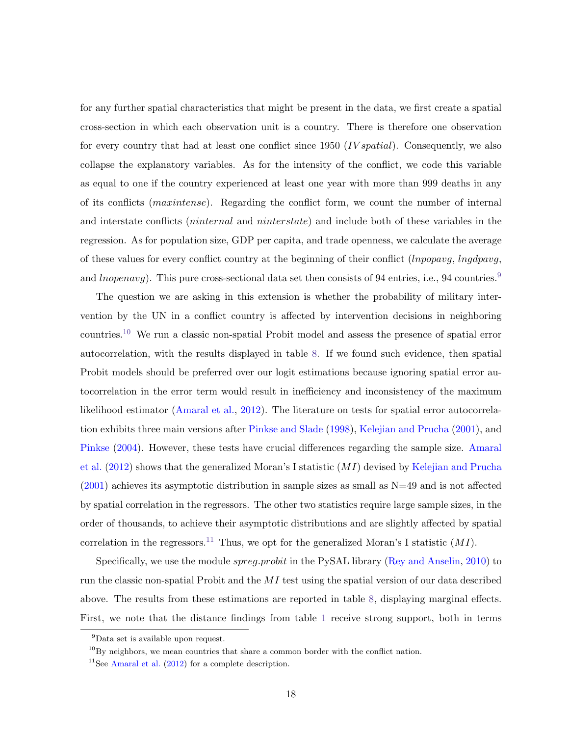for any further spatial characteristics that might be present in the data, we first create a spatial cross-section in which each observation unit is a country. There is therefore one observation for every country that had at least one conflict since 1950 (*IV spatial*). Consequently, we also collapse the explanatory variables. As for the intensity of the conflict, we code this variable as equal to one if the country experienced at least one year with more than 999 deaths in any of its conflicts (*maxintense*). Regarding the conflict form, we count the number of internal and interstate conflicts (*ninternal* and *ninterstate*) and include both of these variables in the regression. As for population size, GDP per capita, and trade openness, we calculate the average of these values for every conflict country at the beginning of their conflict (*lnpopavg*, *lngdpavg*, and *lnopenavg*). This pure cross-sectional data set then consists of 94 entries, i.e., 94 countries.[9]

The question we are asking in this extension is whether the probability of military intervention by the UN in a conflict country is affected by intervention decisions in neighboring countries.[10] We run a classic non-spatial Probit model and assess the presence of spatial error autocorrelation, with the results displayed in table 8. If we found such evidence, then spatial Probit models should be preferred over our logit estimations because ignoring spatial error autocorrelation in the error term would result in inefficiency and inconsistency of the maximum likelihood estimator (Amaral et al., 2012). The literature on tests for spatial error autocorrelation exhibits three main versions after Pinkse and Slade (1998), Kelejian and Prucha (2001), and Pinkse (2004). However, these tests have crucial differences regarding the sample size. Amaral et al. (2012) shows that the generalized Moran's I statistic ($MI$) devised by Kelejian and Prucha (2001) achieves its asymptotic distribution in sample sizes as small as N=49 and is not affected by spatial correlation in the regressors. The other two statistics require large sample sizes, in the order of thousands, to achieve their asymptotic distributions and are slightly affected by spatial correlation in the regressors.[11] Thus, we opt for the generalized Moran's I statistic ($MI$).

Specifically, we use the module *spreg.probit* in the PySAL library (Rey and Anselin, 2010) to run the classic non-spatial Probit and the $MI$ test using the spatial version of our data described above. The results from these estimations are reported in table 8, displaying marginal effects. First, we note that the distance findings from table 1 receive strong support, both in terms

[9] Data set is available upon request.

[10] By neighbors, we mean countries that share a common border with the conflict nation.

[11] See Amaral et al. (2012) for a complete description.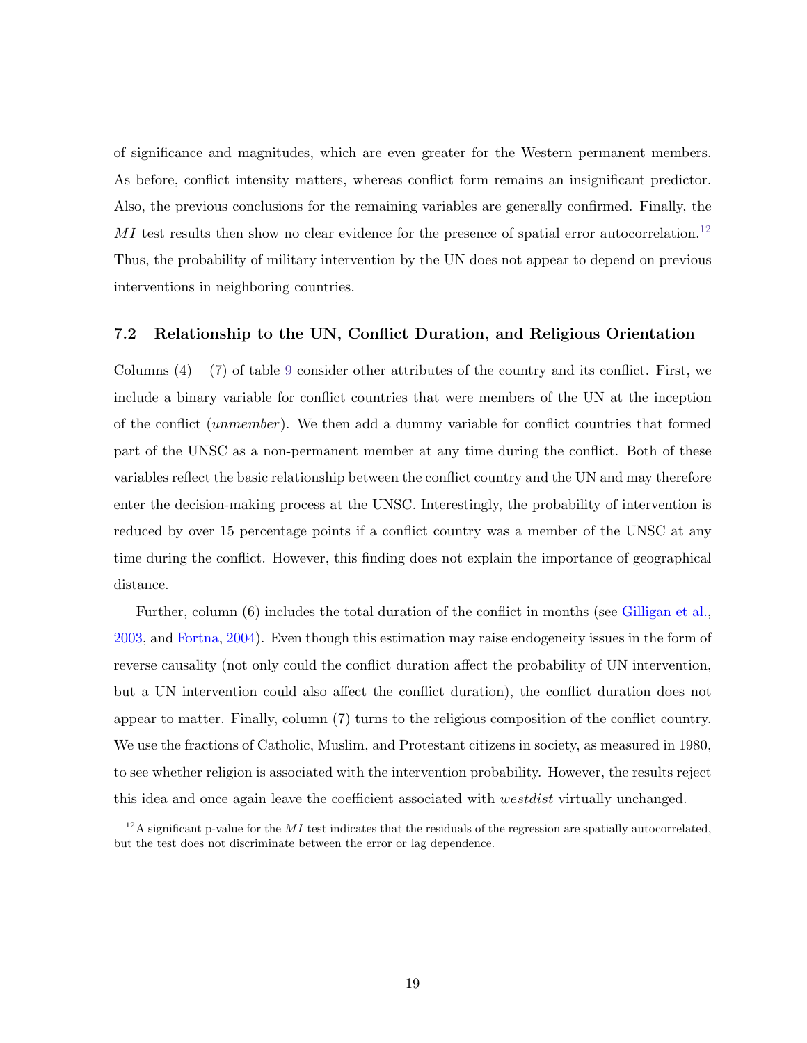of significance and magnitudes, which are even greater for the Western permanent members. As before, conflict intensity matters, whereas conflict form remains an insignificant predictor. Also, the previous conclusions for the remaining variables are generally confirmed. Finally, the $MI$ test results then show no clear evidence for the presence of spatial error autocorrelation.[12] Thus, the probability of military intervention by the UN does not appear to depend on previous interventions in neighboring countries.

### 7.2 Relationship to the UN, Conflict Duration, and Religious Orientation

Columns (4) – (7) of table 9 consider other attributes of the country and its conflict. First, we include a binary variable for conflict countries that were members of the UN at the inception of the conflict (*unmember*). We then add a dummy variable for conflict countries that formed part of the UNSC as a non-permanent member at any time during the conflict. Both of these variables reflect the basic relationship between the conflict country and the UN and may therefore enter the decision-making process at the UNSC. Interestingly, the probability of intervention is reduced by over 15 percentage points if a conflict country was a member of the UNSC at any time during the conflict. However, this finding does not explain the importance of geographical distance.

Further, column (6) includes the total duration of the conflict in months (see Gilligan et al., 2003, and Fortna, 2004). Even though this estimation may raise endogeneity issues in the form of reverse causality (not only could the conflict duration affect the probability of UN intervention, but a UN intervention could also affect the conflict duration), the conflict duration does not appear to matter. Finally, column (7) turns to the religious composition of the conflict country. We use the fractions of Catholic, Muslim, and Protestant citizens in society, as measured in 1980, to see whether religion is associated with the intervention probability. However, the results reject this idea and once again leave the coefficient associated with *westdist* virtually unchanged.

[12] A significant p-value for the $MI$ test indicates that the residuals of the regression are spatially autocorrelated, but the test does not discriminate between the error or lag dependence.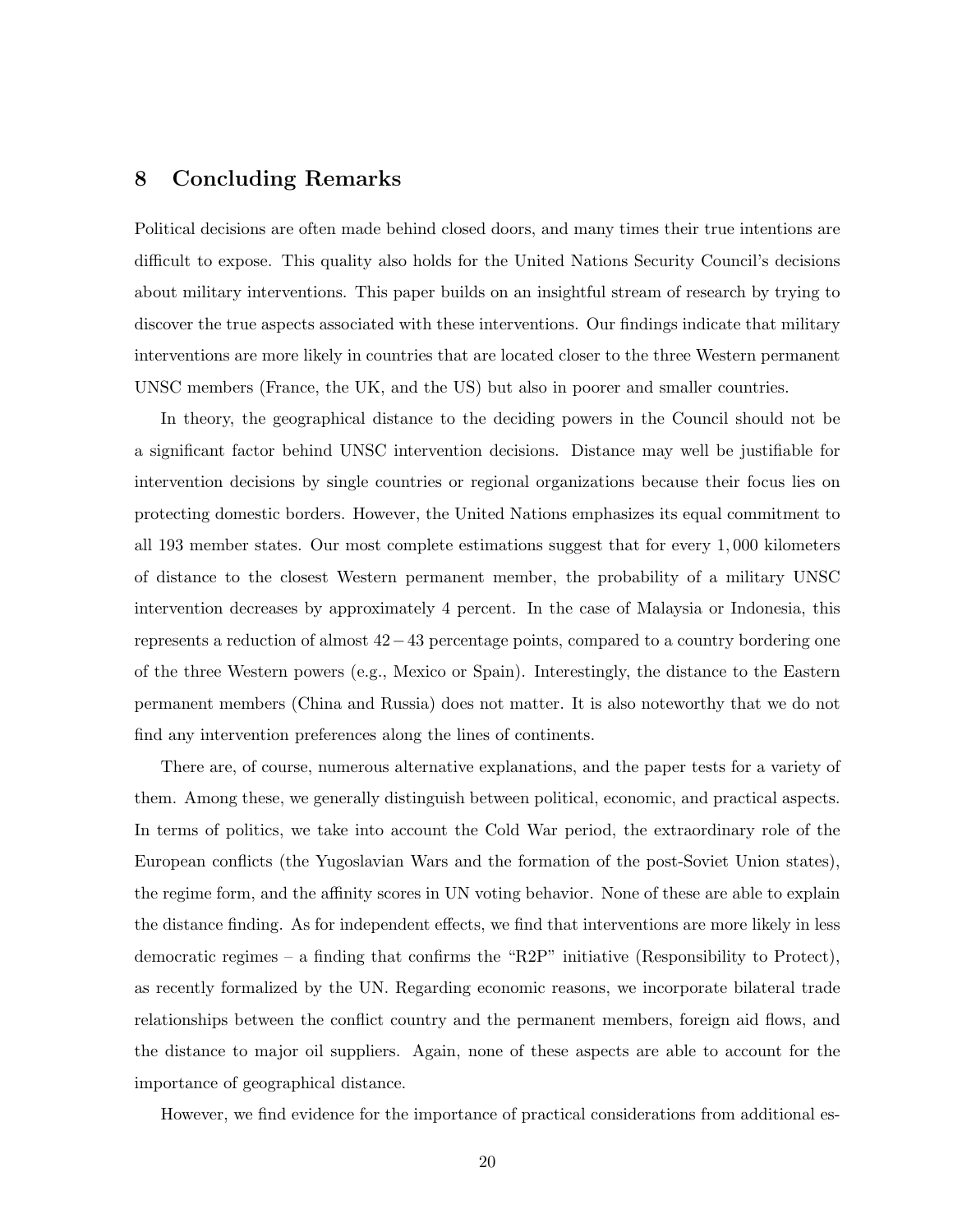## 8 Concluding Remarks

Political decisions are often made behind closed doors, and many times their true intentions are difficult to expose. This quality also holds for the United Nations Security Council's decisions about military interventions. This paper builds on an insightful stream of research by trying to discover the true aspects associated with these interventions. Our findings indicate that military interventions are more likely in countries that are located closer to the three Western permanent UNSC members (France, the UK, and the US) but also in poorer and smaller countries.

In theory, the geographical distance to the deciding powers in the Council should not be a significant factor behind UNSC intervention decisions. Distance may well be justifiable for intervention decisions by single countries or regional organizations because their focus lies on protecting domestic borders. However, the United Nations emphasizes its equal commitment to all 193 member states. Our most complete estimations suggest that for every $1,000$ kilometers of distance to the closest Western permanent member, the probability of a military UNSC intervention decreases by approximately 4 percent. In the case of Malaysia or Indonesia, this represents a reduction of almost $42-43$ percentage points, compared to a country bordering one of the three Western powers (e.g., Mexico or Spain). Interestingly, the distance to the Eastern permanent members (China and Russia) does not matter. It is also noteworthy that we do not find any intervention preferences along the lines of continents.

There are, of course, numerous alternative explanations, and the paper tests for a variety of them. Among these, we generally distinguish between political, economic, and practical aspects. In terms of politics, we take into account the Cold War period, the extraordinary role of the European conflicts (the Yugoslavian Wars and the formation of the post-Soviet Union states), the regime form, and the affinity scores in UN voting behavior. None of these are able to explain the distance finding. As for independent effects, we find that interventions are more likely in less democratic regimes – a finding that confirms the "R2P" initiative (Responsibility to Protect), as recently formalized by the UN. Regarding economic reasons, we incorporate bilateral trade relationships between the conflict country and the permanent members, foreign aid flows, and the distance to major oil suppliers. Again, none of these aspects are able to account for the importance of geographical distance.

However, we find evidence for the importance of practical considerations from additional es-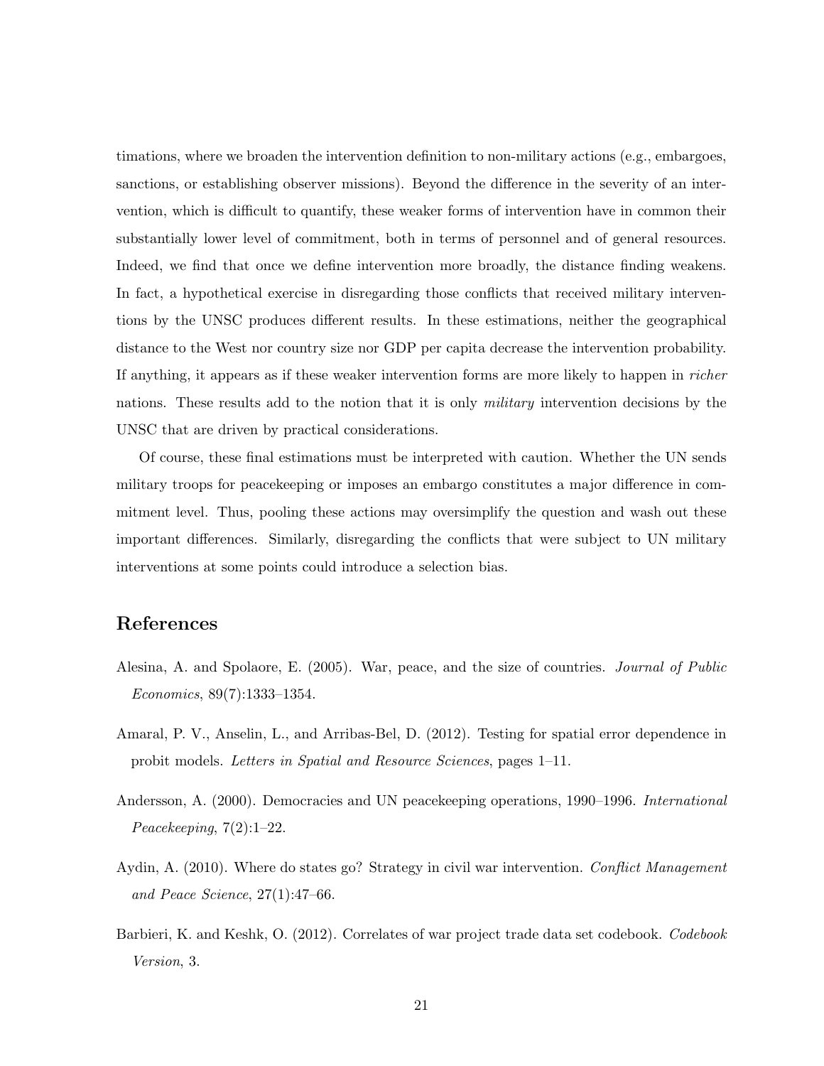timations, where we broaden the intervention definition to non-military actions (e.g., embargoes, sanctions, or establishing observer missions). Beyond the difference in the severity of an intervention, which is difficult to quantify, these weaker forms of intervention have in common their substantially lower level of commitment, both in terms of personnel and of general resources. Indeed, we find that once we define intervention more broadly, the distance finding weakens. In fact, a hypothetical exercise in disregarding those conflicts that received military interventions by the UNSC produces different results. In these estimations, neither the geographical distance to the West nor country size nor GDP per capita decrease the intervention probability. If anything, it appears as if these weaker intervention forms are more likely to happen in *richer* nations. These results add to the notion that it is only *military* intervention decisions by the UNSC that are driven by practical considerations.

Of course, these final estimations must be interpreted with caution. Whether the UN sends military troops for peacekeeping or imposes an embargo constitutes a major difference in commitment level. Thus, pooling these actions may oversimplify the question and wash out these important differences. Similarly, disregarding the conflicts that were subject to UN military interventions at some points could introduce a selection bias.

## References

Alesina, A. and Spolaore, E. (2005). War, peace, and the size of countries. *Journal of Public Economics*, 89(7):1333–1354.

Amaral, P. V., Anselin, L., and Arribas-Bel, D. (2012). Testing for spatial error dependence in probit models. *Letters in Spatial and Resource Sciences*, pages 1–11.

Andersson, A. (2000). Democracies and UN peacekeeping operations, 1990–1996. *International Peacekeeping*, 7(2):1–22.

Aydin, A. (2010). Where do states go? Strategy in civil war intervention. *Conflict Management and Peace Science*, 27(1):47–66.

Barbieri, K. and Keshk, O. (2012). Correlates of war project trade data set codebook. *Codebook Version*, 3.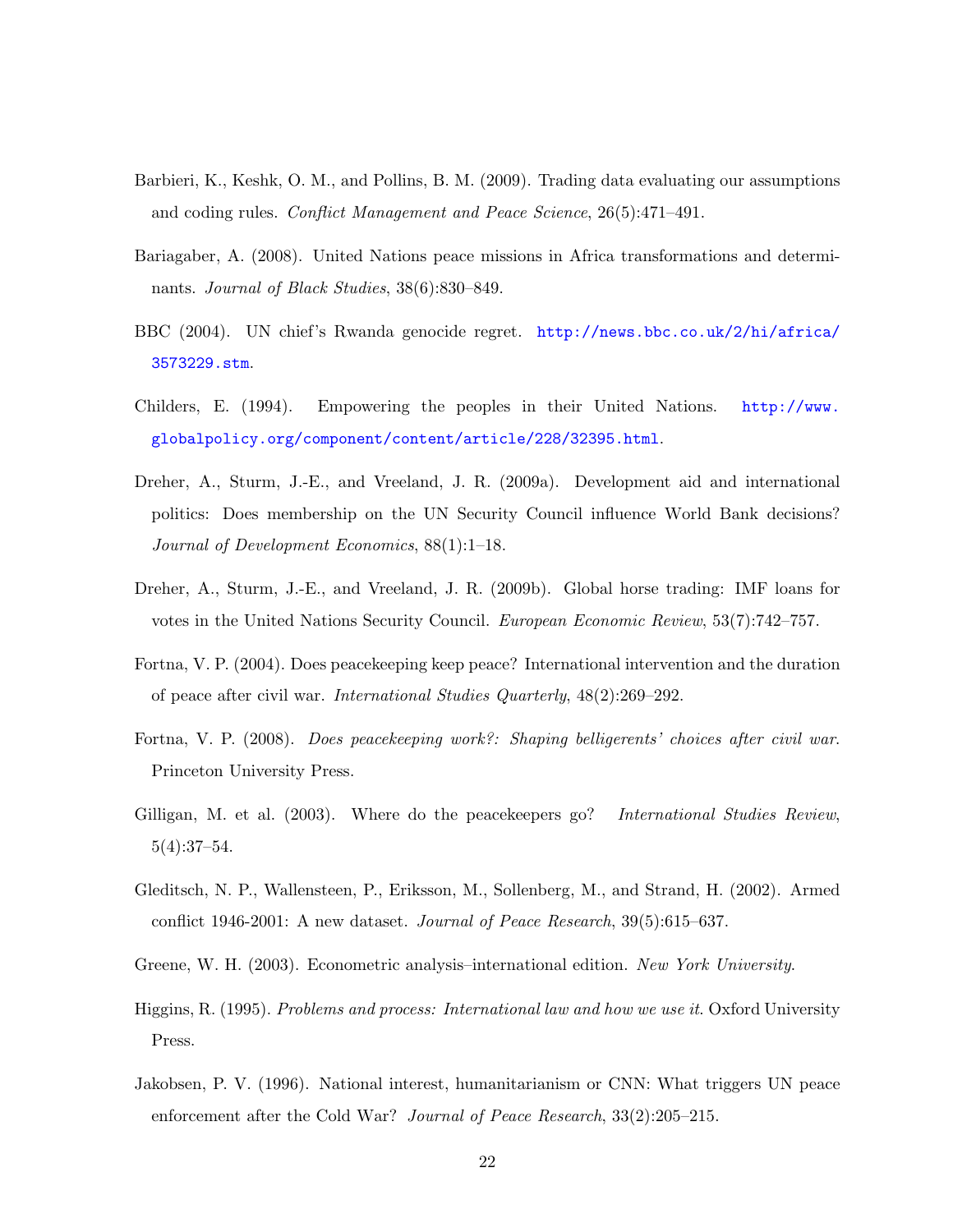Barbieri, K., Keshk, O. M., and Pollins, B. M. (2009). Trading data evaluating our assumptions and coding rules. *Conflict Management and Peace Science*, 26(5):471–491.

Bariagaber, A. (2008). United Nations peace missions in Africa transformations and determinants. *Journal of Black Studies*, 38(6):830–849.

BBC (2004). UN chief's Rwanda genocide regret. http://news.bbc.co.uk/2/hi/africa/3573229.stm.

Childers, E. (1994). Empowering the peoples in their United Nations. http://www.globalpolicy.org/component/content/article/228/32395.html.

Dreher, A., Sturm, J.-E., and Vreeland, J. R. (2009a). Development aid and international politics: Does membership on the UN Security Council influence World Bank decisions? *Journal of Development Economics*, 88(1):1–18.

Dreher, A., Sturm, J.-E., and Vreeland, J. R. (2009b). Global horse trading: IMF loans for votes in the United Nations Security Council. *European Economic Review*, 53(7):742–757.

Fortna, V. P. (2004). Does peacekeeping keep peace? International intervention and the duration of peace after civil war. *International Studies Quarterly*, 48(2):269–292.

Fortna, V. P. (2008). *Does peacekeeping work?: Shaping belligerents' choices after civil war*. Princeton University Press.

Gilligan, M. et al. (2003). Where do the peacekeepers go? *International Studies Review*, 5(4):37–54.

Gleditsch, N. P., Wallensteen, P., Eriksson, M., Sollenberg, M., and Strand, H. (2002). Armed conflict 1946-2001: A new dataset. *Journal of Peace Research*, 39(5):615–637.

Greene, W. H. (2003). Econometric analysis–international edition. *New York University*.

Higgins, R. (1995). *Problems and process: International law and how we use it*. Oxford University Press.

Jakobsen, P. V. (1996). National interest, humanitarianism or CNN: What triggers UN peace enforcement after the Cold War? *Journal of Peace Research*, 33(2):205–215.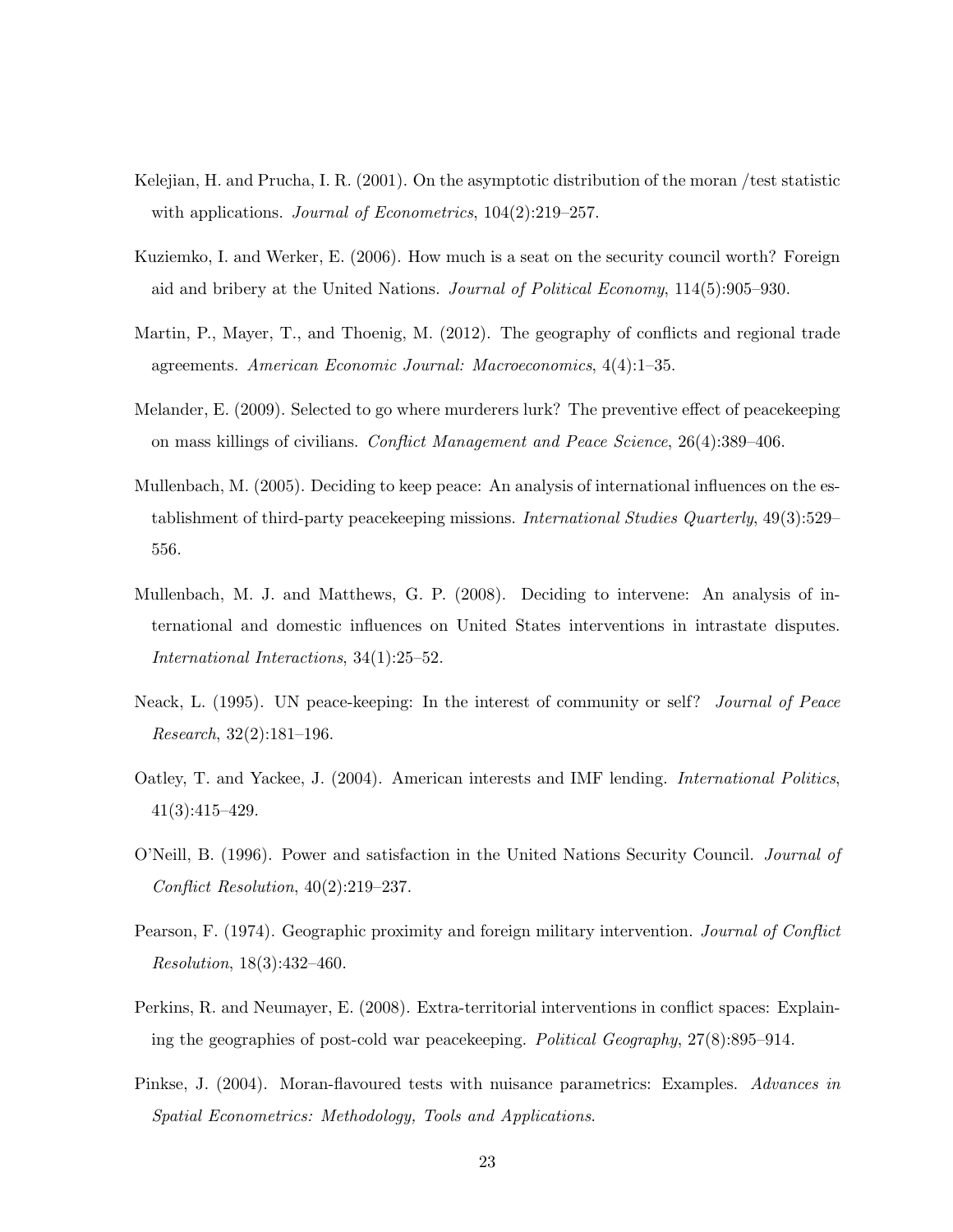Kelejian, H. and Prucha, I. R. (2001). On the asymptotic distribution of the moran /test statistic with applications. *Journal of Econometrics*, 104(2):219–257.

Kuziemko, I. and Werker, E. (2006). How much is a seat on the security council worth? Foreign aid and bribery at the United Nations. *Journal of Political Economy*, 114(5):905–930.

Martin, P., Mayer, T., and Thoenig, M. (2012). The geography of conflicts and regional trade agreements. *American Economic Journal: Macroeconomics*, 4(4):1–35.

Melander, E. (2009). Selected to go where murderers lurk? The preventive effect of peacekeeping on mass killings of civilians. *Conflict Management and Peace Science*, 26(4):389–406.

Mullenbach, M. (2005). Deciding to keep peace: An analysis of international influences on the establishment of third-party peacekeeping missions. *International Studies Quarterly*, 49(3):529–556.

Mullenbach, M. J. and Matthews, G. P. (2008). Deciding to intervene: An analysis of international and domestic influences on United States interventions in intrastate disputes. *International Interactions*, 34(1):25–52.

Neack, L. (1995). UN peace-keeping: In the interest of community or self? *Journal of Peace Research*, 32(2):181–196.

Oatley, T. and Yackee, J. (2004). American interests and IMF lending. *International Politics*, 41(3):415–429.

O'Neill, B. (1996). Power and satisfaction in the United Nations Security Council. *Journal of Conflict Resolution*, 40(2):219–237.

Pearson, F. (1974). Geographic proximity and foreign military intervention. *Journal of Conflict Resolution*, 18(3):432–460.

Perkins, R. and Neumayer, E. (2008). Extra-territorial interventions in conflict spaces: Explaining the geographies of post-cold war peacekeeping. *Political Geography*, 27(8):895–914.

Pinkse, J. (2004). Moran-flavoured tests with nuisance parametrics: Examples. *Advances in Spatial Econometrics: Methodology, Tools and Applications*.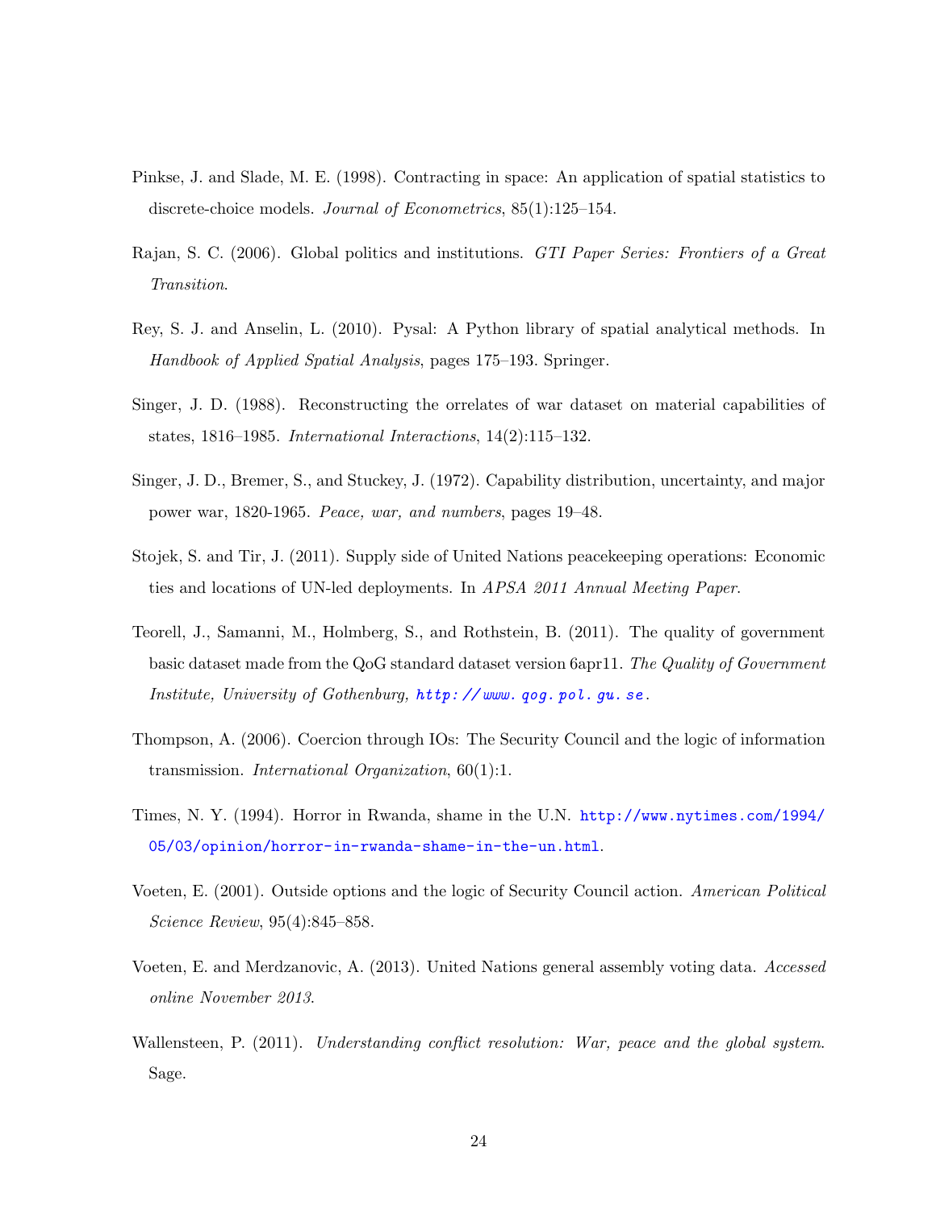Pinkse, J. and Slade, M. E. (1998). Contracting in space: An application of spatial statistics to discrete-choice models. *Journal of Econometrics*, 85(1):125–154.

Rajan, S. C. (2006). Global politics and institutions. *GTI Paper Series: Frontiers of a Great Transition*.

Rey, S. J. and Anselin, L. (2010). Pysal: A Python library of spatial analytical methods. In *Handbook of Applied Spatial Analysis*, pages 175–193. Springer.

Singer, J. D. (1988). Reconstructing the orrelates of war dataset on material capabilities of states, 1816–1985. *International Interactions*, 14(2):115–132.

Singer, J. D., Bremer, S., and Stuckey, J. (1972). Capability distribution, uncertainty, and major power war, 1820-1965. *Peace, war, and numbers*, pages 19–48.

Stojek, S. and Tir, J. (2011). Supply side of United Nations peacekeeping operations: Economic ties and locations of UN-led deployments. In *APSA 2011 Annual Meeting Paper*.

Teorell, J., Samanni, M., Holmberg, S., and Rothstein, B. (2011). The quality of government basic dataset made from the QoG standard dataset version 6apr11. *The Quality of Government Institute, University of Gothenburg, http://www.qog.pol.gu.se*.

Thompson, A. (2006). Coercion through IOs: The Security Council and the logic of information transmission. *International Organization*, 60(1):1.

Times, N. Y. (1994). Horror in Rwanda, shame in the U.N. http://www.nytimes.com/1994/05/03/opinion/horror-in-rwanda-shame-in-the-un.html.

Voeten, E. (2001). Outside options and the logic of Security Council action. *American Political Science Review*, 95(4):845–858.

Voeten, E. and Merdzanovic, A. (2013). United Nations general assembly voting data. *Accessed online November 2013*.

Wallensteen, P. (2011). *Understanding conflict resolution: War, peace and the global system*. Sage.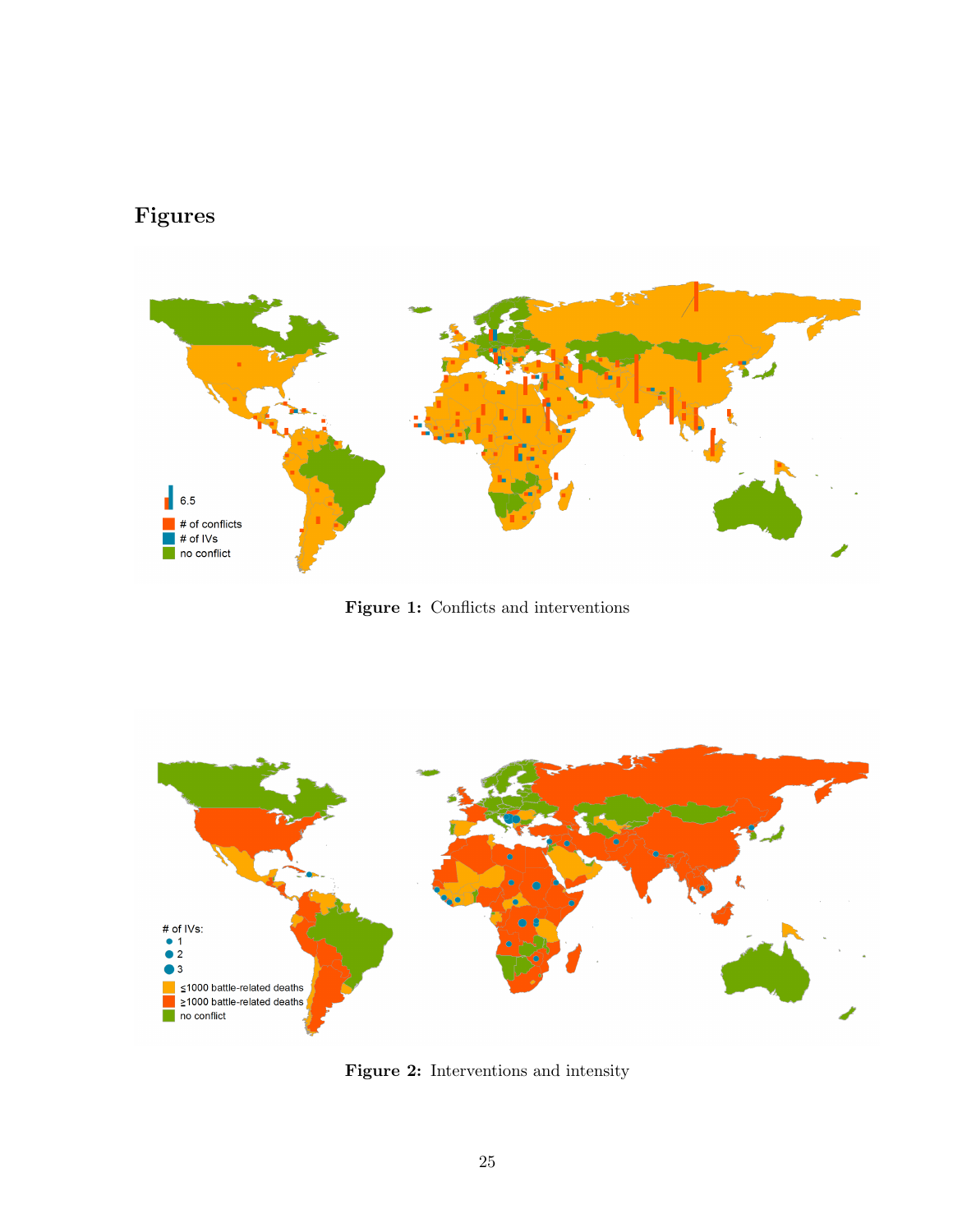# Figures

Figure 1: Conflicts and interventions

Figure 2: Interventions and intensity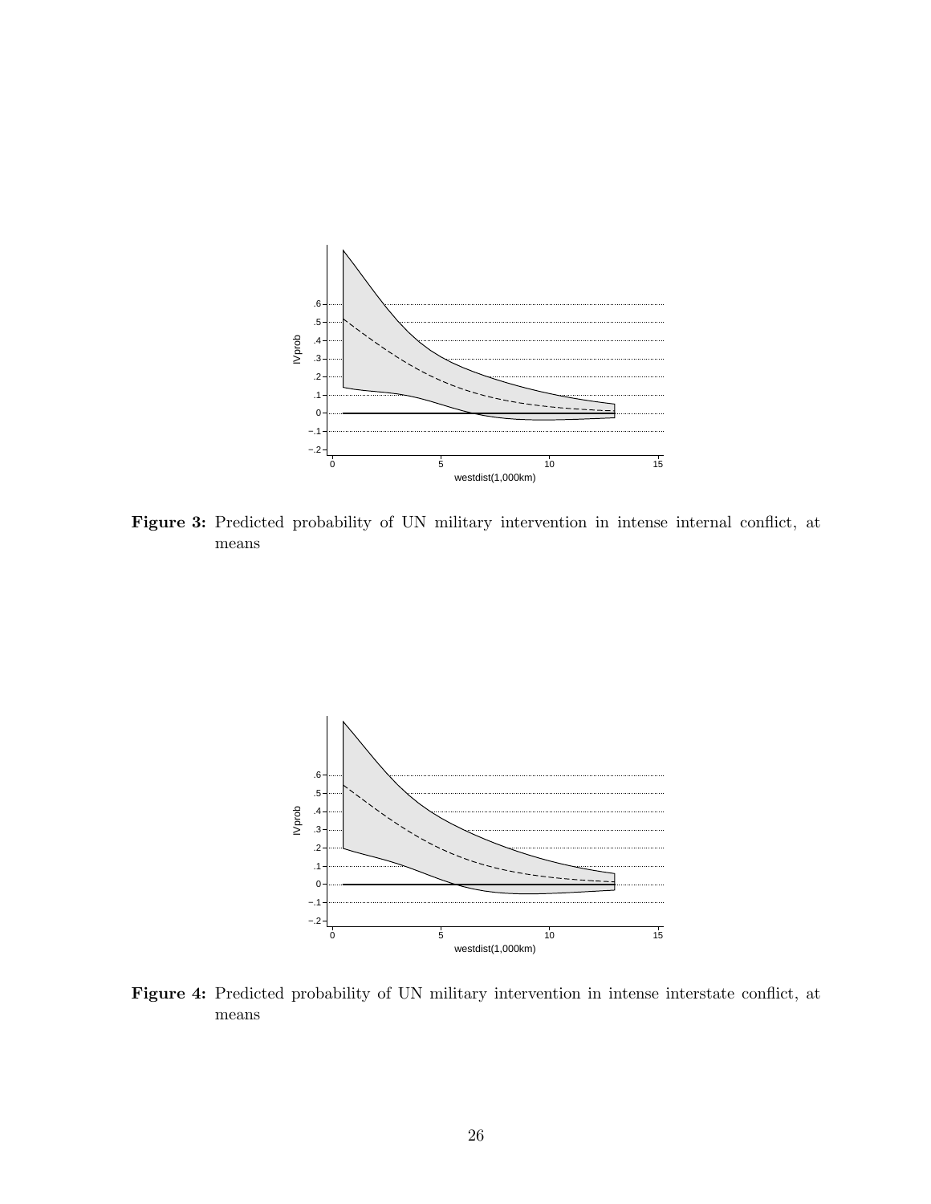**Figure 3:** Predicted probability of UN military intervention in intense internal conflict, at means

**Figure 4:** Predicted probability of UN military intervention in intense interstate conflict, at means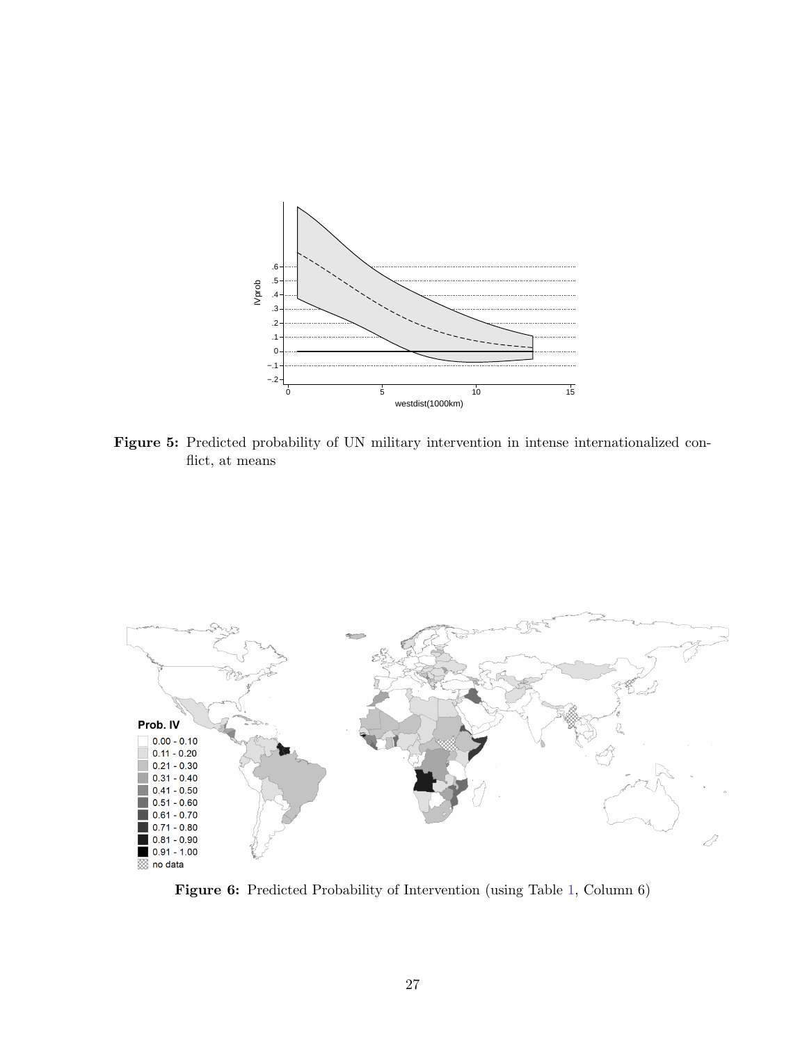**Figure 5:** Predicted probability of UN military intervention in intense internationalized conflict, at means

**Figure 6:** Predicted Probability of Intervention (using Table 1, Column 6)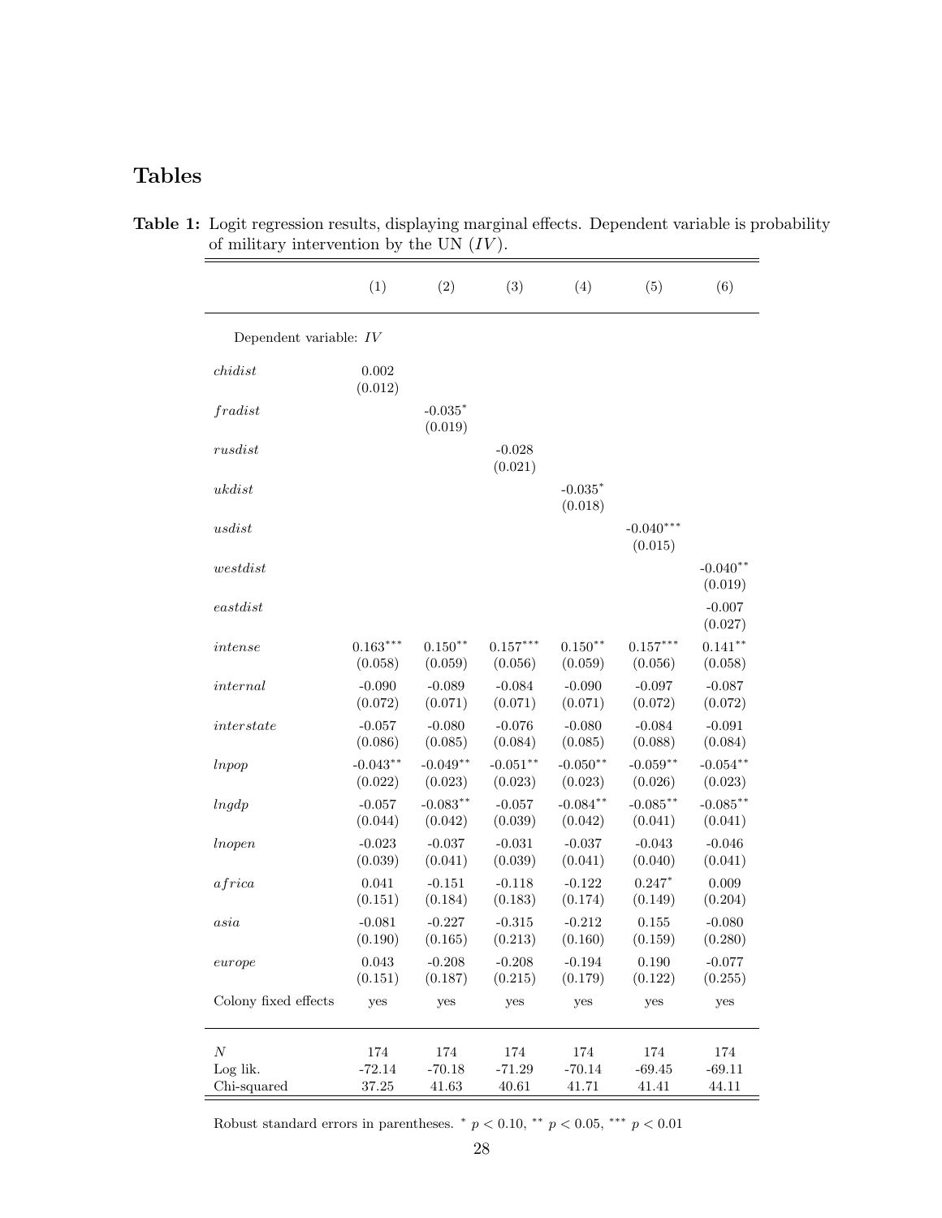# Tables

**Table 1:** Logit regression results, displaying marginal effects. Dependent variable is probability of military intervention by the UN ($IV$).

| | (1) | (2) | (3) | (4) | (5) | (6) |
|---|---|---|---|---|---|---|
| Dependent variable: $IV$ | | | | | | |
| $chidist$ | 0.002 | | | | | |
| | (0.012) | | | | | |
| $fradist$ | | -0.035* | | | | |
| | | (0.019) | | | | |
| $rusdist$ | | | -0.028 | | | |
| | | | (0.021) | | | |
| $ukdist$ | | | | -0.035* | | |
| | | | | (0.018) | | |
| $usdist$ | | | | | -0.040*** | |
| | | | | | (0.015) | |
| $westdist$ | | | | | | -0.040** |
| | | | | | | (0.019) |
| $eastdist$ | | | | | | -0.007 |
| | | | | | | (0.027) |
| $intense$ | 0.163*** | 0.150** | 0.157*** | 0.150** | 0.157*** | 0.141** |
| | (0.058) | (0.059) | (0.056) | (0.059) | (0.056) | (0.058) |
| $internal$ | -0.090 | -0.089 | -0.084 | -0.090 | -0.097 | -0.087 |
| | (0.072) | (0.071) | (0.071) | (0.071) | (0.072) | (0.072) |
| $interstate$ | -0.057 | -0.080 | -0.076 | -0.080 | -0.084 | -0.091 |
| | (0.086) | (0.085) | (0.084) | (0.085) | (0.088) | (0.084) |
| $lnpop$ | -0.043** | -0.049** | -0.051** | -0.050** | -0.059** | -0.054** |
| | (0.022) | (0.023) | (0.023) | (0.023) | (0.026) | (0.023) |
| $lngdp$ | -0.057 | -0.083** | -0.057 | -0.084** | -0.085** | -0.085** |
| | (0.044) | (0.042) | (0.039) | (0.042) | (0.041) | (0.041) |
| $lnopen$ | -0.023 | -0.037 | -0.031 | -0.037 | -0.043 | -0.046 |
| | (0.039) | (0.041) | (0.039) | (0.041) | (0.040) | (0.041) |
| $africa$ | 0.041 | -0.151 | -0.118 | -0.122 | 0.247* | 0.009 |
| | (0.151) | (0.184) | (0.183) | (0.174) | (0.149) | (0.204) |
| $asia$ | -0.081 | -0.227 | -0.315 | -0.212 | 0.155 | -0.080 |
| | (0.190) | (0.165) | (0.213) | (0.160) | (0.159) | (0.280) |
| $europe$ | 0.043 | -0.208 | -0.208 | -0.194 | 0.190 | -0.077 |
| | (0.151) | (0.187) | (0.215) | (0.179) | (0.122) | (0.255) |
| Colony fixed effects | yes | yes | yes | yes | yes | yes |
| $N$ | 174 | 174 | 174 | 174 | 174 | 174 |
| Log lik. | -72.14 | -70.18 | -71.29 | -70.14 | -69.45 | -69.11 |
| Chi-squared | 37.25 | 41.63 | 40.61 | 41.71 | 41.41 | 44.11 |

Robust standard errors in parentheses. * $p < 0.10$, ** $p < 0.05$, *** $p < 0.01$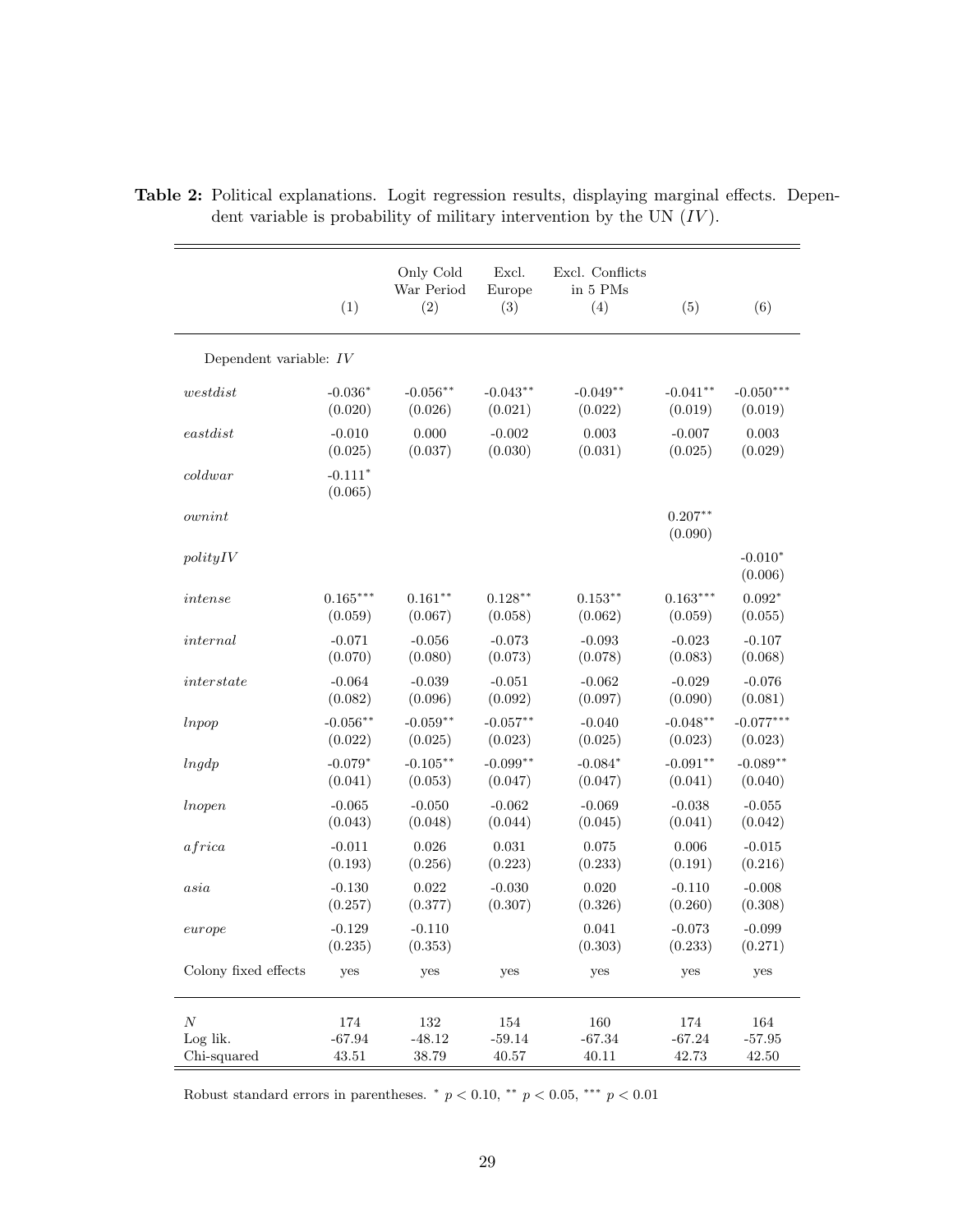**Table 2:** Political explanations. Logit regression results, displaying marginal effects. Dependent variable is probability of military intervention by the UN ($IV$).

| | (1) | Only Cold War Period (2) | Excl. Europe (3) | Excl. Conflicts in 5 PMs (4) | (5) | (6) |
|---|---|---|---|---|---|---|
| Dependent variable: $IV$ | | | | | | |
| $westdist$ | -0.036* | -0.056** | -0.043** | -0.049** | -0.041** | -0.050*** |
| | (0.020) | (0.026) | (0.021) | (0.022) | (0.019) | (0.019) |
| $eastdist$ | -0.010 | 0.000 | -0.002 | 0.003 | -0.007 | 0.003 |
| | (0.025) | (0.037) | (0.030) | (0.031) | (0.025) | (0.029) |
| $coldwar$ | -0.111* | | | | | |
| | (0.065) | | | | | |
| $ownint$ | | | | | 0.207** | |
| | | | | | (0.090) | |
| $polityIV$ | | | | | | -0.010* |
| | | | | | | (0.006) |
| $intense$ | 0.165*** | 0.161** | 0.128** | 0.153** | 0.163*** | 0.092* |
| | (0.059) | (0.067) | (0.058) | (0.062) | (0.059) | (0.055) |
| $internal$ | -0.071 | -0.056 | -0.073 | -0.093 | -0.023 | -0.107 |
| | (0.070) | (0.080) | (0.073) | (0.078) | (0.083) | (0.068) |
| $interstate$ | -0.064 | -0.039 | -0.051 | -0.062 | -0.029 | -0.076 |
| | (0.082) | (0.096) | (0.092) | (0.097) | (0.090) | (0.081) |
| $lnpop$ | -0.056** | -0.059** | -0.057** | -0.040 | -0.048** | -0.077*** |
| | (0.022) | (0.025) | (0.023) | (0.025) | (0.023) | (0.023) |
| $lngdp$ | -0.079* | -0.105** | -0.099** | -0.084* | -0.091** | -0.089** |
| | (0.041) | (0.053) | (0.047) | (0.047) | (0.041) | (0.040) |
| $lnopen$ | -0.065 | -0.050 | -0.062 | -0.069 | -0.038 | -0.055 |
| | (0.043) | (0.048) | (0.044) | (0.045) | (0.041) | (0.042) |
| $africa$ | -0.011 | 0.026 | 0.031 | 0.075 | 0.006 | -0.015 |
| | (0.193) | (0.256) | (0.223) | (0.233) | (0.191) | (0.216) |
| $asia$ | -0.130 | 0.022 | -0.030 | 0.020 | -0.110 | -0.008 |
| | (0.257) | (0.377) | (0.307) | (0.326) | (0.260) | (0.308) |
| $europe$ | -0.129 | -0.110 | | 0.041 | -0.073 | -0.099 |
| | (0.235) | (0.353) | | (0.303) | (0.233) | (0.271) |
| Colony fixed effects | yes | yes | yes | yes | yes | yes |
| $N$ | 174 | 132 | 154 | 160 | 174 | 164 |
| Log lik. | -67.94 | -48.12 | -59.14 | -67.34 | -67.24 | -57.95 |
| Chi-squared | 43.51 | 38.79 | 40.57 | 40.11 | 42.73 | 42.50 |

Robust standard errors in parentheses. * $p < 0.10$, ** $p < 0.05$, *** $p < 0.01$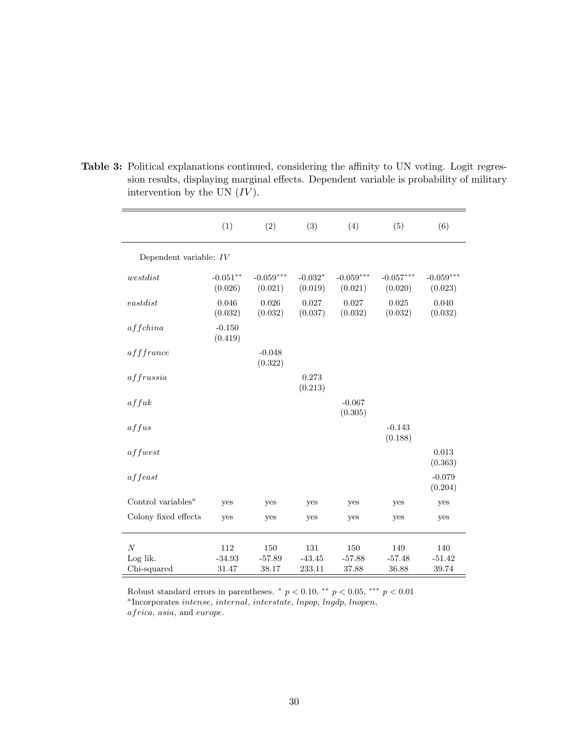**Table 3:** Political explanations continued, considering the affinity to UN voting. Logit regression results, displaying marginal effects. Dependent variable is probability of military intervention by the UN ($IV$).

| | (1) | (2) | (3) | (4) | (5) | (6) |
|---|---|---|---|---|---|---|
| Dependent variable: $IV$ | | | | | | |
| $westdist$ | -0.051** | -0.059*** | -0.032* | -0.059*** | -0.057*** | -0.059*** |
| | (0.026) | (0.021) | (0.019) | (0.021) | (0.020) | (0.023) |
| $eastdist$ | 0.046 | 0.026 | 0.027 | 0.027 | 0.025 | 0.040 |
| | (0.032) | (0.032) | (0.037) | (0.032) | (0.032) | (0.032) |
| $affchina$ | -0.150 | | | | | |
| | (0.419) | | | | | |
| $afffrance$ | | -0.048 | | | | |
| | | (0.322) | | | | |
| $affrussia$ | | | 0.273 | | | |
| | | | (0.213) | | | |
| $affuk$ | | | | -0.067 | | |
| | | | | (0.305) | | |
| $affus$ | | | | | -0.143 | |
| | | | | | (0.188) | |
| $affwest$ | | | | | | 0.013 |
| | | | | | | (0.363) |
| $affeast$ | | | | | | -0.079 |
| | | | | | | (0.204) |
| Control variables[a] | yes | yes | yes | yes | yes | yes |
| Colony fixed effects | yes | yes | yes | yes | yes | yes |
| $N$ | 112 | 150 | 131 | 150 | 149 | 140 |
| Log lik. | -34.93 | -57.89 | -43.45 | -57.88 | -57.48 | -51.42 |
| Chi-squared | 31.47 | 38.17 | 233.11 | 37.88 | 36.88 | 39.74 |

Robust standard errors in parentheses. * $p < 0.10$, ** $p < 0.05$, *** $p < 0.01$
[a] Incorporates *intense*, *internal*, *interstate*, *lnpop*, *lngdp*, *lnopen*, *africa*, *asia*, and *europe*.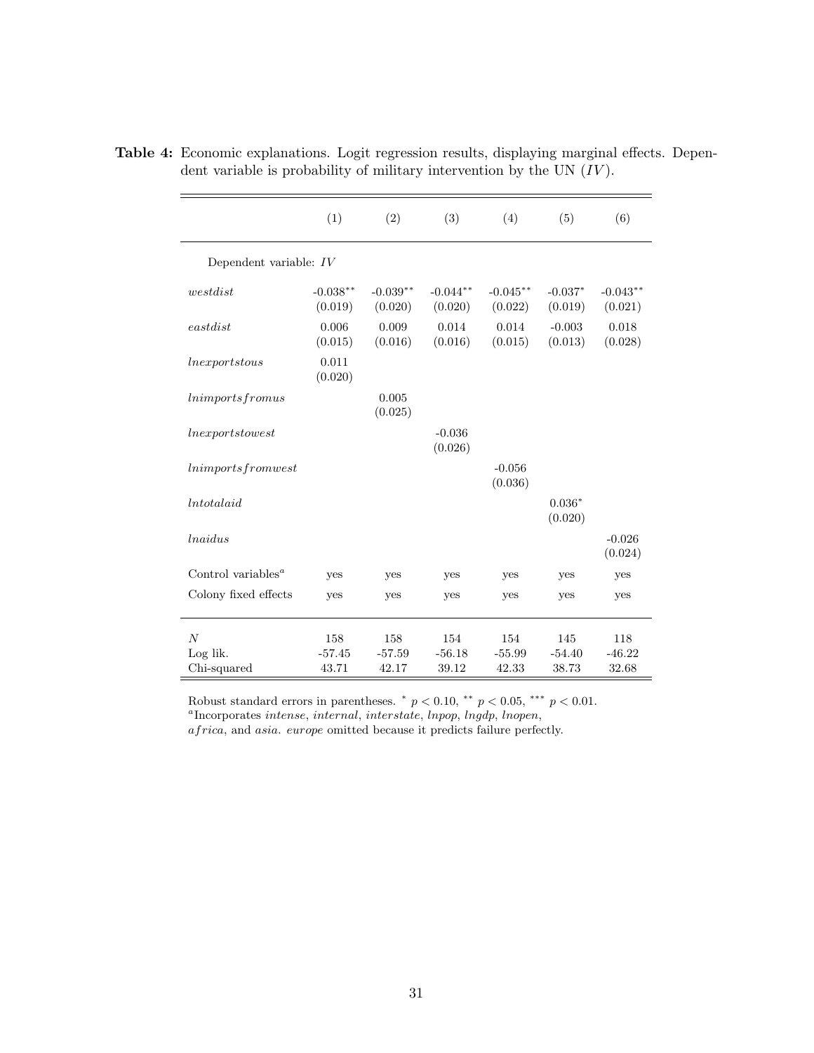**Table 4:** Economic explanations. Logit regression results, displaying marginal effects. Dependent variable is probability of military intervention by the UN ($IV$).

| | (1) | (2) | (3) | (4) | (5) | (6) |
|---|---|---|---|---|---|---|
| Dependent variable: $IV$ | | | | | | |
| $westdist$ | -0.038** (0.019) | -0.039** (0.020) | -0.044** (0.020) | -0.045** (0.022) | -0.037* (0.019) | -0.043** (0.021) |
| $eastdist$ | 0.006 (0.015) | 0.009 (0.016) | 0.014 (0.016) | 0.014 (0.015) | -0.003 (0.013) | 0.018 (0.028) |
| $lnexportstous$ | 0.011 (0.020) | | | | | |
| $lnimportsfromus$ | | 0.005 (0.025) | | | | |
| $lnexportstowest$ | | | -0.036 (0.026) | | | |
| $lnimportsfromwest$ | | | | -0.056 (0.036) | | |
| $lntotalaid$ | | | | | 0.036* (0.020) | |
| $lnaidus$ | | | | | | -0.026 (0.024) |
| Control variables[a] | yes | yes | yes | yes | yes | yes |
| Colony fixed effects | yes | yes | yes | yes | yes | yes |
| $N$ | 158 | 158 | 154 | 154 | 145 | 118 |
| Log lik. | -57.45 | -57.59 | -56.18 | -55.99 | -54.40 | -46.22 |
| Chi-squared | 43.71 | 42.17 | 39.12 | 42.33 | 38.73 | 32.68 |

Robust standard errors in parentheses. * $p < 0.10$, ** $p < 0.05$, *** $p < 0.01$.
[a]Incorporates *intense*, *internal*, *interstate*, *lnpop*, *lngdp*, *lnopen*, *africa*, and *asia*. *europe* omitted because it predicts failure perfectly.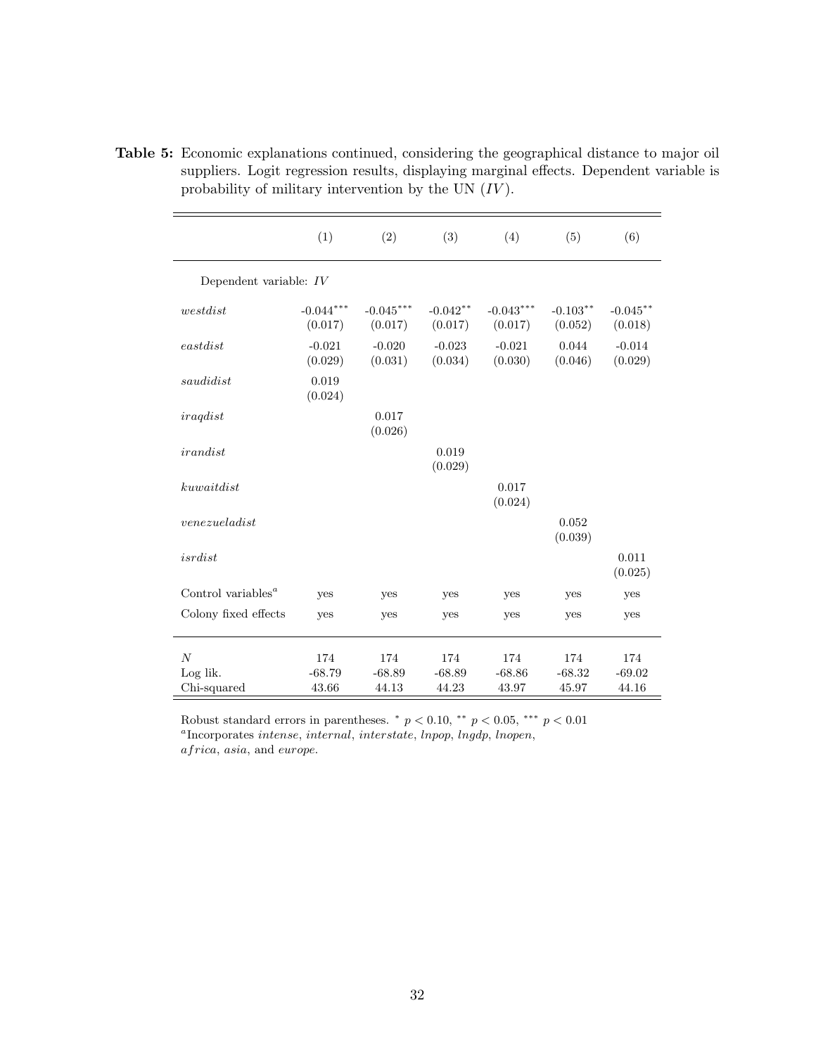**Table 5:** Economic explanations continued, considering the geographical distance to major oil suppliers. Logit regression results, displaying marginal effects. Dependent variable is probability of military intervention by the UN (*IV*).

| | (1) | (2) | (3) | (4) | (5) | (6) |
|---|---|---|---|---|---|---|
| Dependent variable: *IV* | | | | | | |
| *westdist* | -0.044*** | -0.045*** | -0.042** | -0.043*** | -0.103** | -0.045** |
| | (0.017) | (0.017) | (0.017) | (0.017) | (0.052) | (0.018) |
| *eastdist* | -0.021 | -0.020 | -0.023 | -0.021 | 0.044 | -0.014 |
| | (0.029) | (0.031) | (0.034) | (0.030) | (0.046) | (0.029) |
| *saudidist* | 0.019 | | | | | |
| | (0.024) | | | | | |
| *iraqdist* | | 0.017 | | | | |
| | | (0.026) | | | | |
| *irandist* | | | 0.019 | | | |
| | | | (0.029) | | | |
| *kuwaitdist* | | | | 0.017 | | |
| | | | | (0.024) | | |
| *venezueladist* | | | | | 0.052 | |
| | | | | | (0.039) | |
| *isrdist* | | | | | | 0.011 |
| | | | | | | (0.025) |
| Control variables[a] | yes | yes | yes | yes | yes | yes |
| Colony fixed effects | yes | yes | yes | yes | yes | yes |
| $N$ | 174 | 174 | 174 | 174 | 174 | 174 |
| Log lik. | -68.79 | -68.89 | -68.89 | -68.86 | -68.32 | -69.02 |
| Chi-squared | 43.66 | 44.13 | 44.23 | 43.97 | 45.97 | 44.16 |

Robust standard errors in parentheses. * $p < 0.10$, ** $p < 0.05$, *** $p < 0.01$
[a]Incorporates *intense*, *internal*, *interstate*, *lnpop*, *lngdp*, *lnopen*, *africa*, *asia*, and *europe*.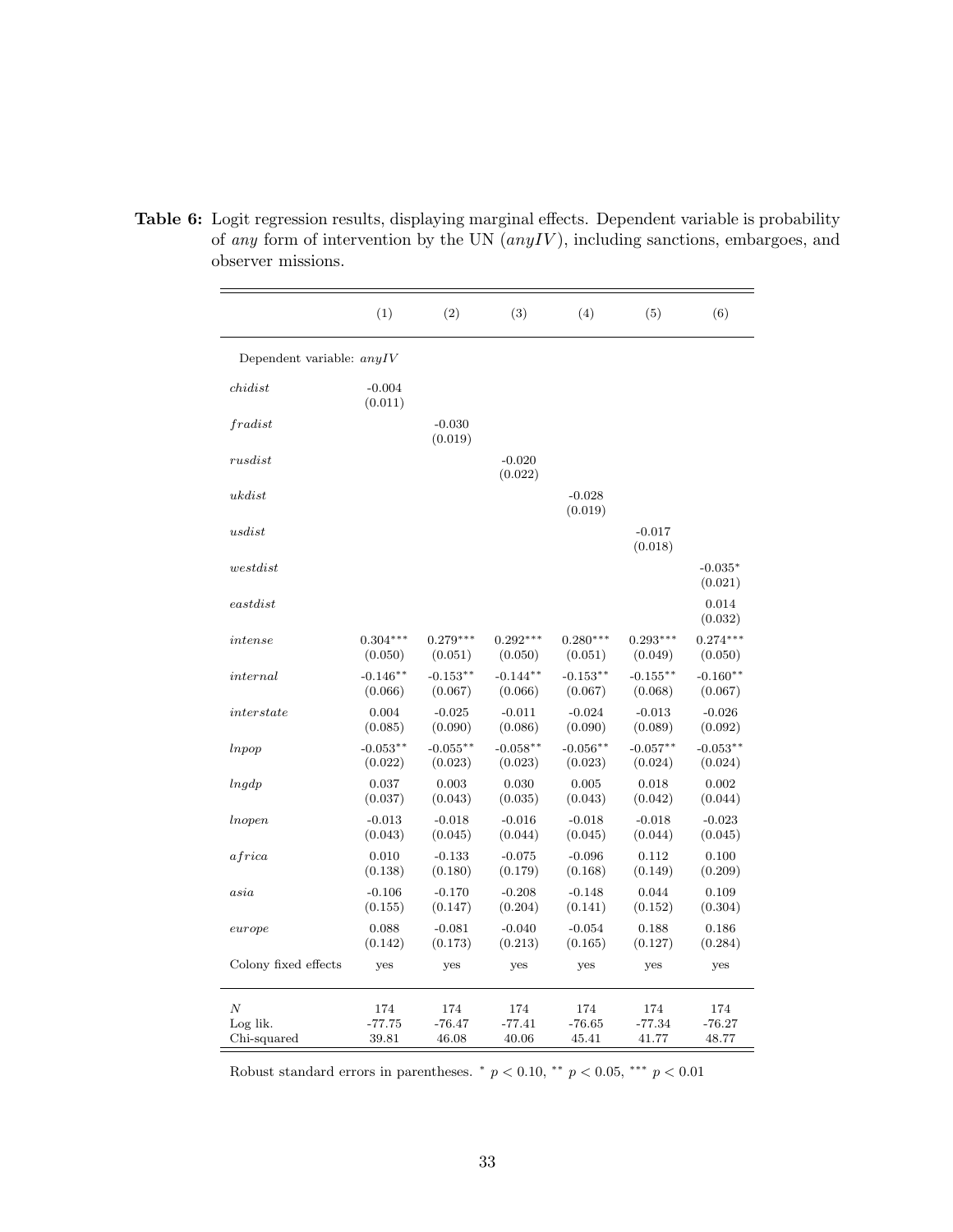**Table 6:** Logit regression results, displaying marginal effects. Dependent variable is probability of *any* form of intervention by the UN (*anyIV*), including sanctions, embargoes, and observer missions.

| | (1) | (2) | (3) | (4) | (5) | (6) |
|---|---|---|---|---|---|---|
| Dependent variable: *anyIV* | | | | | | |
| *chidist* | -0.004 | | | | | |
| | (0.011) | | | | | |
| *fradist* | | -0.030 | | | | |
| | | (0.019) | | | | |
| *rusdist* | | | -0.020 | | | |
| | | | (0.022) | | | |
| *ukdist* | | | | -0.028 | | |
| | | | | (0.019) | | |
| *usdist* | | | | | -0.017 | |
| | | | | | (0.018) | |
| *westdist* | | | | | | -0.035* |
| | | | | | | (0.021) |
| *eastdist* | | | | | | 0.014 |
| | | | | | | (0.032) |
| *intense* | 0.304*** | 0.279*** | 0.292*** | 0.280*** | 0.293*** | 0.274*** |
| | (0.050) | (0.051) | (0.050) | (0.051) | (0.049) | (0.050) |
| *internal* | -0.146** | -0.153** | -0.144** | -0.153** | -0.155** | -0.160** |
| | (0.066) | (0.067) | (0.066) | (0.067) | (0.068) | (0.067) |
| *interstate* | 0.004 | -0.025 | -0.011 | -0.024 | -0.013 | -0.026 |
| | (0.085) | (0.090) | (0.086) | (0.090) | (0.089) | (0.092) |
| *lnpop* | -0.053** | -0.055** | -0.058** | -0.056** | -0.057** | -0.053** |
| | (0.022) | (0.023) | (0.023) | (0.023) | (0.024) | (0.024) |
| *lngdp* | 0.037 | 0.003 | 0.030 | 0.005 | 0.018 | 0.002 |
| | (0.037) | (0.043) | (0.035) | (0.043) | (0.042) | (0.044) |
| *lnopen* | -0.013 | -0.018 | -0.016 | -0.018 | -0.018 | -0.023 |
| | (0.043) | (0.045) | (0.044) | (0.045) | (0.044) | (0.045) |
| *africa* | 0.010 | -0.133 | -0.075 | -0.096 | 0.112 | 0.100 |
| | (0.138) | (0.180) | (0.179) | (0.168) | (0.149) | (0.209) |
| *asia* | -0.106 | -0.170 | -0.208 | -0.148 | 0.044 | 0.109 |
| | (0.155) | (0.147) | (0.204) | (0.141) | (0.152) | (0.304) |
| *europe* | 0.088 | -0.081 | -0.040 | -0.054 | 0.188 | 0.186 |
| | (0.142) | (0.173) | (0.213) | (0.165) | (0.127) | (0.284) |
| Colony fixed effects | yes | yes | yes | yes | yes | yes |
| $N$ | 174 | 174 | 174 | 174 | 174 | 174 |
| Log lik. | -77.75 | -76.47 | -77.41 | -76.65 | -77.34 | -76.27 |
| Chi-squared | 39.81 | 46.08 | 40.06 | 45.41 | 41.77 | 48.77 |

Robust standard errors in parentheses. * $p < 0.10$, ** $p < 0.05$, *** $p < 0.01$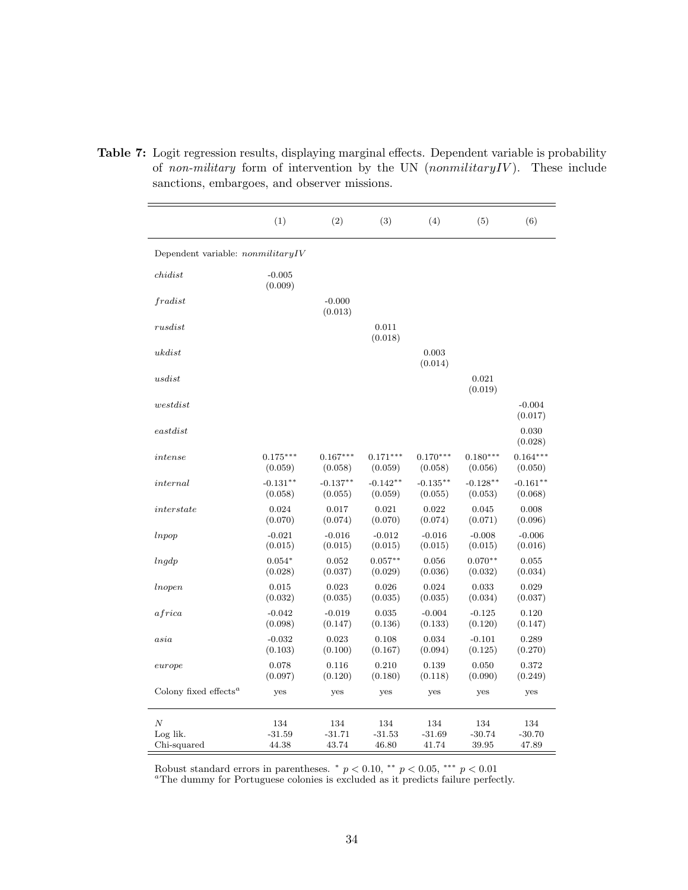**Table 7:** Logit regression results, displaying marginal effects. Dependent variable is probability of *non-military* form of intervention by the UN (*nonmilitaryIV*). These include sanctions, embargoes, and observer missions.

| | (1) | (2) | (3) | (4) | (5) | (6) |
|---|---|---|---|---|---|---|
| Dependent variable: *nonmilitaryIV* | | | | | | |
| *chidist* | -0.005 | | | | | |
| | (0.009) | | | | | |
| *fradist* | | -0.000 | | | | |
| | | (0.013) | | | | |
| *rusdist* | | | 0.011 | | | |
| | | | (0.018) | | | |
| *ukdist* | | | | 0.003 | | |
| | | | | (0.014) | | |
| *usdist* | | | | | 0.021 | |
| | | | | | (0.019) | |
| *westdist* | | | | | | -0.004 |
| | | | | | | (0.017) |
| *eastdist* | | | | | | 0.030 |
| | | | | | | (0.028) |
| *intense* | $0.175^{***}$ | $0.167^{***}$ | $0.171^{***}$ | $0.170^{***}$ | $0.180^{***}$ | $0.164^{***}$ |
| | (0.059) | (0.058) | (0.059) | (0.058) | (0.056) | (0.050) |
| *internal* | $-0.131^{**}$ | $-0.137^{**}$ | $-0.142^{**}$ | $-0.135^{**}$ | $-0.128^{**}$ | $-0.161^{**}$ |
| | (0.058) | (0.055) | (0.059) | (0.055) | (0.053) | (0.068) |
| *interstate* | 0.024 | 0.017 | 0.021 | 0.022 | 0.045 | 0.008 |
| | (0.070) | (0.074) | (0.070) | (0.074) | (0.071) | (0.096) |
| *lnpop* | -0.021 | -0.016 | -0.012 | -0.016 | -0.008 | -0.006 |
| | (0.015) | (0.015) | (0.015) | (0.015) | (0.015) | (0.016) |
| *lngdp* | $0.054^{*}$ | 0.052 | $0.057^{**}$ | 0.056 | $0.070^{**}$ | 0.055 |
| | (0.028) | (0.037) | (0.029) | (0.036) | (0.032) | (0.034) |
| *lnopen* | 0.015 | 0.023 | 0.026 | 0.024 | 0.033 | 0.029 |
| | (0.032) | (0.035) | (0.035) | (0.035) | (0.034) | (0.037) |
| *africa* | -0.042 | -0.019 | 0.035 | -0.004 | -0.125 | 0.120 |
| | (0.098) | (0.147) | (0.136) | (0.133) | (0.120) | (0.147) |
| *asia* | -0.032 | 0.023 | 0.108 | 0.034 | -0.101 | 0.289 |
| | (0.103) | (0.100) | (0.167) | (0.094) | (0.125) | (0.270) |
| *europe* | 0.078 | 0.116 | 0.210 | 0.139 | 0.050 | 0.372 |
| | (0.097) | (0.120) | (0.180) | (0.118) | (0.090) | (0.249) |
| Colony fixed effects[a] | yes | yes | yes | yes | yes | yes |
| $N$ | 134 | 134 | 134 | 134 | 134 | 134 |
| Log lik. | -31.59 | -31.71 | -31.53 | -31.69 | -30.74 | -30.70 |
| Chi-squared | 44.38 | 43.74 | 46.80 | 41.74 | 39.95 | 47.89 |

Robust standard errors in parentheses. $^{*}$ $p < 0.10$, $^{**}$ $p < 0.05$, $^{***}$ $p < 0.01$

[a]The dummy for Portuguese colonies is excluded as it predicts failure perfectly.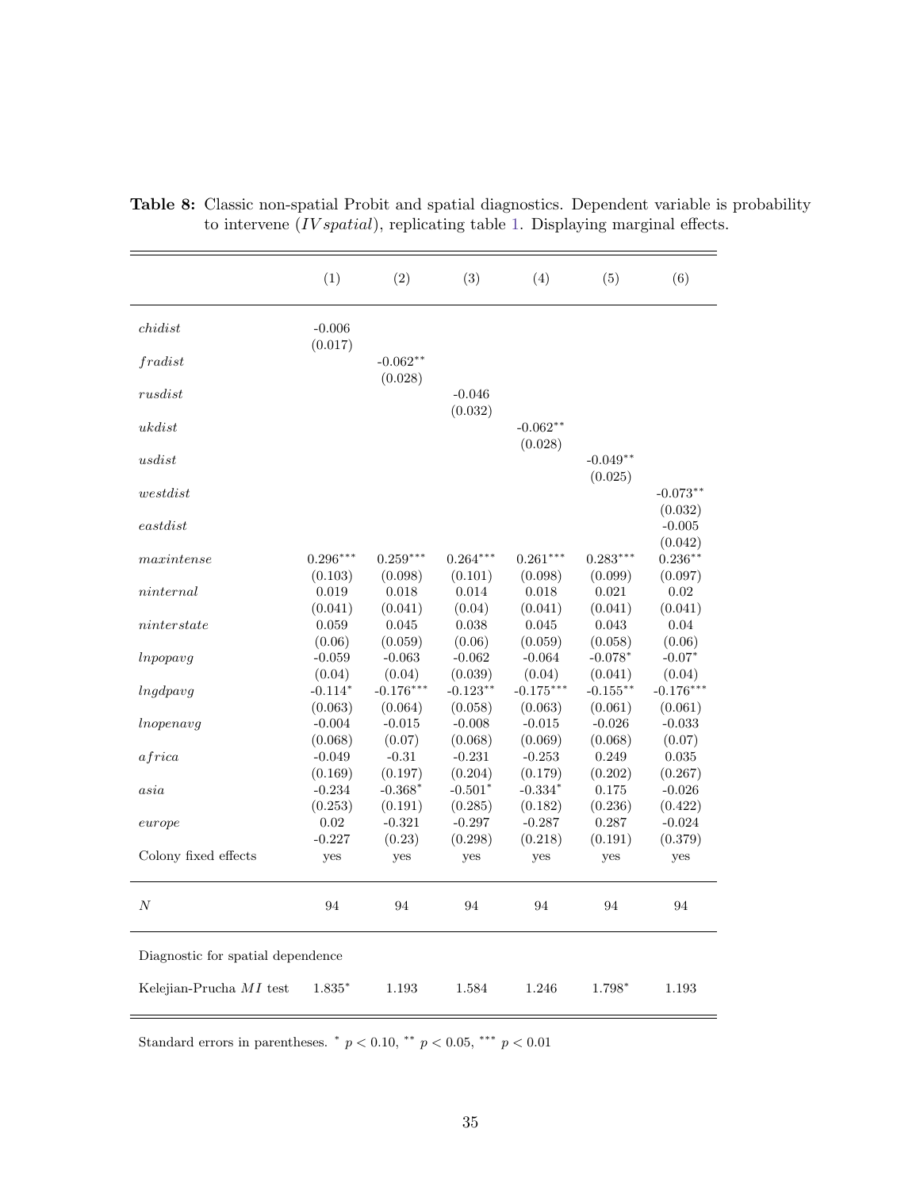**Table 8:** Classic non-spatial Probit and spatial diagnostics. Dependent variable is probability to intervene (*IV spatial*), replicating table 1. Displaying marginal effects.

| | (1) | (2) | (3) | (4) | (5) | (6) |
|---|---|---|---|---|---|---|
| *chidist* | -0.006 | | | | | |
| | (0.017) | | | | | |
| *fradist* | | $-0.062^{**}$ | | | | |
| | | (0.028) | | | | |
| *rusdist* | | | -0.046 | | | |
| | | | (0.032) | | | |
| *ukdist* | | | | $-0.062^{**}$ | | |
| | | | | (0.028) | | |
| *usdist* | | | | | $-0.049^{**}$ | |
| | | | | | (0.025) | |
| *westdist* | | | | | | $-0.073^{**}$ |
| | | | | | | (0.032) |
| *eastdist* | | | | | | -0.005 |
| | | | | | | (0.042) |
| *maxintense* | $0.296^{***}$ | $0.259^{***}$ | $0.264^{***}$ | $0.261^{***}$ | $0.283^{***}$ | $0.236^{**}$ |
| | (0.103) | (0.098) | (0.101) | (0.098) | (0.099) | (0.097) |
| *ninternal* | 0.019 | 0.018 | 0.014 | 0.018 | 0.021 | 0.02 |
| | (0.041) | (0.041) | (0.04) | (0.041) | (0.041) | (0.041) |
| *ninterstate* | 0.059 | 0.045 | 0.038 | 0.045 | 0.043 | 0.04 |
| | (0.06) | (0.059) | (0.06) | (0.059) | (0.058) | (0.06) |
| *lnpopavg* | -0.059 | -0.063 | -0.062 | -0.064 | $-0.078^{*}$ | $-0.07^{*}$ |
| | (0.04) | (0.04) | (0.039) | (0.04) | (0.041) | (0.04) |
| *lngdpavg* | $-0.114^{*}$ | $-0.176^{***}$ | $-0.123^{**}$ | $-0.175^{***}$ | $-0.155^{**}$ | $-0.176^{***}$ |
| | (0.063) | (0.064) | (0.058) | (0.063) | (0.061) | (0.061) |
| *lnopenavg* | -0.004 | -0.015 | -0.008 | -0.015 | -0.026 | -0.033 |
| | (0.068) | (0.07) | (0.068) | (0.069) | (0.068) | (0.07) |
| *africa* | -0.049 | -0.31 | -0.231 | -0.253 | 0.249 | 0.035 |
| | (0.169) | (0.197) | (0.204) | (0.179) | (0.202) | (0.267) |
| *asia* | -0.234 | $-0.368^{*}$ | $-0.501^{*}$ | $-0.334^{*}$ | 0.175 | -0.026 |
| | (0.253) | (0.191) | (0.285) | (0.182) | (0.236) | (0.422) |
| *europe* | 0.02 | -0.321 | -0.297 | -0.287 | 0.287 | -0.024 |
| | -0.227 | (0.23) | (0.298) | (0.218) | (0.191) | (0.379) |
| Colony fixed effects | yes | yes | yes | yes | yes | yes |
| $N$ | 94 | 94 | 94 | 94 | 94 | 94 |
| Diagnostic for spatial dependence | | | | | | |
| Kelejian-Prucha $MI$ test | $1.835^{*}$ | 1.193 | 1.584 | 1.246 | $1.798^{*}$ | 1.193 |

Standard errors in parentheses. $^{*}$ $p < 0.10$, $^{**}$ $p < 0.05$, $^{***}$ $p < 0.01$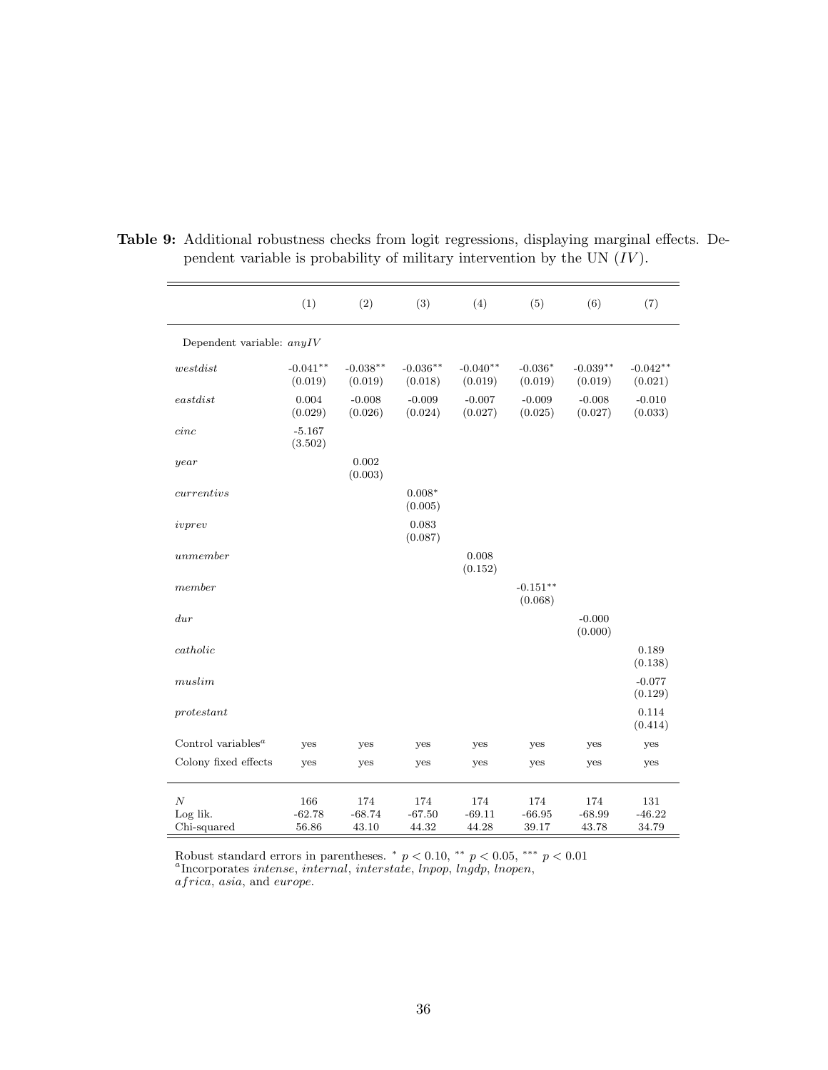**Table 9:** Additional robustness checks from logit regressions, displaying marginal effects. Dependent variable is probability of military intervention by the UN ($IV$).

| | (1) | (2) | (3) | (4) | (5) | (6) | (7) |
|---|---|---|---|---|---|---|---|
| Dependent variable: *anyIV* | | | | | | | |
| *westdist* | -0.041** | -0.038** | -0.036** | -0.040** | -0.036* | -0.039** | -0.042** |
| | (0.019) | (0.019) | (0.018) | (0.019) | (0.019) | (0.019) | (0.021) |
| *eastdist* | 0.004 | -0.008 | -0.009 | -0.007 | -0.009 | -0.008 | -0.010 |
| | (0.029) | (0.026) | (0.024) | (0.027) | (0.025) | (0.027) | (0.033) |
| *cinc* | -5.167 | | | | | | |
| | (3.502) | | | | | | |
| *year* | | 0.002 | | | | | |
| | | (0.003) | | | | | |
| *currentivs* | | | 0.008* | | | | |
| | | | (0.005) | | | | |
| *ivprev* | | | 0.083 | | | | |
| | | | (0.087) | | | | |
| *unmember* | | | | 0.008 | | | |
| | | | | (0.152) | | | |
| *member* | | | | | -0.151** | | |
| | | | | | (0.068) | | |
| *dur* | | | | | | -0.000 | |
| | | | | | | (0.000) | |
| *catholic* | | | | | | | 0.189 |
| | | | | | | | (0.138) |
| *muslim* | | | | | | | -0.077 |
| | | | | | | | (0.129) |
| *protestant* | | | | | | | 0.114 |
| | | | | | | | (0.414) |
| Control variables[a] | yes | yes | yes | yes | yes | yes | yes |
| Colony fixed effects | yes | yes | yes | yes | yes | yes | yes |
| $N$ | 166 | 174 | 174 | 174 | 174 | 174 | 131 |
| Log lik. | -62.78 | -68.74 | -67.50 | -69.11 | -66.95 | -68.99 | -46.22 |
| Chi-squared | 56.86 | 43.10 | 44.32 | 44.28 | 39.17 | 43.78 | 34.79 |

Robust standard errors in parentheses. * $p < 0.10$, ** $p < 0.05$, *** $p < 0.01$
[a]Incorporates *intense*, *internal*, *interstate*, *lnpop*, *lngdp*, *lnopen*, *africa*, *asia*, and *europe*.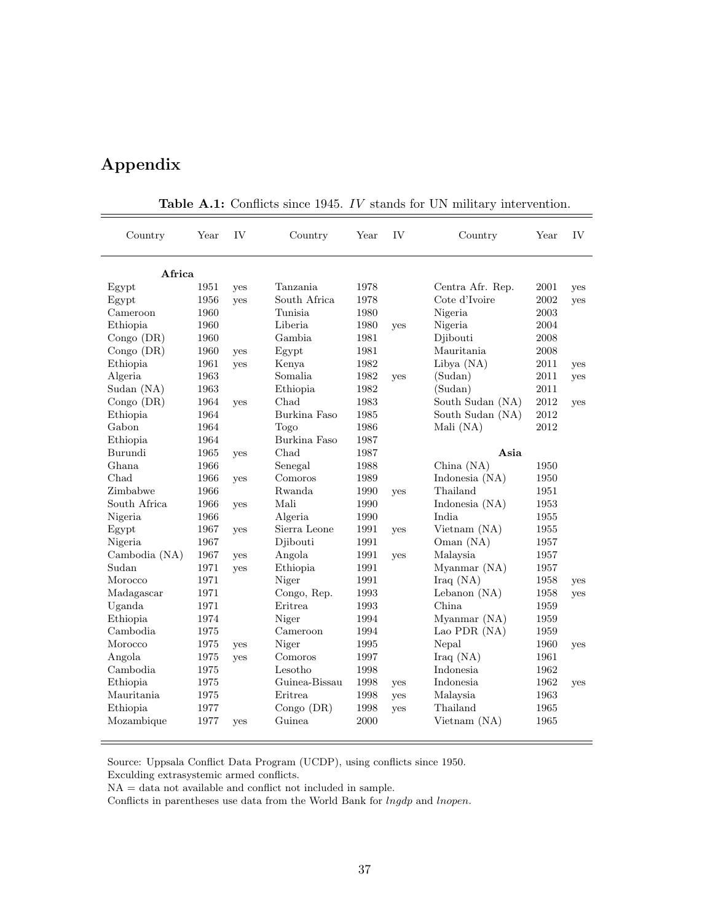# Appendix

**Table A.1:** Conflicts since 1945. *IV* stands for UN military intervention.

| Country | Year | IV | Country | Year | IV | Country | Year | IV |
|---|---|---|---|---|---|---|---|---|
| **Africa** | | | | | | | | |
| Egypt | 1951 | yes | Tanzania | 1978 | | Centra Afr. Rep. | 2001 | yes |
| Egypt | 1956 | yes | South Africa | 1978 | | Cote d'Ivoire | 2002 | yes |
| Cameroon | 1960 | | Tunisia | 1980 | | Nigeria | 2003 | |
| Ethiopia | 1960 | | Liberia | 1980 | yes | Nigeria | 2004 | |
| Congo (DR) | 1960 | | Gambia | 1981 | | Djibouti | 2008 | |
| Congo (DR) | 1960 | yes | Egypt | 1981 | | Mauritania | 2008 | |
| Ethiopia | 1961 | yes | Kenya | 1982 | | Libya (NA) | 2011 | yes |
| Algeria | 1963 | | Somalia | 1982 | yes | (Sudan) | 2011 | yes |
| Sudan (NA) | 1963 | | Ethiopia | 1982 | | (Sudan) | 2011 | |
| Congo (DR) | 1964 | yes | Chad | 1983 | | South Sudan (NA) | 2012 | yes |
| Ethiopia | 1964 | | Burkina Faso | 1985 | | South Sudan (NA) | 2012 | |
| Gabon | 1964 | | Togo | 1986 | | Mali (NA) | 2012 | |
| Ethiopia | 1964 | | Burkina Faso | 1987 | | | | |
| Burundi | 1965 | yes | Chad | 1987 | | **Asia** | | |
| Ghana | 1966 | | Senegal | 1988 | | China (NA) | 1950 | |
| Chad | 1966 | yes | Comoros | 1989 | | Indonesia (NA) | 1950 | |
| Zimbabwe | 1966 | | Rwanda | 1990 | yes | Thailand | 1951 | |
| South Africa | 1966 | yes | Mali | 1990 | | Indonesia (NA) | 1953 | |
| Nigeria | 1966 | | Algeria | 1990 | | India | 1955 | |
| Egypt | 1967 | yes | Sierra Leone | 1991 | yes | Vietnam (NA) | 1955 | |
| Nigeria | 1967 | | Djibouti | 1991 | | Oman (NA) | 1957 | |
| Cambodia (NA) | 1967 | yes | Angola | 1991 | yes | Malaysia | 1957 | |
| Sudan | 1971 | yes | Ethiopia | 1991 | | Myanmar (NA) | 1957 | |
| Morocco | 1971 | | Niger | 1991 | | Iraq (NA) | 1958 | yes |
| Madagascar | 1971 | | Congo, Rep. | 1993 | | Lebanon (NA) | 1958 | yes |
| Uganda | 1971 | | Eritrea | 1993 | | China | 1959 | |
| Ethiopia | 1974 | | Niger | 1994 | | Myanmar (NA) | 1959 | |
| Cambodia | 1975 | | Cameroon | 1994 | | Lao PDR (NA) | 1959 | |
| Morocco | 1975 | yes | Niger | 1995 | | Nepal | 1960 | yes |
| Angola | 1975 | yes | Comoros | 1997 | | Iraq (NA) | 1961 | |
| Cambodia | 1975 | | Lesotho | 1998 | | Indonesia | 1962 | |
| Ethiopia | 1975 | | Guinea-Bissau | 1998 | yes | Indonesia | 1962 | yes |
| Mauritania | 1975 | | Eritrea | 1998 | yes | Malaysia | 1963 | |
| Ethiopia | 1977 | | Congo (DR) | 1998 | yes | Thailand | 1965 | |
| Mozambique | 1977 | yes | Guinea | 2000 | | Vietnam (NA) | 1965 | |

Source: Uppsala Conflict Data Program (UCDP), using conflicts since 1950.
Exculding extrasystemic armed conflicts.
NA = data not available and conflict not included in sample.
Conflicts in parentheses use data from the World Bank for *lngdp* and *lnopen*.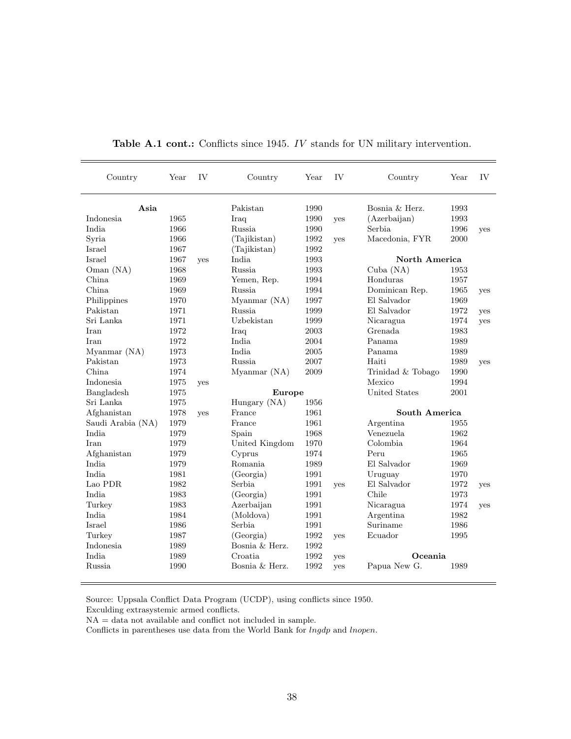**Table A.1 cont.:** Conflicts since 1945. *IV* stands for UN military intervention.

| Country | Year | IV | Country | Year | IV | Country | Year | IV |
|---|---|---|---|---|---|---|---|---|
| **Asia** | | | Pakistan | 1990 | | Bosnia & Herz. | 1993 | |
| Indonesia | 1965 | | Iraq | 1990 | yes | (Azerbaijan) | 1993 | |
| India | 1966 | | Russia | 1990 | | Serbia | 1996 | yes |
| Syria | 1966 | | (Tajikistan) | 1992 | yes | Macedonia, FYR | 2000 | |
| Israel | 1967 | | (Tajikistan) | 1992 | | | | |
| Israel | 1967 | yes | India | 1993 | | **North America** | | |
| Oman (NA) | 1968 | | Russia | 1993 | | Cuba (NA) | 1953 | |
| China | 1969 | | Yemen, Rep. | 1994 | | Honduras | 1957 | |
| China | 1969 | | Russia | 1994 | | Dominican Rep. | 1965 | yes |
| Philippines | 1970 | | Myanmar (NA) | 1997 | | El Salvador | 1969 | |
| Pakistan | 1971 | | Russia | 1999 | | El Salvador | 1972 | yes |
| Sri Lanka | 1971 | | Uzbekistan | 1999 | | Nicaragua | 1974 | yes |
| Iran | 1972 | | Iraq | 2003 | | Grenada | 1983 | |
| Iran | 1972 | | India | 2004 | | Panama | 1989 | |
| Myanmar (NA) | 1973 | | India | 2005 | | Panama | 1989 | |
| Pakistan | 1973 | | Russia | 2007 | | Haiti | 1989 | yes |
| China | 1974 | | Myanmar (NA) | 2009 | | Trinidad & Tobago | 1990 | |
| Indonesia | 1975 | yes | | | | Mexico | 1994 | |
| Bangladesh | 1975 | | **Europe** | | | United States | 2001 | |
| Sri Lanka | 1975 | | Hungary (NA) | 1956 | | | | |
| Afghanistan | 1978 | yes | France | 1961 | | **South America** | | |
| Saudi Arabia (NA) | 1979 | | France | 1961 | | Argentina | 1955 | |
| India | 1979 | | Spain | 1968 | | Venezuela | 1962 | |
| Iran | 1979 | | United Kingdom | 1970 | | Colombia | 1964 | |
| Afghanistan | 1979 | | Cyprus | 1974 | | Peru | 1965 | |
| India | 1979 | | Romania | 1989 | | El Salvador | 1969 | |
| India | 1981 | | (Georgia) | 1991 | | Uruguay | 1970 | |
| Lao PDR | 1982 | | Serbia | 1991 | yes | El Salvador | 1972 | yes |
| India | 1983 | | (Georgia) | 1991 | | Chile | 1973 | |
| Turkey | 1983 | | Azerbaijan | 1991 | | Nicaragua | 1974 | yes |
| India | 1984 | | (Moldova) | 1991 | | Argentina | 1982 | |
| Israel | 1986 | | Serbia | 1991 | | Suriname | 1986 | |
| Turkey | 1987 | | (Georgia) | 1992 | yes | Ecuador | 1995 | |
| Indonesia | 1989 | | Bosnia & Herz. | 1992 | | | | |
| India | 1989 | | Croatia | 1992 | yes | **Oceania** | | |
| Russia | 1990 | | Bosnia & Herz. | 1992 | yes | Papua New G. | 1989 | |

Source: Uppsala Conflict Data Program (UCDP), using conflicts since 1950.
Exculding extrasystemic armed conflicts.
NA = data not available and conflict not included in sample.
Conflicts in parentheses use data from the World Bank for *lngdp* and *lnopen*.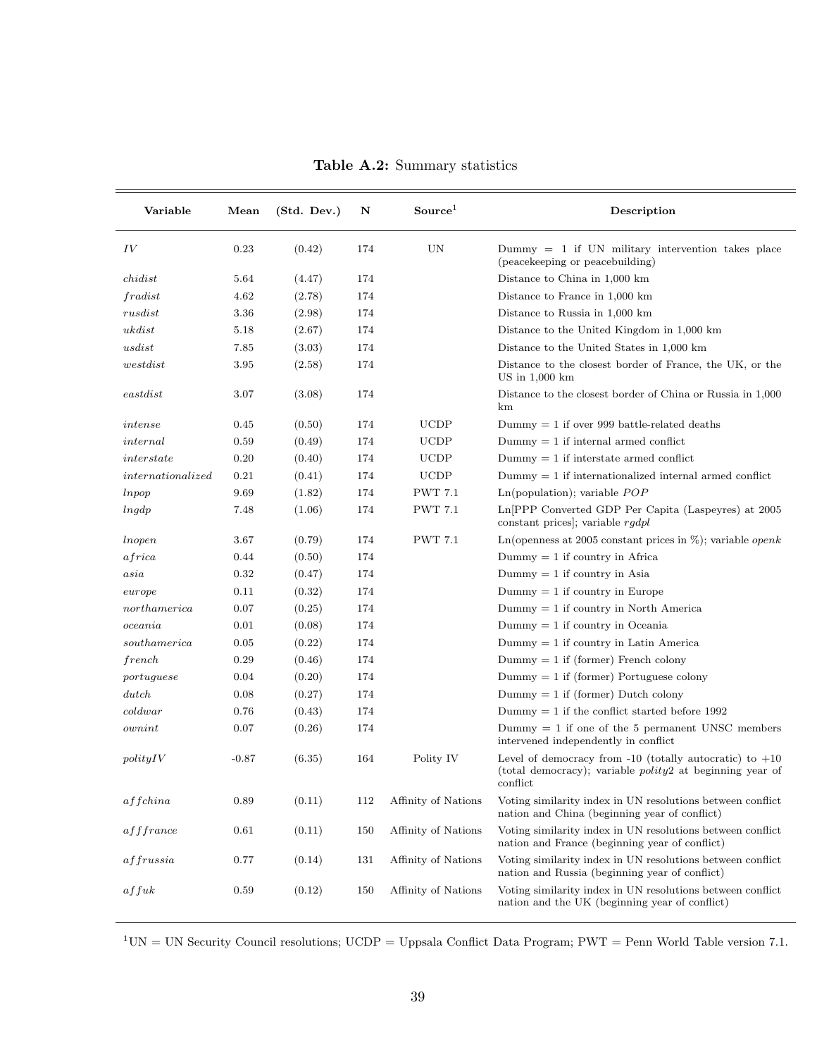**Table A.2:** Summary statistics

| Variable | Mean | (Std. Dev.) | N | Source[1] | Description |
|---|---|---|---|---|---|
| *IV* | 0.23 | (0.42) | 174 | UN | Dummy = 1 if UN military intervention takes place (peacekeeping or peacebuilding) |
| *chidist* | 5.64 | (4.47) | 174 | | Distance to China in 1,000 km |
| *fradist* | 4.62 | (2.78) | 174 | | Distance to France in 1,000 km |
| *rusdist* | 3.36 | (2.98) | 174 | | Distance to Russia in 1,000 km |
| *ukdist* | 5.18 | (2.67) | 174 | | Distance to the United Kingdom in 1,000 km |
| *usdist* | 7.85 | (3.03) | 174 | | Distance to the United States in 1,000 km |
| *westdist* | 3.95 | (2.58) | 174 | | Distance to the closest border of France, the UK, or the US in 1,000 km |
| *eastdist* | 3.07 | (3.08) | 174 | | Distance to the closest border of China or Russia in 1,000 km |
| *intense* | 0.45 | (0.50) | 174 | UCDP | Dummy = 1 if over 999 battle-related deaths |
| *internal* | 0.59 | (0.49) | 174 | UCDP | Dummy = 1 if internal armed conflict |
| *interstate* | 0.20 | (0.40) | 174 | UCDP | Dummy = 1 if interstate armed conflict |
| *internationalized* | 0.21 | (0.41) | 174 | UCDP | Dummy = 1 if internationalized internal armed conflict |
| *lnpop* | 9.69 | (1.82) | 174 | PWT 7.1 | Ln(population); variable *POP* |
| *lngdp* | 7.48 | (1.06) | 174 | PWT 7.1 | Ln[PPP Converted GDP Per Capita (Laspeyres) at 2005 constant prices]; variable *rgdpl* |
| *lnopen* | 3.67 | (0.79) | 174 | PWT 7.1 | Ln(openness at 2005 constant prices in %); variable *openk* |
| *africa* | 0.44 | (0.50) | 174 | | Dummy = 1 if country in Africa |
| *asia* | 0.32 | (0.47) | 174 | | Dummy = 1 if country in Asia |
| *europe* | 0.11 | (0.32) | 174 | | Dummy = 1 if country in Europe |
| *northamerica* | 0.07 | (0.25) | 174 | | Dummy = 1 if country in North America |
| *oceania* | 0.01 | (0.08) | 174 | | Dummy = 1 if country in Oceania |
| *southamerica* | 0.05 | (0.22) | 174 | | Dummy = 1 if country in Latin America |
| *french* | 0.29 | (0.46) | 174 | | Dummy = 1 if (former) French colony |
| *portuguese* | 0.04 | (0.20) | 174 | | Dummy = 1 if (former) Portuguese colony |
| *dutch* | 0.08 | (0.27) | 174 | | Dummy = 1 if (former) Dutch colony |
| *coldwar* | 0.76 | (0.43) | 174 | | Dummy = 1 if the conflict started before 1992 |
| *ownint* | 0.07 | (0.26) | 174 | | Dummy = 1 if one of the 5 permanent UNSC members intervened independently in conflict |
| *polityIV* | -0.87 | (6.35) | 164 | Polity IV | Level of democracy from -10 (totally autocratic) to +10 (total democracy); variable *polity2* at beginning year of conflict |
| *affchina* | 0.89 | (0.11) | 112 | Affinity of Nations | Voting similarity index in UN resolutions between conflict nation and China (beginning year of conflict) |
| *afffrance* | 0.61 | (0.11) | 150 | Affinity of Nations | Voting similarity index in UN resolutions between conflict nation and France (beginning year of conflict) |
| *affrussia* | 0.77 | (0.14) | 131 | Affinity of Nations | Voting similarity index in UN resolutions between conflict nation and Russia (beginning year of conflict) |
| *affuk* | 0.59 | (0.12) | 150 | Affinity of Nations | Voting similarity index in UN resolutions between conflict nation and the UK (beginning year of conflict) |

[1] UN = UN Security Council resolutions; UCDP = Uppsala Conflict Data Program; PWT = Penn World Table version 7.1.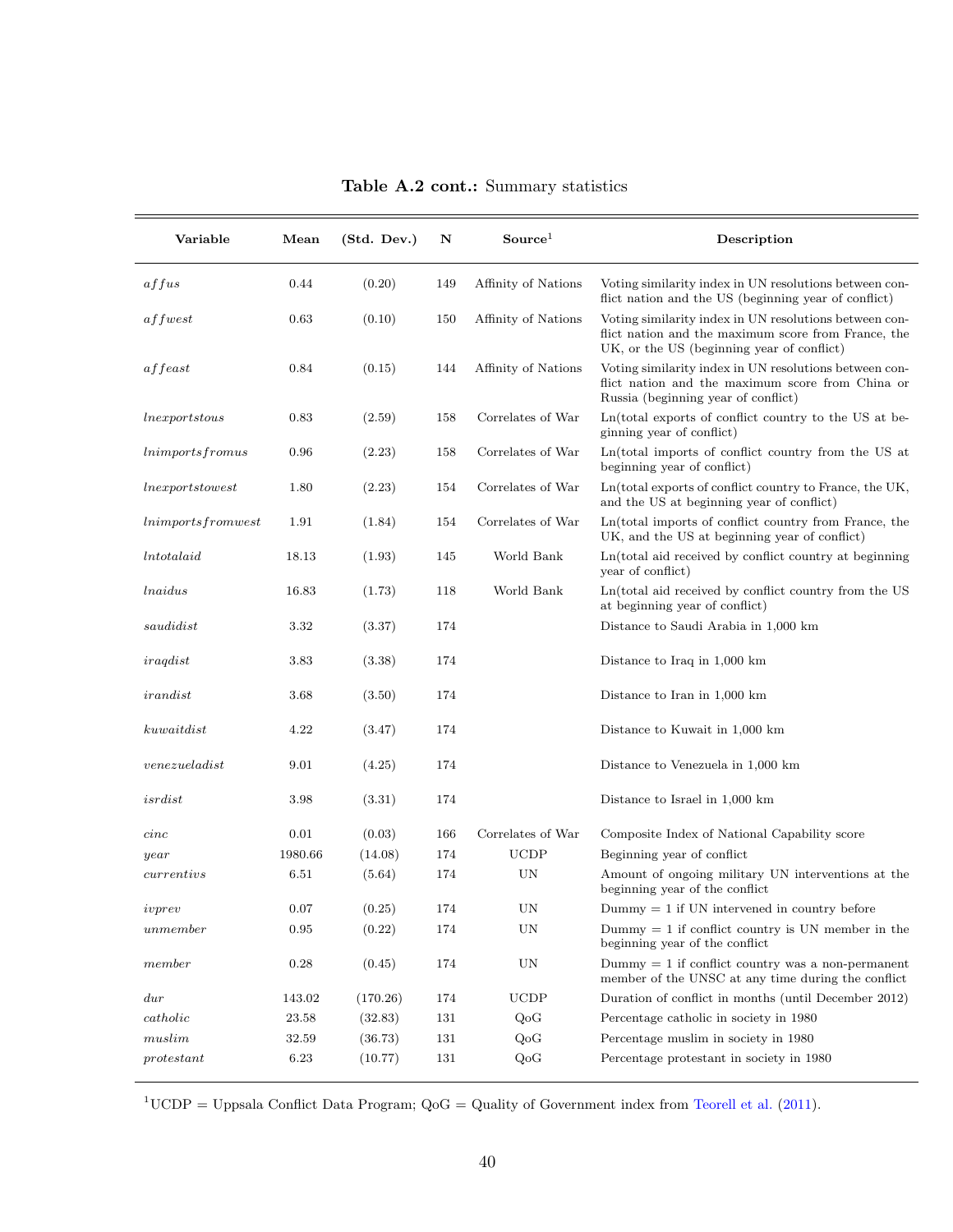**Table A.2 cont.:** Summary statistics

| Variable | Mean | (Std. Dev.) | N | Source[1] | Description |
|---|---|---|---|---|---|
| *affus* | 0.44 | (0.20) | 149 | Affinity of Nations | Voting similarity index in UN resolutions between conflict nation and the US (beginning year of conflict) |
| *affwest* | 0.63 | (0.10) | 150 | Affinity of Nations | Voting similarity index in UN resolutions between conflict nation and the maximum score from France, the UK, or the US (beginning year of conflict) |
| *affeast* | 0.84 | (0.15) | 144 | Affinity of Nations | Voting similarity index in UN resolutions between conflict nation and the maximum score from China or Russia (beginning year of conflict) |
| *lnexportstous* | 0.83 | (2.59) | 158 | Correlates of War | Ln(total exports of conflict country to the US at beginning year of conflict) |
| *lnimportsfromus* | 0.96 | (2.23) | 158 | Correlates of War | Ln(total imports of conflict country from the US at beginning year of conflict) |
| *lnexportstowest* | 1.80 | (2.23) | 154 | Correlates of War | Ln(total exports of conflict country to France, the UK, and the US at beginning year of conflict) |
| *lnimportsfromwest* | 1.91 | (1.84) | 154 | Correlates of War | Ln(total imports of conflict country from France, the UK, and the US at beginning year of conflict) |
| *lntotalaid* | 18.13 | (1.93) | 145 | World Bank | Ln(total aid received by conflict country at beginning year of conflict) |
| *lnaidus* | 16.83 | (1.73) | 118 | World Bank | Ln(total aid received by conflict country from the US at beginning year of conflict) |
| *saudidist* | 3.32 | (3.37) | 174 | | Distance to Saudi Arabia in 1,000 km |
| *iraqdist* | 3.83 | (3.38) | 174 | | Distance to Iraq in 1,000 km |
| *irandist* | 3.68 | (3.50) | 174 | | Distance to Iran in 1,000 km |
| *kuwaitdist* | 4.22 | (3.47) | 174 | | Distance to Kuwait in 1,000 km |
| *venezueladist* | 9.01 | (4.25) | 174 | | Distance to Venezuela in 1,000 km |
| *isrdist* | 3.98 | (3.31) | 174 | | Distance to Israel in 1,000 km |
| *cinc* | 0.01 | (0.03) | 166 | Correlates of War | Composite Index of National Capability score |
| *year* | 1980.66 | (14.08) | 174 | UCDP | Beginning year of conflict |
| *currentivs* | 6.51 | (5.64) | 174 | UN | Amount of ongoing military UN interventions at the beginning year of the conflict |
| *ivprev* | 0.07 | (0.25) | 174 | UN | Dummy = 1 if UN intervened in country before |
| *unmember* | 0.95 | (0.22) | 174 | UN | Dummy = 1 if conflict country is UN member in the beginning year of the conflict |
| *member* | 0.28 | (0.45) | 174 | UN | Dummy = 1 if conflict country was a non-permanent member of the UNSC at any time during the conflict |
| *dur* | 143.02 | (170.26) | 174 | UCDP | Duration of conflict in months (until December 2012) |
| *catholic* | 23.58 | (32.83) | 131 | QoG | Percentage catholic in society in 1980 |
| *muslim* | 32.59 | (36.73) | 131 | QoG | Percentage muslim in society in 1980 |
| *protestant* | 6.23 | (10.77) | 131 | QoG | Percentage protestant in society in 1980 |

[1]UCDP = Uppsala Conflict Data Program; QoG = Quality of Government index from Teorell et al. (2011).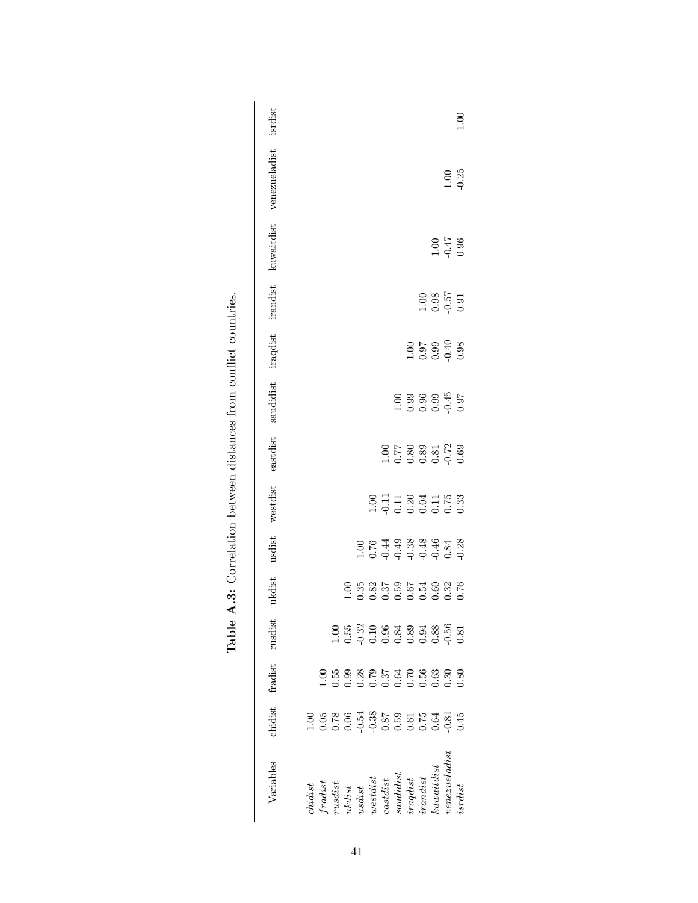**Table A.3:** Correlation between distances from conflict countries.

| Variables | chidist | fradist | rusdist | ukdist | usdist | westdist | eastdist | saudidist | iraqdist | irandist | kuwaitdist | venezueladist | isrdist |
|---|---|---|---|---|---|---|---|---|---|---|---|---|---|
| *chidist* | 1.00 | | | | | | | | | | | | |
| *fradist* | 0.05 | 1.00 | | | | | | | | | | | |
| *rusdist* | 0.78 | 0.55 | 1.00 | | | | | | | | | | |
| *ukdist* | 0.06 | 0.99 | 0.55 | 1.00 | | | | | | | | | |
| *usdist* | -0.54 | 0.28 | -0.32 | 0.35 | 1.00 | | | | | | | | |
| *westdist* | -0.38 | 0.79 | 0.10 | 0.82 | 0.76 | 1.00 | | | | | | | |
| *eastdist* | 0.87 | 0.37 | 0.96 | 0.37 | -0.44 | -0.11 | 1.00 | | | | | | |
| *saudidist* | 0.59 | 0.64 | 0.84 | 0.59 | -0.49 | 0.11 | 0.77 | 1.00 | | | | | |
| *iraqdist* | 0.61 | 0.70 | 0.89 | 0.67 | -0.38 | 0.20 | 0.80 | 0.99 | 1.00 | | | | |
| *irandist* | 0.75 | 0.56 | 0.94 | 0.54 | -0.48 | 0.04 | 0.89 | 0.96 | 0.97 | 1.00 | | | |
| *kuwaitdist* | 0.64 | 0.63 | 0.88 | 0.60 | -0.46 | 0.11 | 0.81 | 0.99 | 0.99 | 0.98 | 1.00 | | |
| *venezueladist* | -0.81 | 0.30 | -0.56 | 0.32 | 0.84 | 0.75 | -0.72 | -0.45 | -0.40 | -0.57 | -0.47 | 1.00 | |
| *isrdist* | 0.45 | 0.80 | 0.81 | 0.76 | -0.28 | 0.33 | 0.69 | 0.97 | 0.98 | 0.91 | 0.96 | -0.25 | 1.00 |